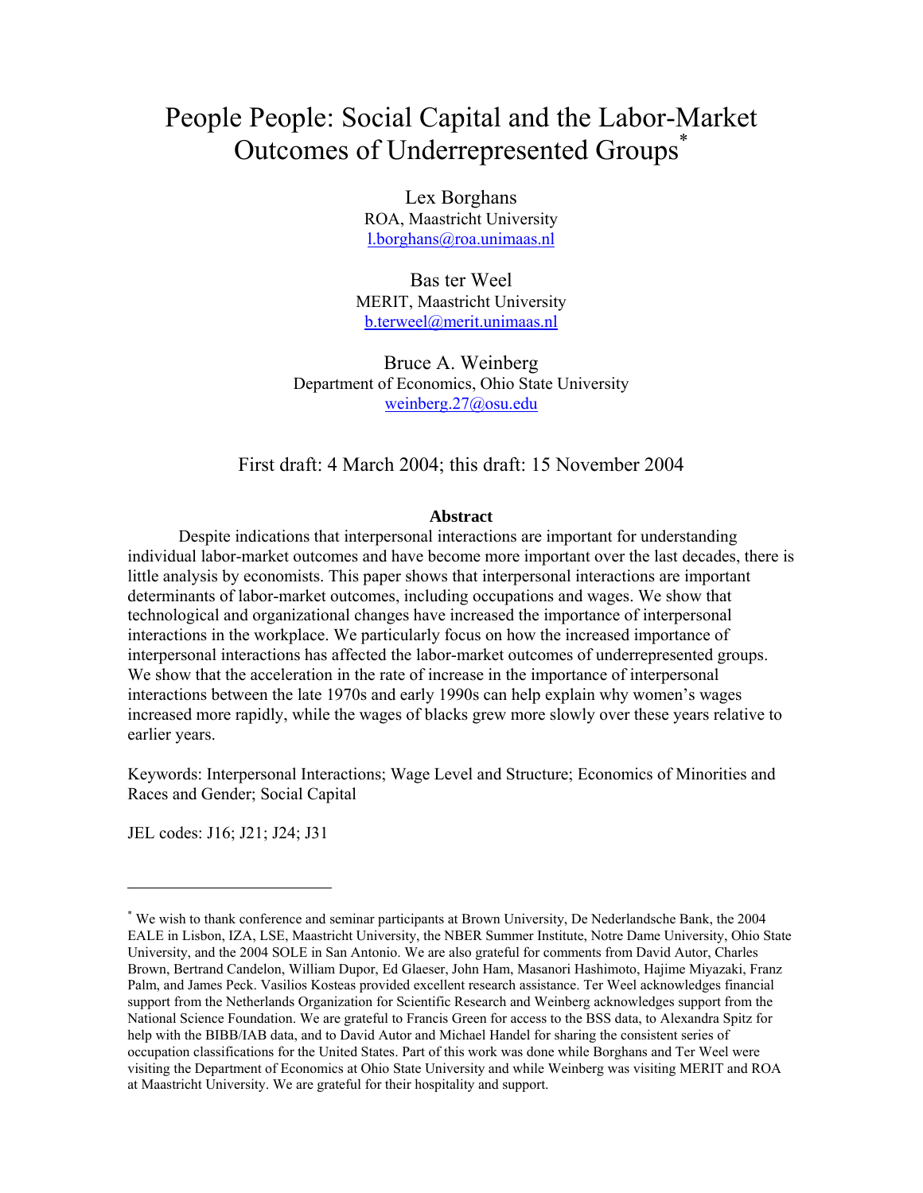# People People: Social Capital and the Labor-Market Outcomes of Underrepresented Groups[*]

Lex Borghans
ROA, Maastricht University
l.borghans@roa.unimaas.nl

Bas ter Weel
MERIT, Maastricht University
b.terweel@merit.unimaas.nl

Bruce A. Weinberg
Department of Economics, Ohio State University
weinberg.27@osu.edu

First draft: 4 March 2004; this draft: 15 November 2004

**Abstract**

Despite indications that interpersonal interactions are important for understanding individual labor-market outcomes and have become more important over the last decades, there is little analysis by economists. This paper shows that interpersonal interactions are important determinants of labor-market outcomes, including occupations and wages. We show that technological and organizational changes have increased the importance of interpersonal interactions in the workplace. We particularly focus on how the increased importance of interpersonal interactions has affected the labor-market outcomes of underrepresented groups. We show that the acceleration in the rate of increase in the importance of interpersonal interactions between the late 1970s and early 1990s can help explain why women's wages increased more rapidly, while the wages of blacks grew more slowly over these years relative to earlier years.

Keywords: Interpersonal Interactions; Wage Level and Structure; Economics of Minorities and Races and Gender; Social Capital

JEL codes: J16; J21; J24; J31

---

[*] We wish to thank conference and seminar participants at Brown University, De Nederlandsche Bank, the 2004 EALE in Lisbon, IZA, LSE, Maastricht University, the NBER Summer Institute, Notre Dame University, Ohio State University, and the 2004 SOLE in San Antonio. We are also grateful for comments from David Autor, Charles Brown, Bertrand Candelon, William Dupor, Ed Glaeser, John Ham, Masanori Hashimoto, Hajime Miyazaki, Franz Palm, and James Peck. Vasilios Kosteas provided excellent research assistance. Ter Weel acknowledges financial support from the Netherlands Organization for Scientific Research and Weinberg acknowledges support from the National Science Foundation. We are grateful to Francis Green for access to the BSS data, to Alexandra Spitz for help with the BIBB/IAB data, and to David Autor and Michael Handel for sharing the consistent series of occupation classifications for the United States. Part of this work was done while Borghans and Ter Weel were visiting the Department of Economics at Ohio State University and while Weinberg was visiting MERIT and ROA at Maastricht University. We are grateful for their hospitality and support.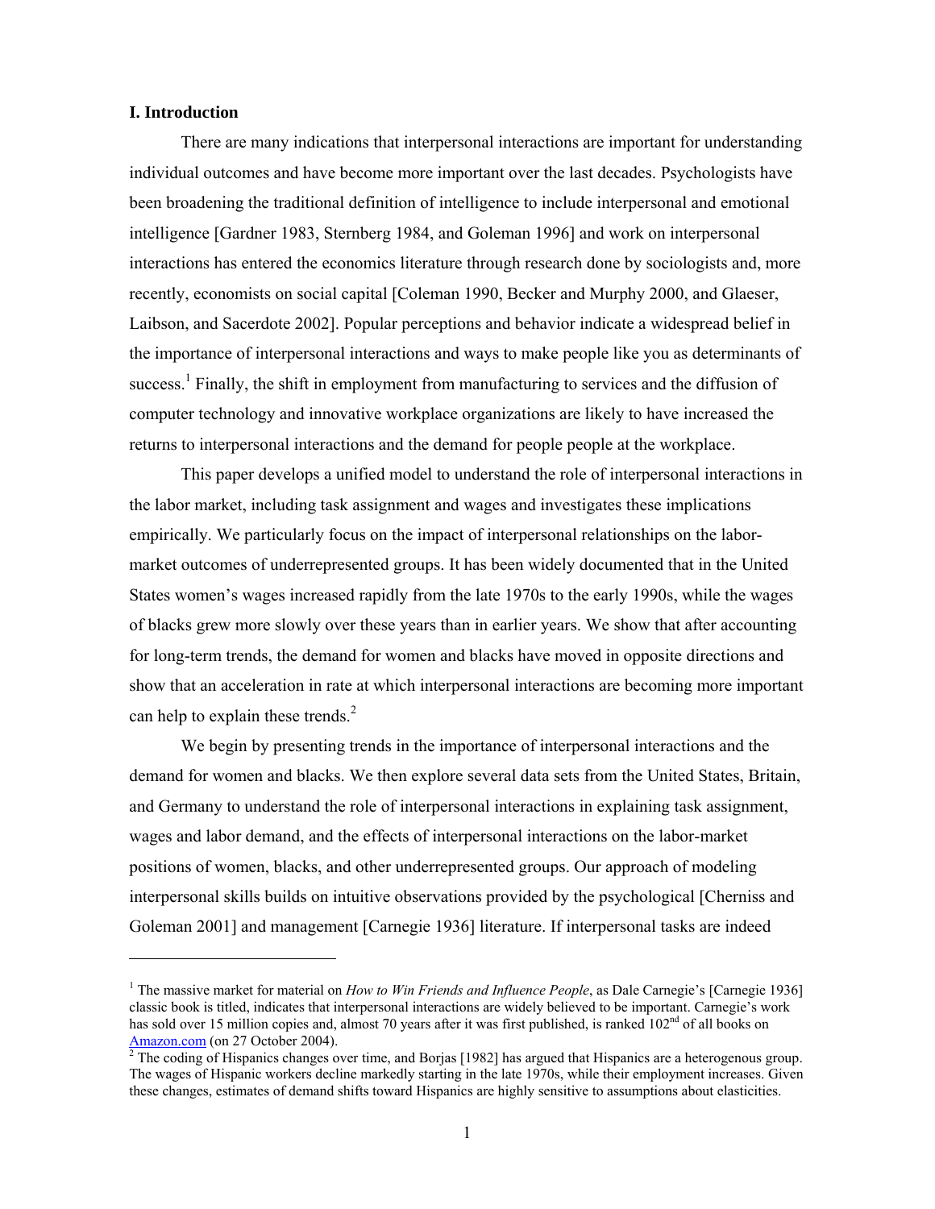### I. Introduction

There are many indications that interpersonal interactions are important for understanding individual outcomes and have become more important over the last decades. Psychologists have been broadening the traditional definition of intelligence to include interpersonal and emotional intelligence [Gardner 1983, Sternberg 1984, and Goleman 1996] and work on interpersonal interactions has entered the economics literature through research done by sociologists and, more recently, economists on social capital [Coleman 1990, Becker and Murphy 2000, and Glaeser, Laibson, and Sacerdote 2002]. Popular perceptions and behavior indicate a widespread belief in the importance of interpersonal interactions and ways to make people like you as determinants of success.[1] Finally, the shift in employment from manufacturing to services and the diffusion of computer technology and innovative workplace organizations are likely to have increased the returns to interpersonal interactions and the demand for people people at the workplace.

This paper develops a unified model to understand the role of interpersonal interactions in the labor market, including task assignment and wages and investigates these implications empirically. We particularly focus on the impact of interpersonal relationships on the labor-market outcomes of underrepresented groups. It has been widely documented that in the United States women's wages increased rapidly from the late 1970s to the early 1990s, while the wages of blacks grew more slowly over these years than in earlier years. We show that after accounting for long-term trends, the demand for women and blacks have moved in opposite directions and show that an acceleration in rate at which interpersonal interactions are becoming more important can help to explain these trends.[2]

We begin by presenting trends in the importance of interpersonal interactions and the demand for women and blacks. We then explore several data sets from the United States, Britain, and Germany to understand the role of interpersonal interactions in explaining task assignment, wages and labor demand, and the effects of interpersonal interactions on the labor-market positions of women, blacks, and other underrepresented groups. Our approach of modeling interpersonal skills builds on intuitive observations provided by the psychological [Cherniss and Goleman 2001] and management [Carnegie 1936] literature. If interpersonal tasks are indeed

---

[1] The massive market for material on *How to Win Friends and Influence People*, as Dale Carnegie's [Carnegie 1936] classic book is titled, indicates that interpersonal interactions are widely believed to be important. Carnegie's work has sold over 15 million copies and, almost 70 years after it was first published, is ranked 102nd of all books on Amazon.com (on 27 October 2004).

[2] The coding of Hispanics changes over time, and Borjas [1982] has argued that Hispanics are a heterogenous group. The wages of Hispanic workers decline markedly starting in the late 1970s, while their employment increases. Given these changes, estimates of demand shifts toward Hispanics are highly sensitive to assumptions about elasticities.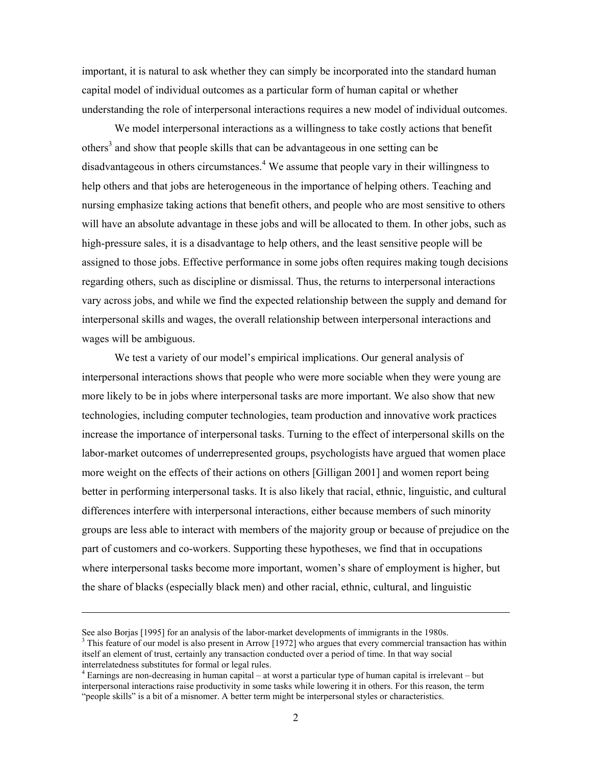important, it is natural to ask whether they can simply be incorporated into the standard human capital model of individual outcomes as a particular form of human capital or whether understanding the role of interpersonal interactions requires a new model of individual outcomes.

We model interpersonal interactions as a willingness to take costly actions that benefit others[3] and show that people skills that can be advantageous in one setting can be disadvantageous in others circumstances.[4] We assume that people vary in their willingness to help others and that jobs are heterogeneous in the importance of helping others. Teaching and nursing emphasize taking actions that benefit others, and people who are most sensitive to others will have an absolute advantage in these jobs and will be allocated to them. In other jobs, such as high-pressure sales, it is a disadvantage to help others, and the least sensitive people will be assigned to those jobs. Effective performance in some jobs often requires making tough decisions regarding others, such as discipline or dismissal. Thus, the returns to interpersonal interactions vary across jobs, and while we find the expected relationship between the supply and demand for interpersonal skills and wages, the overall relationship between interpersonal interactions and wages will be ambiguous.

We test a variety of our model's empirical implications. Our general analysis of interpersonal interactions shows that people who were more sociable when they were young are more likely to be in jobs where interpersonal tasks are more important. We also show that new technologies, including computer technologies, team production and innovative work practices increase the importance of interpersonal tasks. Turning to the effect of interpersonal skills on the labor-market outcomes of underrepresented groups, psychologists have argued that women place more weight on the effects of their actions on others [Gilligan 2001] and women report being better in performing interpersonal tasks. It is also likely that racial, ethnic, linguistic, and cultural differences interfere with interpersonal interactions, either because members of such minority groups are less able to interact with members of the majority group or because of prejudice on the part of customers and co-workers. Supporting these hypotheses, we find that in occupations where interpersonal tasks become more important, women's share of employment is higher, but the share of blacks (especially black men) and other racial, ethnic, cultural, and linguistic

---

See also Borjas [1995] for an analysis of the labor-market developments of immigrants in the 1980s.

[3] This feature of our model is also present in Arrow [1972] who argues that every commercial transaction has within itself an element of trust, certainly any transaction conducted over a period of time. In that way social interrelatedness substitutes for formal or legal rules.

[4] Earnings are non-decreasing in human capital – at worst a particular type of human capital is irrelevant – but interpersonal interactions raise productivity in some tasks while lowering it in others. For this reason, the term "people skills" is a bit of a misnomer. A better term might be interpersonal styles or characteristics.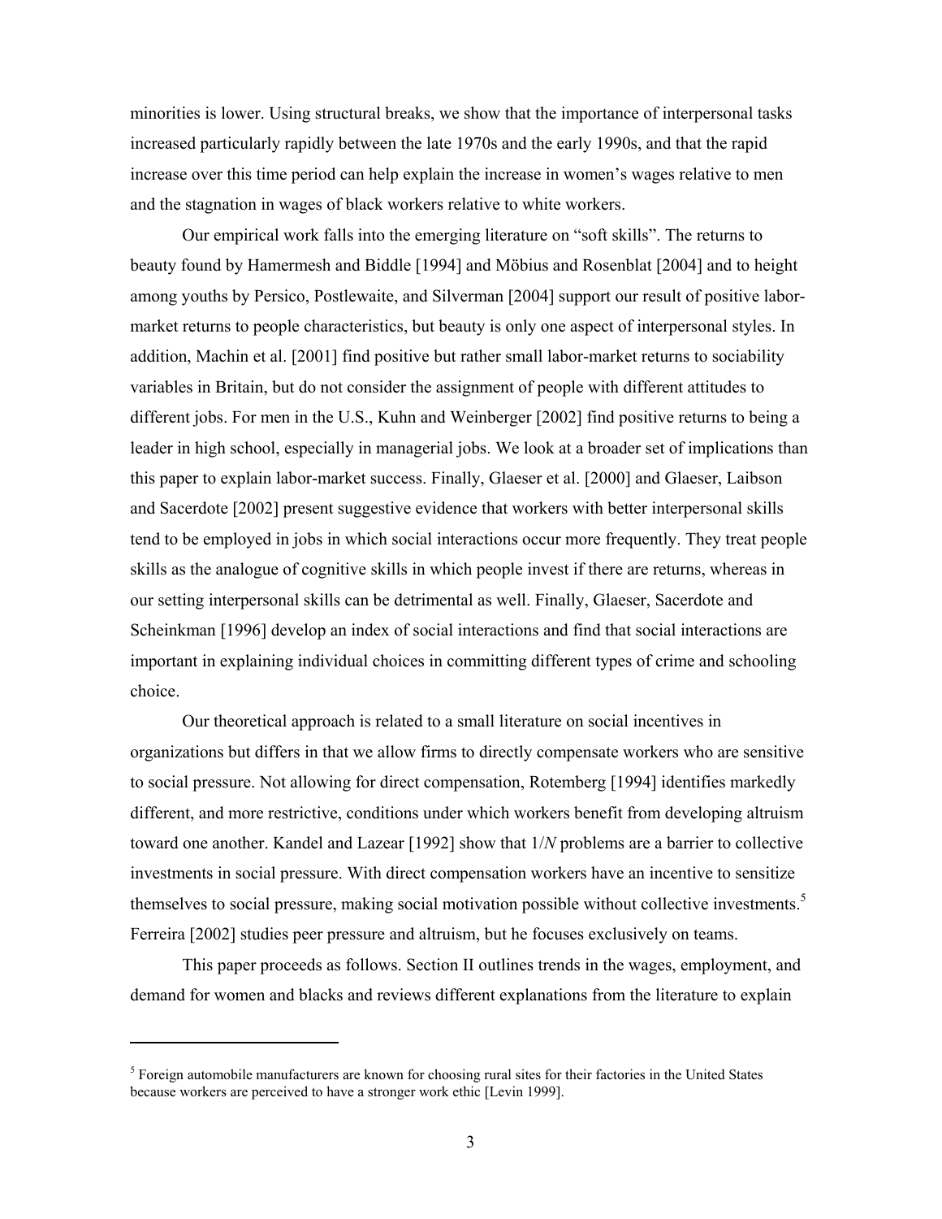minorities is lower. Using structural breaks, we show that the importance of interpersonal tasks increased particularly rapidly between the late 1970s and the early 1990s, and that the rapid increase over this time period can help explain the increase in women's wages relative to men and the stagnation in wages of black workers relative to white workers.

Our empirical work falls into the emerging literature on "soft skills". The returns to beauty found by Hamermesh and Biddle [1994] and Möbius and Rosenblat [2004] and to height among youths by Persico, Postlewaite, and Silverman [2004] support our result of positive labor-market returns to people characteristics, but beauty is only one aspect of interpersonal styles. In addition, Machin et al. [2001] find positive but rather small labor-market returns to sociability variables in Britain, but do not consider the assignment of people with different attitudes to different jobs. For men in the U.S., Kuhn and Weinberger [2002] find positive returns to being a leader in high school, especially in managerial jobs. We look at a broader set of implications than this paper to explain labor-market success. Finally, Glaeser et al. [2000] and Glaeser, Laibson and Sacerdote [2002] present suggestive evidence that workers with better interpersonal skills tend to be employed in jobs in which social interactions occur more frequently. They treat people skills as the analogue of cognitive skills in which people invest if there are returns, whereas in our setting interpersonal skills can be detrimental as well. Finally, Glaeser, Sacerdote and Scheinkman [1996] develop an index of social interactions and find that social interactions are important in explaining individual choices in committing different types of crime and schooling choice.

Our theoretical approach is related to a small literature on social incentives in organizations but differs in that we allow firms to directly compensate workers who are sensitive to social pressure. Not allowing for direct compensation, Rotemberg [1994] identifies markedly different, and more restrictive, conditions under which workers benefit from developing altruism toward one another. Kandel and Lazear [1992] show that 1/*N* problems are a barrier to collective investments in social pressure. With direct compensation workers have an incentive to sensitize themselves to social pressure, making social motivation possible without collective investments.[5] Ferreira [2002] studies peer pressure and altruism, but he focuses exclusively on teams.

This paper proceeds as follows. Section II outlines trends in the wages, employment, and demand for women and blacks and reviews different explanations from the literature to explain

[5] Foreign automobile manufacturers are known for choosing rural sites for their factories in the United States because workers are perceived to have a stronger work ethic [Levin 1999].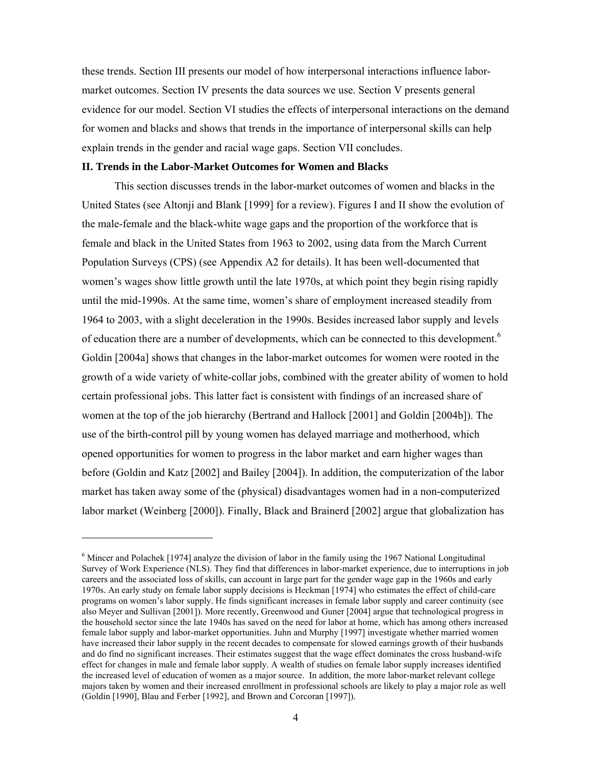these trends. Section III presents our model of how interpersonal interactions influence labor-market outcomes. Section IV presents the data sources we use. Section V presents general evidence for our model. Section VI studies the effects of interpersonal interactions on the demand for women and blacks and shows that trends in the importance of interpersonal skills can help explain trends in the gender and racial wage gaps. Section VII concludes.

## II. Trends in the Labor-Market Outcomes for Women and Blacks

This section discusses trends in the labor-market outcomes of women and blacks in the United States (see Altonji and Blank [1999] for a review). Figures I and II show the evolution of the male-female and the black-white wage gaps and the proportion of the workforce that is female and black in the United States from 1963 to 2002, using data from the March Current Population Surveys (CPS) (see Appendix A2 for details). It has been well-documented that women's wages show little growth until the late 1970s, at which point they begin rising rapidly until the mid-1990s. At the same time, women's share of employment increased steadily from 1964 to 2003, with a slight deceleration in the 1990s. Besides increased labor supply and levels of education there are a number of developments, which can be connected to this development.[6] Goldin [2004a] shows that changes in the labor-market outcomes for women were rooted in the growth of a wide variety of white-collar jobs, combined with the greater ability of women to hold certain professional jobs. This latter fact is consistent with findings of an increased share of women at the top of the job hierarchy (Bertrand and Hallock [2001] and Goldin [2004b]). The use of the birth-control pill by young women has delayed marriage and motherhood, which opened opportunities for women to progress in the labor market and earn higher wages than before (Goldin and Katz [2002] and Bailey [2004]). In addition, the computerization of the labor market has taken away some of the (physical) disadvantages women had in a non-computerized labor market (Weinberg [2000]). Finally, Black and Brainerd [2002] argue that globalization has

[6] Mincer and Polachek [1974] analyze the division of labor in the family using the 1967 National Longitudinal Survey of Work Experience (NLS). They find that differences in labor-market experience, due to interruptions in job careers and the associated loss of skills, can account in large part for the gender wage gap in the 1960s and early 1970s. An early study on female labor supply decisions is Heckman [1974] who estimates the effect of child-care programs on women's labor supply. He finds significant increases in female labor supply and career continuity (see also Meyer and Sullivan [2001]). More recently, Greenwood and Guner [2004] argue that technological progress in the household sector since the late 1940s has saved on the need for labor at home, which has among others increased female labor supply and labor-market opportunities. Juhn and Murphy [1997] investigate whether married women have increased their labor supply in the recent decades to compensate for slowed earnings growth of their husbands and do find no significant increases. Their estimates suggest that the wage effect dominates the cross husband-wife effect for changes in male and female labor supply. A wealth of studies on female labor supply increases identified the increased level of education of women as a major source. In addition, the more labor-market relevant college majors taken by women and their increased enrollment in professional schools are likely to play a major role as well (Goldin [1990], Blau and Ferber [1992], and Brown and Corcoran [1997]).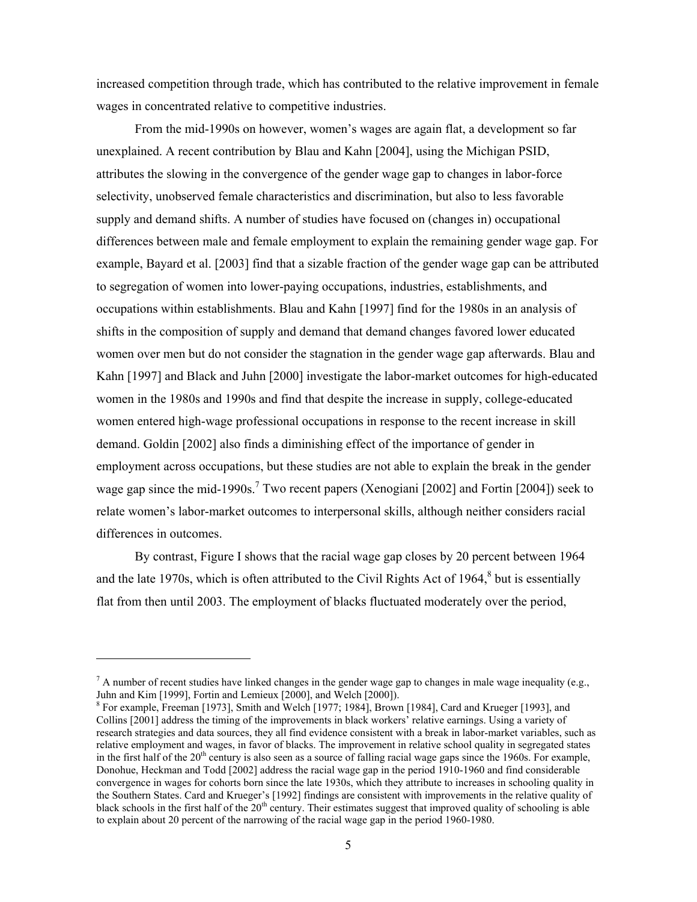increased competition through trade, which has contributed to the relative improvement in female wages in concentrated relative to competitive industries.

From the mid-1990s on however, women's wages are again flat, a development so far unexplained. A recent contribution by Blau and Kahn [2004], using the Michigan PSID, attributes the slowing in the convergence of the gender wage gap to changes in labor-force selectivity, unobserved female characteristics and discrimination, but also to less favorable supply and demand shifts. A number of studies have focused on (changes in) occupational differences between male and female employment to explain the remaining gender wage gap. For example, Bayard et al. [2003] find that a sizable fraction of the gender wage gap can be attributed to segregation of women into lower-paying occupations, industries, establishments, and occupations within establishments. Blau and Kahn [1997] find for the 1980s in an analysis of shifts in the composition of supply and demand that demand changes favored lower educated women over men but do not consider the stagnation in the gender wage gap afterwards. Blau and Kahn [1997] and Black and Juhn [2000] investigate the labor-market outcomes for high-educated women in the 1980s and 1990s and find that despite the increase in supply, college-educated women entered high-wage professional occupations in response to the recent increase in skill demand. Goldin [2002] also finds a diminishing effect of the importance of gender in employment across occupations, but these studies are not able to explain the break in the gender wage gap since the mid-1990s.[7] Two recent papers (Xenogiani [2002] and Fortin [2004]) seek to relate women's labor-market outcomes to interpersonal skills, although neither considers racial differences in outcomes.

By contrast, Figure I shows that the racial wage gap closes by 20 percent between 1964 and the late 1970s, which is often attributed to the Civil Rights Act of 1964,[8] but is essentially flat from then until 2003. The employment of blacks fluctuated moderately over the period,

---

[7] A number of recent studies have linked changes in the gender wage gap to changes in male wage inequality (e.g., Juhn and Kim [1999], Fortin and Lemieux [2000], and Welch [2000]).

[8] For example, Freeman [1973], Smith and Welch [1977; 1984], Brown [1984], Card and Krueger [1993], and Collins [2001] address the timing of the improvements in black workers' relative earnings. Using a variety of research strategies and data sources, they all find evidence consistent with a break in labor-market variables, such as relative employment and wages, in favor of blacks. The improvement in relative school quality in segregated states in the first half of the 20th century is also seen as a source of falling racial wage gaps since the 1960s. For example, Donohue, Heckman and Todd [2002] address the racial wage gap in the period 1910-1960 and find considerable convergence in wages for cohorts born since the late 1930s, which they attribute to increases in schooling quality in the Southern States. Card and Krueger's [1992] findings are consistent with improvements in the relative quality of black schools in the first half of the 20th century. Their estimates suggest that improved quality of schooling is able to explain about 20 percent of the narrowing of the racial wage gap in the period 1960-1980.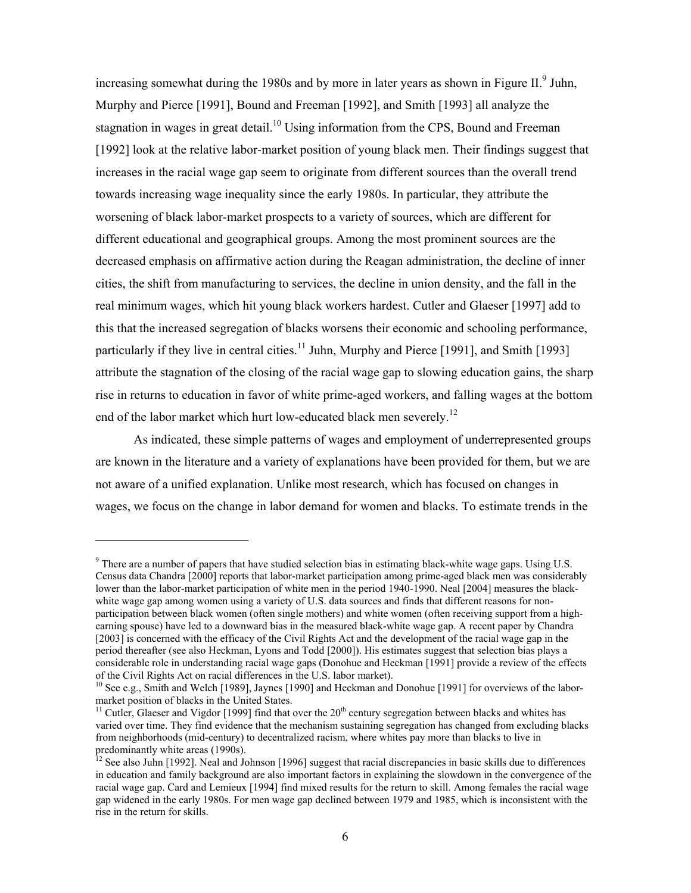increasing somewhat during the 1980s and by more in later years as shown in Figure II.[9] Juhn, Murphy and Pierce [1991], Bound and Freeman [1992], and Smith [1993] all analyze the stagnation in wages in great detail.[10] Using information from the CPS, Bound and Freeman [1992] look at the relative labor-market position of young black men. Their findings suggest that increases in the racial wage gap seem to originate from different sources than the overall trend towards increasing wage inequality since the early 1980s. In particular, they attribute the worsening of black labor-market prospects to a variety of sources, which are different for different educational and geographical groups. Among the most prominent sources are the decreased emphasis on affirmative action during the Reagan administration, the decline of inner cities, the shift from manufacturing to services, the decline in union density, and the fall in the real minimum wages, which hit young black workers hardest. Cutler and Glaeser [1997] add to this that the increased segregation of blacks worsens their economic and schooling performance, particularly if they live in central cities.[11] Juhn, Murphy and Pierce [1991], and Smith [1993] attribute the stagnation of the closing of the racial wage gap to slowing education gains, the sharp rise in returns to education in favor of white prime-aged workers, and falling wages at the bottom end of the labor market which hurt low-educated black men severely.[12]

As indicated, these simple patterns of wages and employment of underrepresented groups are known in the literature and a variety of explanations have been provided for them, but we are not aware of a unified explanation. Unlike most research, which has focused on changes in wages, we focus on the change in labor demand for women and blacks. To estimate trends in the

---

[9] There are a number of papers that have studied selection bias in estimating black-white wage gaps. Using U.S. Census data Chandra [2000] reports that labor-market participation among prime-aged black men was considerably lower than the labor-market participation of white men in the period 1940-1990. Neal [2004] measures the black-white wage gap among women using a variety of U.S. data sources and finds that different reasons for non-participation between black women (often single mothers) and white women (often receiving support from a high-earning spouse) have led to a downward bias in the measured black-white wage gap. A recent paper by Chandra [2003] is concerned with the efficacy of the Civil Rights Act and the development of the racial wage gap in the period thereafter (see also Heckman, Lyons and Todd [2000]). His estimates suggest that selection bias plays a considerable role in understanding racial wage gaps (Donohue and Heckman [1991] provide a review of the effects of the Civil Rights Act on racial differences in the U.S. labor market).

[10] See e.g., Smith and Welch [1989], Jaynes [1990] and Heckman and Donohue [1991] for overviews of the labor-market position of blacks in the United States.

[11] Cutler, Glaeser and Vigdor [1999] find that over the 20th century segregation between blacks and whites has varied over time. They find evidence that the mechanism sustaining segregation has changed from excluding blacks from neighborhoods (mid-century) to decentralized racism, where whites pay more than blacks to live in predominantly white areas (1990s).

[12] See also Juhn [1992]. Neal and Johnson [1996] suggest that racial discrepancies in basic skills due to differences in education and family background are also important factors in explaining the slowdown in the convergence of the racial wage gap. Card and Lemieux [1994] find mixed results for the return to skill. Among females the racial wage gap widened in the early 1980s. For men wage gap declined between 1979 and 1985, which is inconsistent with the rise in the return for skills.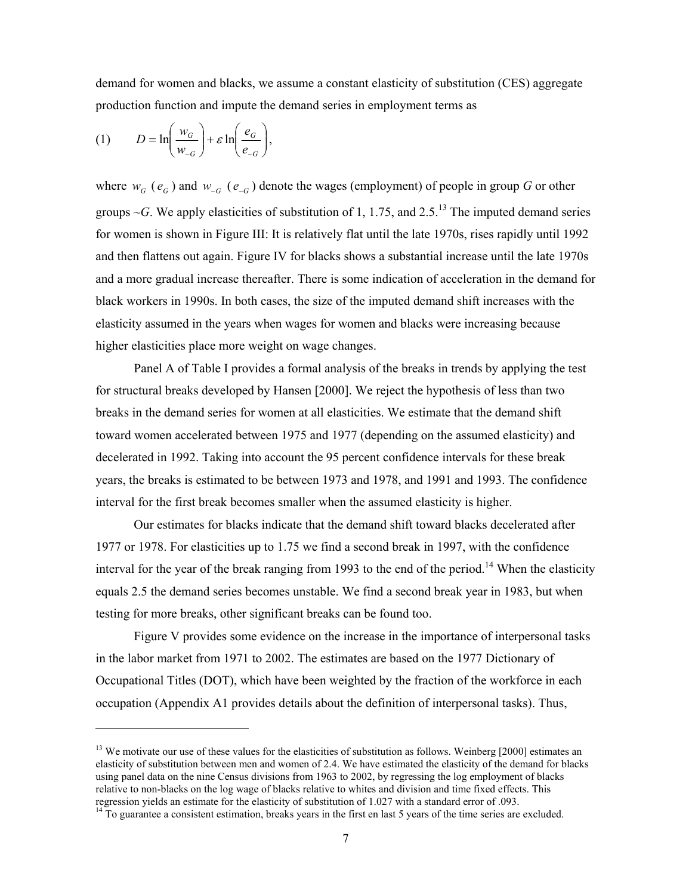demand for women and blacks, we assume a constant elasticity of substitution (CES) aggregate production function and impute the demand series in employment terms as

$$(1) \qquad D = \ln\left(\frac{w_G}{w_{\sim G}}\right) + \varepsilon \ln\left(\frac{e_G}{e_{\sim G}}\right),$$

where $w_G$ ($e_G$) and $w_{\sim G}$ ($e_{\sim G}$) denote the wages (employment) of people in group *G* or other groups ~*G*. We apply elasticities of substitution of 1, 1.75, and 2.5.[13] The imputed demand series for women is shown in Figure III: It is relatively flat until the late 1970s, rises rapidly until 1992 and then flattens out again. Figure IV for blacks shows a substantial increase until the late 1970s and a more gradual increase thereafter. There is some indication of acceleration in the demand for black workers in 1990s. In both cases, the size of the imputed demand shift increases with the elasticity assumed in the years when wages for women and blacks were increasing because higher elasticities place more weight on wage changes.

Panel A of Table I provides a formal analysis of the breaks in trends by applying the test for structural breaks developed by Hansen [2000]. We reject the hypothesis of less than two breaks in the demand series for women at all elasticities. We estimate that the demand shift toward women accelerated between 1975 and 1977 (depending on the assumed elasticity) and decelerated in 1992. Taking into account the 95 percent confidence intervals for these break years, the breaks is estimated to be between 1973 and 1978, and 1991 and 1993. The confidence interval for the first break becomes smaller when the assumed elasticity is higher.

Our estimates for blacks indicate that the demand shift toward blacks decelerated after 1977 or 1978. For elasticities up to 1.75 we find a second break in 1997, with the confidence interval for the year of the break ranging from 1993 to the end of the period.[14] When the elasticity equals 2.5 the demand series becomes unstable. We find a second break year in 1983, but when testing for more breaks, other significant breaks can be found too.

Figure V provides some evidence on the increase in the importance of interpersonal tasks in the labor market from 1971 to 2002. The estimates are based on the 1977 Dictionary of Occupational Titles (DOT), which have been weighted by the fraction of the workforce in each occupation (Appendix A1 provides details about the definition of interpersonal tasks). Thus,

---

[13] We motivate our use of these values for the elasticities of substitution as follows. Weinberg [2000] estimates an elasticity of substitution between men and women of 2.4. We have estimated the elasticity of the demand for blacks using panel data on the nine Census divisions from 1963 to 2002, by regressing the log employment of blacks relative to non-blacks on the log wage of blacks relative to whites and division and time fixed effects. This regression yields an estimate for the elasticity of substitution of 1.027 with a standard error of .093.

[14] To guarantee a consistent estimation, breaks years in the first en last 5 years of the time series are excluded.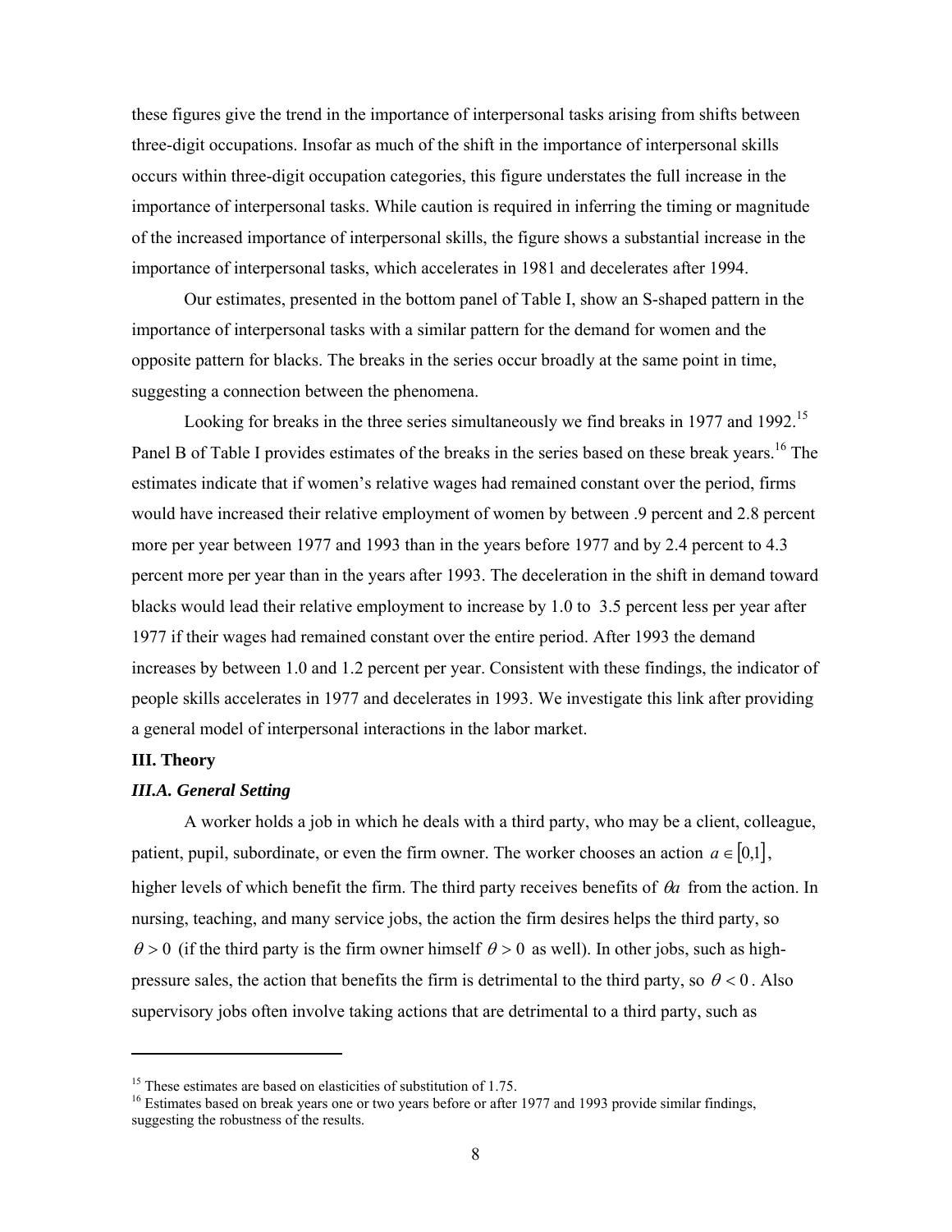these figures give the trend in the importance of interpersonal tasks arising from shifts between three-digit occupations. Insofar as much of the shift in the importance of interpersonal skills occurs within three-digit occupation categories, this figure understates the full increase in the importance of interpersonal tasks. While caution is required in inferring the timing or magnitude of the increased importance of interpersonal skills, the figure shows a substantial increase in the importance of interpersonal tasks, which accelerates in 1981 and decelerates after 1994.

Our estimates, presented in the bottom panel of Table I, show an S-shaped pattern in the importance of interpersonal tasks with a similar pattern for the demand for women and the opposite pattern for blacks. The breaks in the series occur broadly at the same point in time, suggesting a connection between the phenomena.

Looking for breaks in the three series simultaneously we find breaks in 1977 and 1992.[15] Panel B of Table I provides estimates of the breaks in the series based on these break years.[16] The estimates indicate that if women's relative wages had remained constant over the period, firms would have increased their relative employment of women by between .9 percent and 2.8 percent more per year between 1977 and 1993 than in the years before 1977 and by 2.4 percent to 4.3 percent more per year than in the years after 1993. The deceleration in the shift in demand toward blacks would lead their relative employment to increase by 1.0 to 3.5 percent less per year after 1977 if their wages had remained constant over the entire period. After 1993 the demand increases by between 1.0 and 1.2 percent per year. Consistent with these findings, the indicator of people skills accelerates in 1977 and decelerates in 1993. We investigate this link after providing a general model of interpersonal interactions in the labor market.

## III. Theory

### *III.A. General Setting*

A worker holds a job in which he deals with a third party, who may be a client, colleague, patient, pupil, subordinate, or even the firm owner. The worker chooses an action $a \in [0,1]$, higher levels of which benefit the firm. The third party receives benefits of $\theta a$ from the action. In nursing, teaching, and many service jobs, the action the firm desires helps the third party, so $\theta > 0$ (if the third party is the firm owner himself $\theta > 0$ as well). In other jobs, such as high-pressure sales, the action that benefits the firm is detrimental to the third party, so $\theta < 0$. Also supervisory jobs often involve taking actions that are detrimental to a third party, such as

---

[15] These estimates are based on elasticities of substitution of 1.75.

[16] Estimates based on break years one or two years before or after 1977 and 1993 provide similar findings, suggesting the robustness of the results.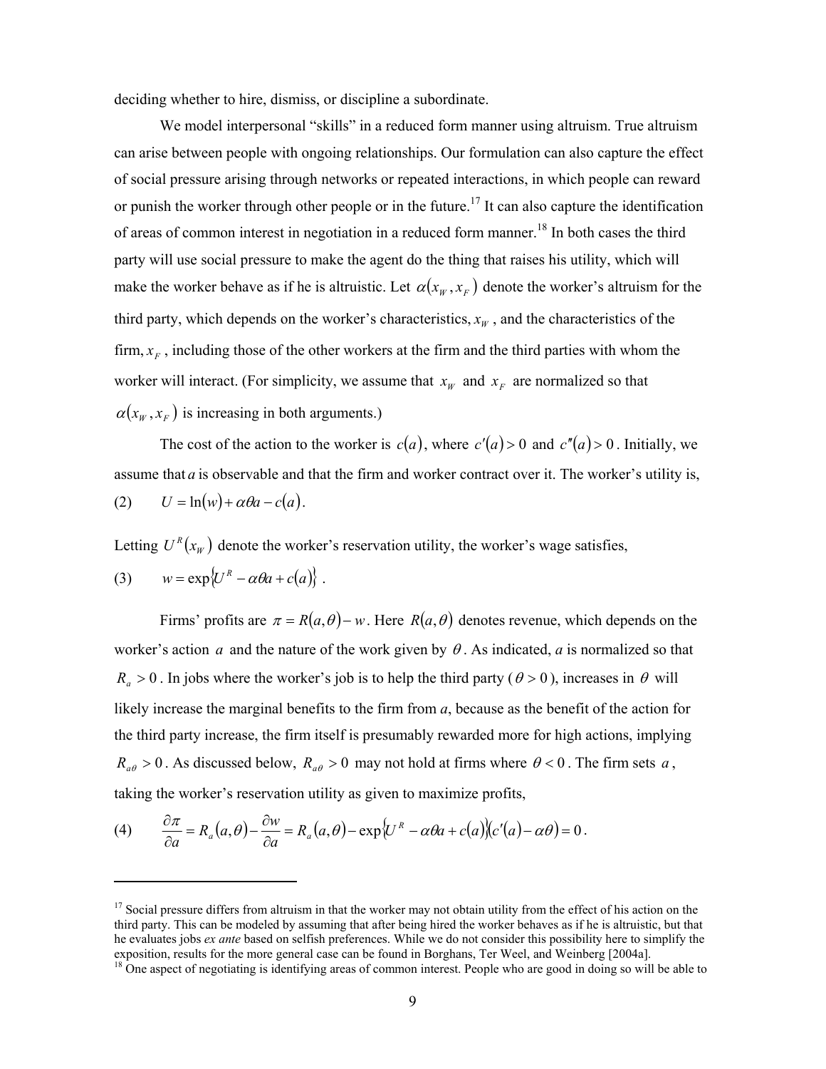deciding whether to hire, dismiss, or discipline a subordinate.

We model interpersonal "skills" in a reduced form manner using altruism. True altruism can arise between people with ongoing relationships. Our formulation can also capture the effect of social pressure arising through networks or repeated interactions, in which people can reward or punish the worker through other people or in the future.[17] It can also capture the identification of areas of common interest in negotiation in a reduced form manner.[18] In both cases the third party will use social pressure to make the agent do the thing that raises his utility, which will make the worker behave as if he is altruistic. Let $\alpha(x_W, x_F)$ denote the worker's altruism for the third party, which depends on the worker's characteristics, $x_W$, and the characteristics of the firm, $x_F$, including those of the other workers at the firm and the third parties with whom the worker will interact. (For simplicity, we assume that $x_W$ and $x_F$ are normalized so that $\alpha(x_W, x_F)$ is increasing in both arguments.)

The cost of the action to the worker is $c(a)$, where $c'(a) > 0$ and $c''(a) > 0$. Initially, we assume that $a$ is observable and that the firm and worker contract over it. The worker's utility is,

$$U = \ln(w) + \alpha\theta a - c(a). \tag{2}$$

Letting $U^R(x_W)$ denote the worker's reservation utility, the worker's wage satisfies,

$$w = \exp\{U^R - \alpha\theta a + c(a)\}. \tag{3}$$

Firms' profits are $\pi = R(a,\theta) - w$. Here $R(a,\theta)$ denotes revenue, which depends on the worker's action $a$ and the nature of the work given by $\theta$. As indicated, $a$ is normalized so that $R_a > 0$. In jobs where the worker's job is to help the third party ($\theta > 0$), increases in $\theta$ will likely increase the marginal benefits to the firm from $a$, because as the benefit of the action for the third party increase, the firm itself is presumably rewarded more for high actions, implying $R_{a\theta} > 0$. As discussed below, $R_{a\theta} > 0$ may not hold at firms where $\theta < 0$. The firm sets $a$, taking the worker's reservation utility as given to maximize profits,

$$\frac{\partial \pi}{\partial a} = R_a(a,\theta) - \frac{\partial w}{\partial a} = R_a(a,\theta) - \exp\{U^R - \alpha\theta a + c(a)\}(c'(a) - \alpha\theta) = 0. \tag{4}$$

---

[17] Social pressure differs from altruism in that the worker may not obtain utility from the effect of his action on the third party. This can be modeled by assuming that after being hired the worker behaves as if he is altruistic, but that he evaluates jobs *ex ante* based on selfish preferences. While we do not consider this possibility here to simplify the exposition, results for the more general case can be found in Borghans, Ter Weel, and Weinberg [2004a].

[18] One aspect of negotiating is identifying areas of common interest. People who are good in doing so will be able to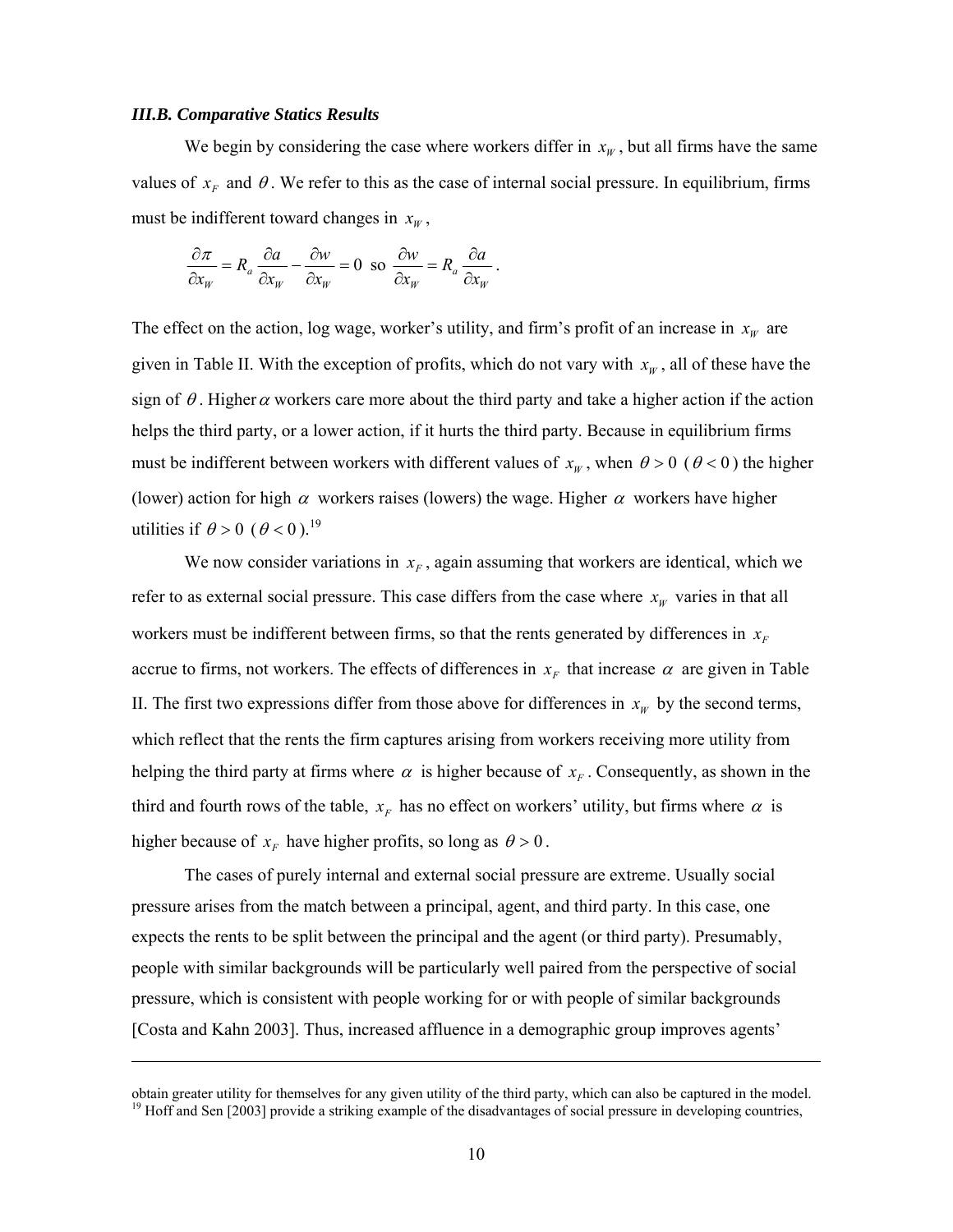### *III.B. Comparative Statics Results*

We begin by considering the case where workers differ in $x_W$, but all firms have the same values of $x_F$ and $\theta$. We refer to this as the case of internal social pressure. In equilibrium, firms must be indifferent toward changes in $x_W$,

$$\frac{\partial \pi}{\partial x_W} = R_a \frac{\partial a}{\partial x_W} - \frac{\partial w}{\partial x_W} = 0 \text{ so } \frac{\partial w}{\partial x_W} = R_a \frac{\partial a}{\partial x_W}.$$

The effect on the action, log wage, worker's utility, and firm's profit of an increase in $x_W$ are given in Table II. With the exception of profits, which do not vary with $x_W$, all of these have the sign of $\theta$. Higher $\alpha$ workers care more about the third party and take a higher action if the action helps the third party, or a lower action, if it hurts the third party. Because in equilibrium firms must be indifferent between workers with different values of $x_W$, when $\theta > 0$ ($\theta < 0$) the higher (lower) action for high $\alpha$ workers raises (lowers) the wage. Higher $\alpha$ workers have higher utilities if $\theta > 0$ ($\theta < 0$).[19]

We now consider variations in $x_F$, again assuming that workers are identical, which we refer to as external social pressure. This case differs from the case where $x_W$ varies in that all workers must be indifferent between firms, so that the rents generated by differences in $x_F$ accrue to firms, not workers. The effects of differences in $x_F$ that increase $\alpha$ are given in Table II. The first two expressions differ from those above for differences in $x_W$ by the second terms, which reflect that the rents the firm captures arising from workers receiving more utility from helping the third party at firms where $\alpha$ is higher because of $x_F$. Consequently, as shown in the third and fourth rows of the table, $x_F$ has no effect on workers' utility, but firms where $\alpha$ is higher because of $x_F$ have higher profits, so long as $\theta > 0$.

The cases of purely internal and external social pressure are extreme. Usually social pressure arises from the match between a principal, agent, and third party. In this case, one expects the rents to be split between the principal and the agent (or third party). Presumably, people with similar backgrounds will be particularly well paired from the perspective of social pressure, which is consistent with people working for or with people of similar backgrounds [Costa and Kahn 2003]. Thus, increased affluence in a demographic group improves agents'

---

obtain greater utility for themselves for any given utility of the third party, which can also be captured in the model.

[19] Hoff and Sen [2003] provide a striking example of the disadvantages of social pressure in developing countries,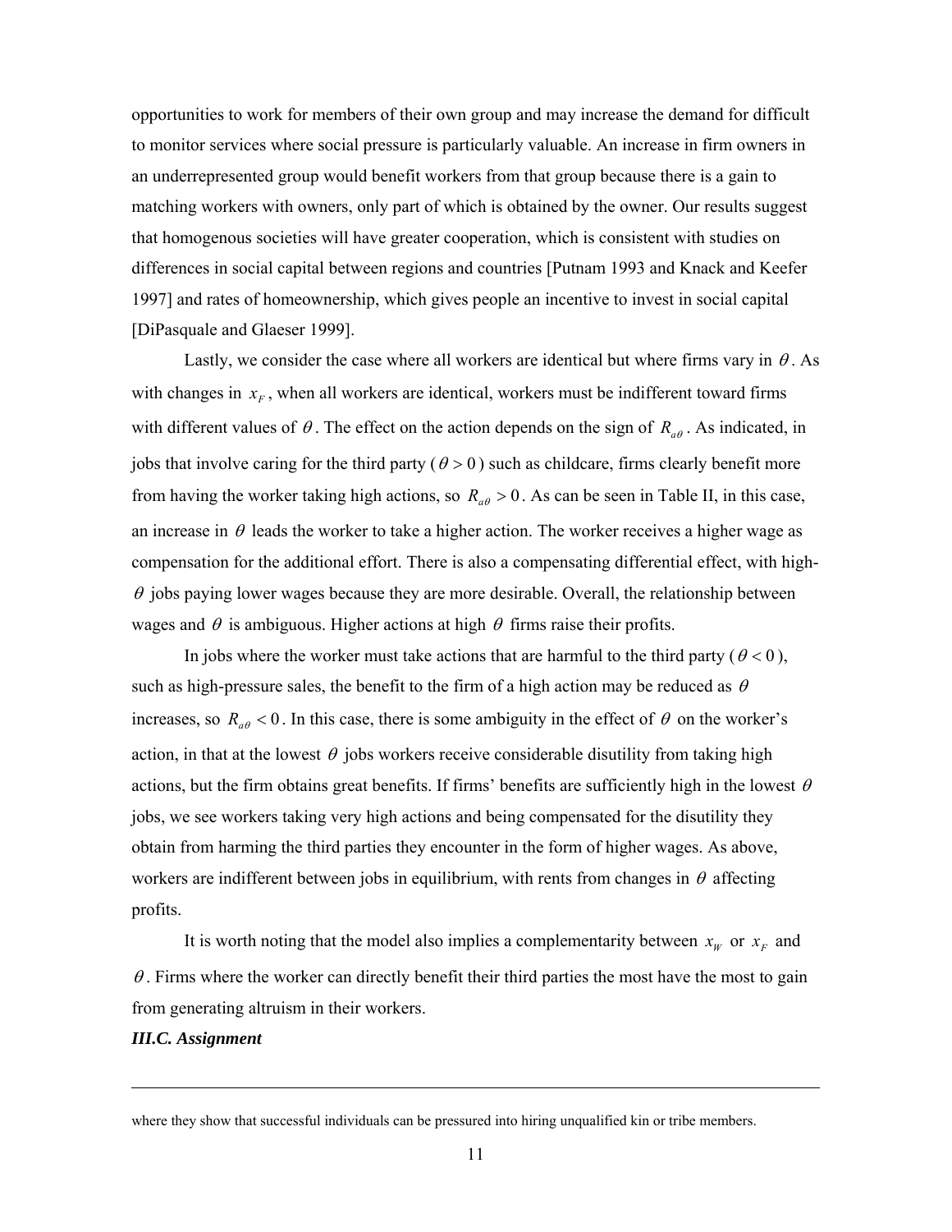opportunities to work for members of their own group and may increase the demand for difficult to monitor services where social pressure is particularly valuable. An increase in firm owners in an underrepresented group would benefit workers from that group because there is a gain to matching workers with owners, only part of which is obtained by the owner. Our results suggest that homogenous societies will have greater cooperation, which is consistent with studies on differences in social capital between regions and countries [Putnam 1993 and Knack and Keefer 1997] and rates of homeownership, which gives people an incentive to invest in social capital [DiPasquale and Glaeser 1999].

Lastly, we consider the case where all workers are identical but where firms vary in $\theta$. As with changes in $x_F$, when all workers are identical, workers must be indifferent toward firms with different values of $\theta$. The effect on the action depends on the sign of $R_{a\theta}$. As indicated, in jobs that involve caring for the third party ($\theta > 0$) such as childcare, firms clearly benefit more from having the worker taking high actions, so $R_{a\theta} > 0$. As can be seen in Table II, in this case, an increase in $\theta$ leads the worker to take a higher action. The worker receives a higher wage as compensation for the additional effort. There is also a compensating differential effect, with high-$\theta$ jobs paying lower wages because they are more desirable. Overall, the relationship between wages and $\theta$ is ambiguous. Higher actions at high $\theta$ firms raise their profits.

In jobs where the worker must take actions that are harmful to the third party ($\theta < 0$), such as high-pressure sales, the benefit to the firm of a high action may be reduced as $\theta$ increases, so $R_{a\theta} < 0$. In this case, there is some ambiguity in the effect of $\theta$ on the worker's action, in that at the lowest $\theta$ jobs workers receive considerable disutility from taking high actions, but the firm obtains great benefits. If firms' benefits are sufficiently high in the lowest $\theta$ jobs, we see workers taking very high actions and being compensated for the disutility they obtain from harming the third parties they encounter in the form of higher wages. As above, workers are indifferent between jobs in equilibrium, with rents from changes in $\theta$ affecting profits.

It is worth noting that the model also implies a complementarity between $x_W$ or $x_F$ and $\theta$. Firms where the worker can directly benefit their third parties the most have the most to gain from generating altruism in their workers.

***III.C. Assignment***

---

where they show that successful individuals can be pressured into hiring unqualified kin or tribe members.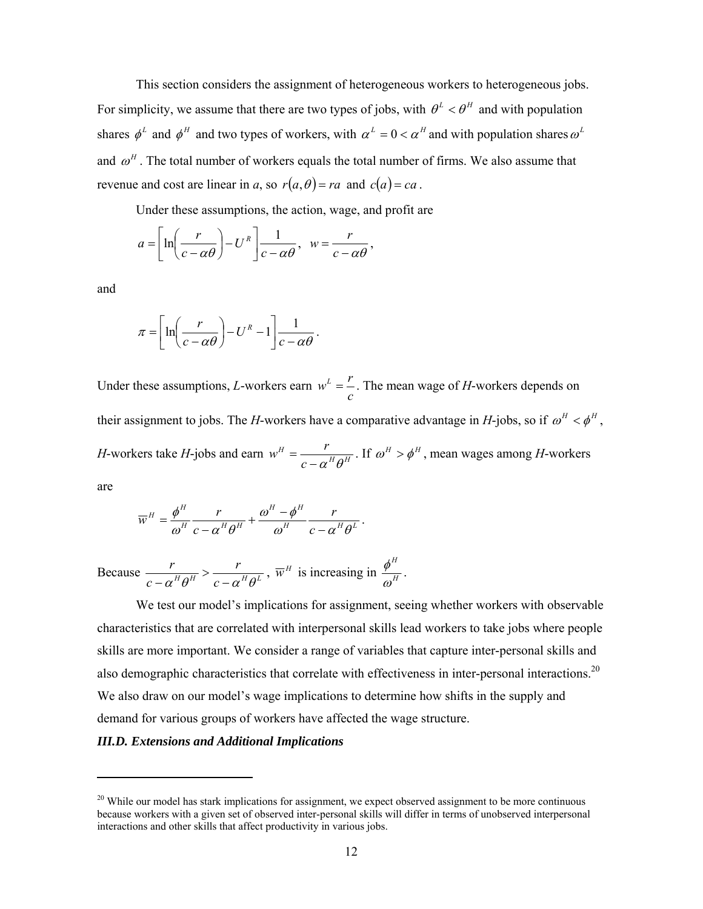This section considers the assignment of heterogeneous workers to heterogeneous jobs. For simplicity, we assume that there are two types of jobs, with $\theta^L < \theta^H$ and with population shares $\phi^L$ and $\phi^H$ and two types of workers, with $\alpha^L = 0 < \alpha^H$ and with population shares $\omega^L$ and $\omega^H$. The total number of workers equals the total number of firms. We also assume that revenue and cost are linear in *a*, so $r(a,\theta) = ra$ and $c(a) = ca$.

Under these assumptions, the action, wage, and profit are

$$a = \left[ \ln\left( \frac{r}{c - \alpha\theta} \right) - U^R \right] \frac{1}{c - \alpha\theta}, \quad w = \frac{r}{c - \alpha\theta},$$

and

$$\pi = \left[ \ln\left( \frac{r}{c - \alpha\theta} \right) - U^R - 1 \right] \frac{1}{c - \alpha\theta}.$$

Under these assumptions, *L*-workers earn $w^L = \frac{r}{c}$. The mean wage of *H*-workers depends on their assignment to jobs. The *H*-workers have a comparative advantage in *H*-jobs, so if $\omega^H < \phi^H$, *H*-workers take *H*-jobs and earn $w^H = \frac{r}{c - \alpha^H \theta^H}$. If $\omega^H > \phi^H$, mean wages among *H*-workers are

$$\overline{w}^H = \frac{\phi^H}{\omega^H} \frac{r}{c - \alpha^H \theta^H} + \frac{\omega^H - \phi^H}{\omega^H} \frac{r}{c - \alpha^H \theta^L}.$$

Because $\frac{r}{c - \alpha^H \theta^H} > \frac{r}{c - \alpha^H \theta^L}$, $\overline{w}^H$ is increasing in $\frac{\phi^H}{\omega^H}$.

We test our model's implications for assignment, seeing whether workers with observable characteristics that are correlated with interpersonal skills lead workers to take jobs where people skills are more important. We consider a range of variables that capture inter-personal skills and also demographic characteristics that correlate with effectiveness in inter-personal interactions.[20] We also draw on our model's wage implications to determine how shifts in the supply and demand for various groups of workers have affected the wage structure.

### *III.D. Extensions and Additional Implications*

---

[20] While our model has stark implications for assignment, we expect observed assignment to be more continuous because workers with a given set of observed inter-personal skills will differ in terms of unobserved interpersonal interactions and other skills that affect productivity in various jobs.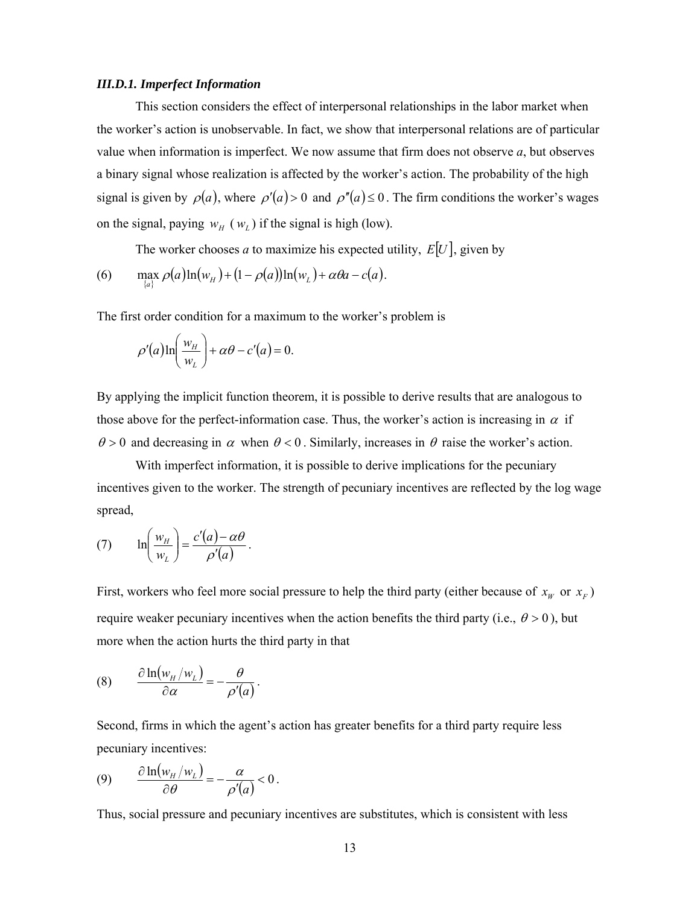### *III.D.1. Imperfect Information*

This section considers the effect of interpersonal relationships in the labor market when the worker's action is unobservable. In fact, we show that interpersonal relations are of particular value when information is imperfect. We now assume that firm does not observe *a*, but observes a binary signal whose realization is affected by the worker's action. The probability of the high signal is given by $\rho(a)$, where $\rho'(a) > 0$ and $\rho''(a) \leq 0$. The firm conditions the worker's wages on the signal, paying $w_H$ ($w_L$) if the signal is high (low).

The worker chooses *a* to maximize his expected utility, $E[U]$, given by

$$\text{(6)} \qquad \max_{\{a\}} \rho(a)\ln(w_H) + (1-\rho(a))\ln(w_L) + \alpha\theta a - c(a).$$

The first order condition for a maximum to the worker's problem is

$$\rho'(a)\ln\left(\frac{w_H}{w_L}\right) + \alpha\theta - c'(a) = 0.$$

By applying the implicit function theorem, it is possible to derive results that are analogous to those above for the perfect-information case. Thus, the worker's action is increasing in $\alpha$ if $\theta > 0$ and decreasing in $\alpha$ when $\theta < 0$. Similarly, increases in $\theta$ raise the worker's action.

With imperfect information, it is possible to derive implications for the pecuniary incentives given to the worker. The strength of pecuniary incentives are reflected by the log wage spread,

$$\text{(7)} \qquad \ln\left(\frac{w_H}{w_L}\right) = \frac{c'(a) - \alpha\theta}{\rho'(a)}.$$

First, workers who feel more social pressure to help the third party (either because of $x_W$ or $x_F$) require weaker pecuniary incentives when the action benefits the third party (i.e., $\theta > 0$), but more when the action hurts the third party in that

$$\text{(8)} \qquad \frac{\partial \ln(w_H/w_L)}{\partial \alpha} = -\frac{\theta}{\rho'(a)}.$$

Second, firms in which the agent's action has greater benefits for a third party require less pecuniary incentives:

$$\text{(9)} \qquad \frac{\partial \ln(w_H/w_L)}{\partial \theta} = -\frac{\alpha}{\rho'(a)} < 0.$$

Thus, social pressure and pecuniary incentives are substitutes, which is consistent with less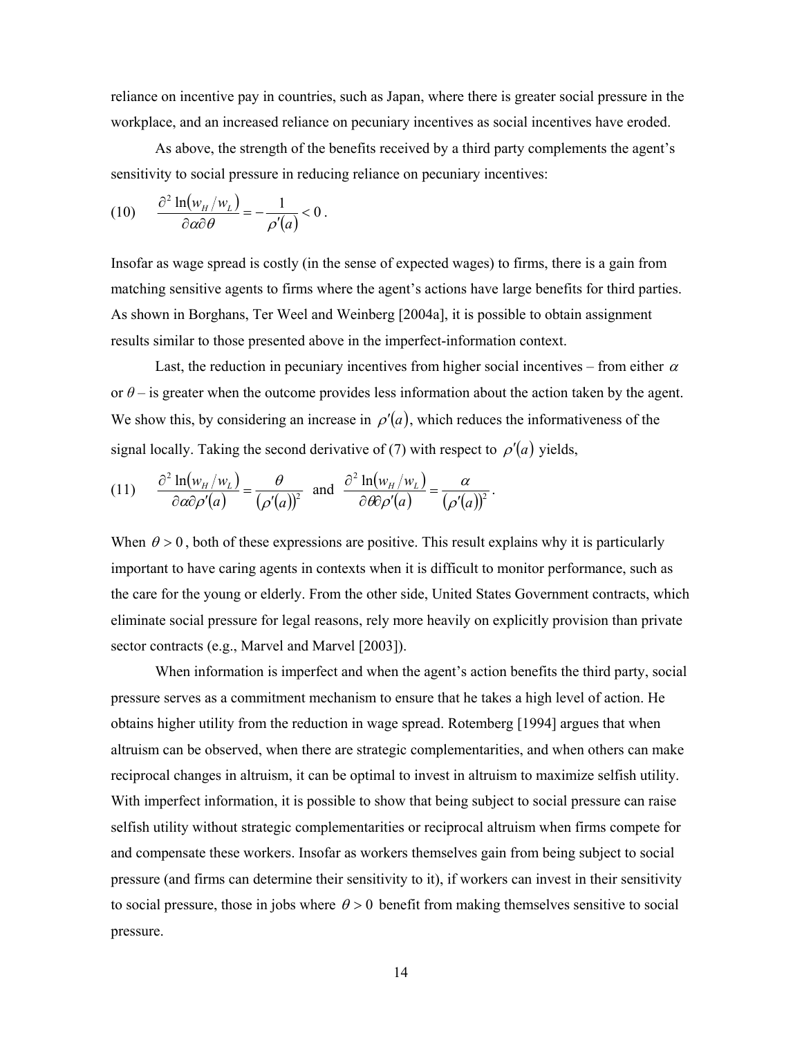reliance on incentive pay in countries, such as Japan, where there is greater social pressure in the workplace, and an increased reliance on pecuniary incentives as social incentives have eroded.

As above, the strength of the benefits received by a third party complements the agent's sensitivity to social pressure in reducing reliance on pecuniary incentives:

$$(10) \qquad \frac{\partial^2 \ln(w_H/w_L)}{\partial \alpha \partial \theta} = -\frac{1}{\rho'(a)} < 0 .$$

Insofar as wage spread is costly (in the sense of expected wages) to firms, there is a gain from matching sensitive agents to firms where the agent's actions have large benefits for third parties. As shown in Borghans, Ter Weel and Weinberg [2004a], it is possible to obtain assignment results similar to those presented above in the imperfect-information context.

Last, the reduction in pecuniary incentives from higher social incentives – from either $\alpha$ or $\theta$ – is greater when the outcome provides less information about the action taken by the agent. We show this, by considering an increase in $\rho'(a)$, which reduces the informativeness of the signal locally. Taking the second derivative of (7) with respect to $\rho'(a)$ yields,

$$(11) \qquad \frac{\partial^2 \ln(w_H/w_L)}{\partial \alpha \partial \rho'(a)} = \frac{\theta}{(\rho'(a))^2} \text{ and } \frac{\partial^2 \ln(w_H/w_L)}{\partial \theta \partial \rho'(a)} = \frac{\alpha}{(\rho'(a))^2} .$$

When $\theta > 0$, both of these expressions are positive. This result explains why it is particularly important to have caring agents in contexts when it is difficult to monitor performance, such as the care for the young or elderly. From the other side, United States Government contracts, which eliminate social pressure for legal reasons, rely more heavily on explicitly provision than private sector contracts (e.g., Marvel and Marvel [2003]).

When information is imperfect and when the agent's action benefits the third party, social pressure serves as a commitment mechanism to ensure that he takes a high level of action. He obtains higher utility from the reduction in wage spread. Rotemberg [1994] argues that when altruism can be observed, when there are strategic complementarities, and when others can make reciprocal changes in altruism, it can be optimal to invest in altruism to maximize selfish utility. With imperfect information, it is possible to show that being subject to social pressure can raise selfish utility without strategic complementarities or reciprocal altruism when firms compete for and compensate these workers. Insofar as workers themselves gain from being subject to social pressure (and firms can determine their sensitivity to it), if workers can invest in their sensitivity to social pressure, those in jobs where $\theta > 0$ benefit from making themselves sensitive to social pressure.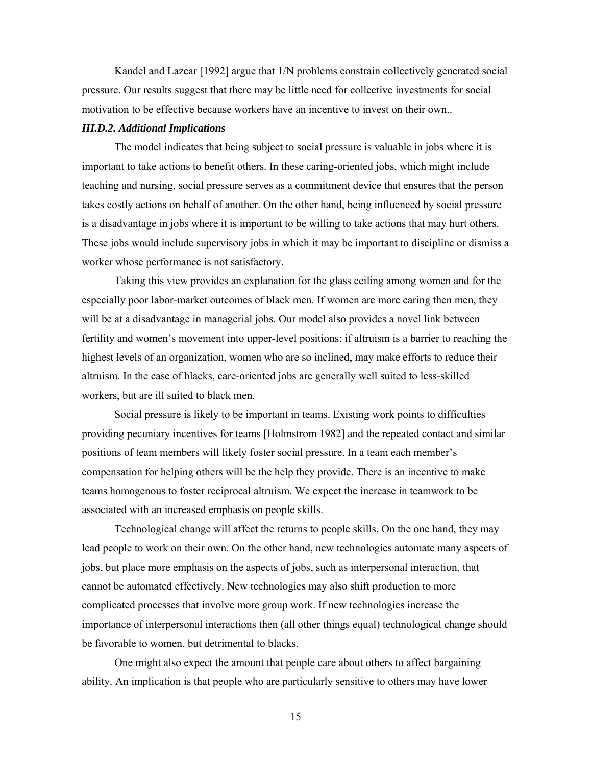Kandel and Lazear [1992] argue that 1/N problems constrain collectively generated social pressure. Our results suggest that there may be little need for collective investments for social motivation to be effective because workers have an incentive to invest on their own..

### *III.D.2. Additional Implications*

The model indicates that being subject to social pressure is valuable in jobs where it is important to take actions to benefit others. In these caring-oriented jobs, which might include teaching and nursing, social pressure serves as a commitment device that ensures that the person takes costly actions on behalf of another. On the other hand, being influenced by social pressure is a disadvantage in jobs where it is important to be willing to take actions that may hurt others. These jobs would include supervisory jobs in which it may be important to discipline or dismiss a worker whose performance is not satisfactory.

Taking this view provides an explanation for the glass ceiling among women and for the especially poor labor-market outcomes of black men. If women are more caring then men, they will be at a disadvantage in managerial jobs. Our model also provides a novel link between fertility and women's movement into upper-level positions: if altruism is a barrier to reaching the highest levels of an organization, women who are so inclined, may make efforts to reduce their altruism. In the case of blacks, care-oriented jobs are generally well suited to less-skilled workers, but are ill suited to black men.

Social pressure is likely to be important in teams. Existing work points to difficulties providing pecuniary incentives for teams [Holmstrom 1982] and the repeated contact and similar positions of team members will likely foster social pressure. In a team each member's compensation for helping others will be the help they provide. There is an incentive to make teams homogenous to foster reciprocal altruism. We expect the increase in teamwork to be associated with an increased emphasis on people skills.

Technological change will affect the returns to people skills. On the one hand, they may lead people to work on their own. On the other hand, new technologies automate many aspects of jobs, but place more emphasis on the aspects of jobs, such as interpersonal interaction, that cannot be automated effectively. New technologies may also shift production to more complicated processes that involve more group work. If new technologies increase the importance of interpersonal interactions then (all other things equal) technological change should be favorable to women, but detrimental to blacks.

One might also expect the amount that people care about others to affect bargaining ability. An implication is that people who are particularly sensitive to others may have lower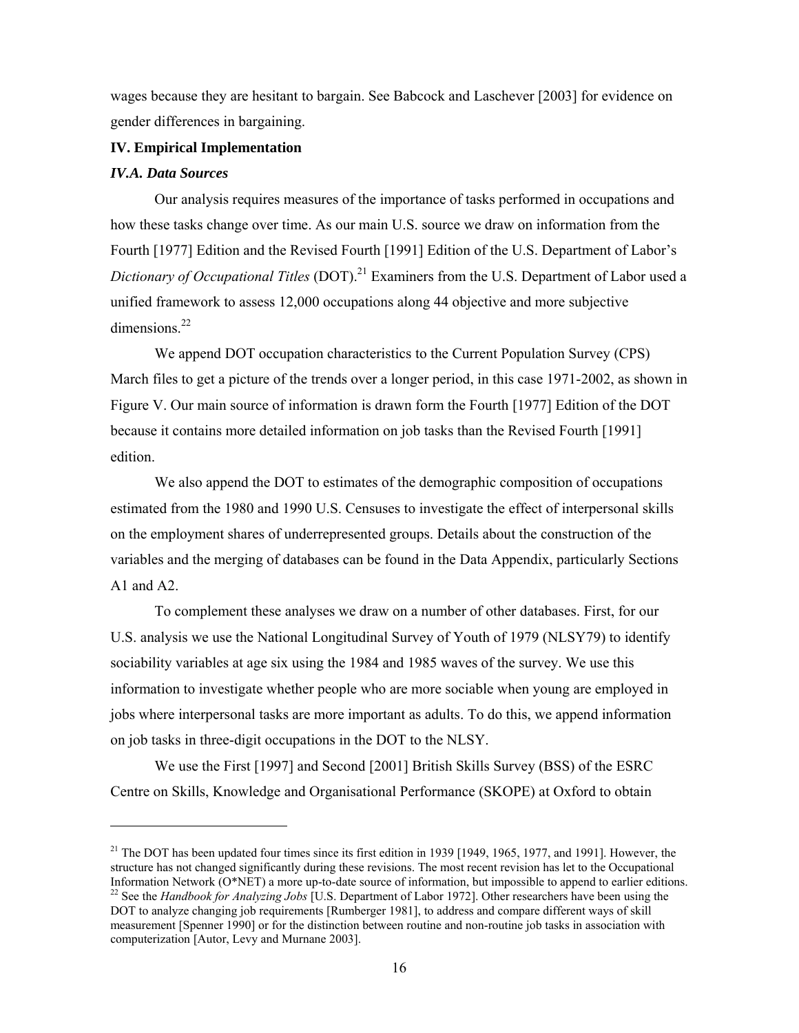wages because they are hesitant to bargain. See Babcock and Laschever [2003] for evidence on gender differences in bargaining.

## IV. Empirical Implementation

### *IV.A. Data Sources*

Our analysis requires measures of the importance of tasks performed in occupations and how these tasks change over time. As our main U.S. source we draw on information from the Fourth [1977] Edition and the Revised Fourth [1991] Edition of the U.S. Department of Labor's *Dictionary of Occupational Titles* (DOT).[21] Examiners from the U.S. Department of Labor used a unified framework to assess 12,000 occupations along 44 objective and more subjective dimensions.[22]

We append DOT occupation characteristics to the Current Population Survey (CPS) March files to get a picture of the trends over a longer period, in this case 1971-2002, as shown in Figure V. Our main source of information is drawn form the Fourth [1977] Edition of the DOT because it contains more detailed information on job tasks than the Revised Fourth [1991] edition.

We also append the DOT to estimates of the demographic composition of occupations estimated from the 1980 and 1990 U.S. Censuses to investigate the effect of interpersonal skills on the employment shares of underrepresented groups. Details about the construction of the variables and the merging of databases can be found in the Data Appendix, particularly Sections A1 and A2.

To complement these analyses we draw on a number of other databases. First, for our U.S. analysis we use the National Longitudinal Survey of Youth of 1979 (NLSY79) to identify sociability variables at age six using the 1984 and 1985 waves of the survey. We use this information to investigate whether people who are more sociable when young are employed in jobs where interpersonal tasks are more important as adults. To do this, we append information on job tasks in three-digit occupations in the DOT to the NLSY.

We use the First [1997] and Second [2001] British Skills Survey (BSS) of the ESRC Centre on Skills, Knowledge and Organisational Performance (SKOPE) at Oxford to obtain

---

[21] The DOT has been updated four times since its first edition in 1939 [1949, 1965, 1977, and 1991]. However, the structure has not changed significantly during these revisions. The most recent revision has let to the Occupational Information Network (O*NET) a more up-to-date source of information, but impossible to append to earlier editions.

[22] See the *Handbook for Analyzing Jobs* [U.S. Department of Labor 1972]. Other researchers have been using the DOT to analyze changing job requirements [Rumberger 1981], to address and compare different ways of skill measurement [Spenner 1990] or for the distinction between routine and non-routine job tasks in association with computerization [Autor, Levy and Murnane 2003].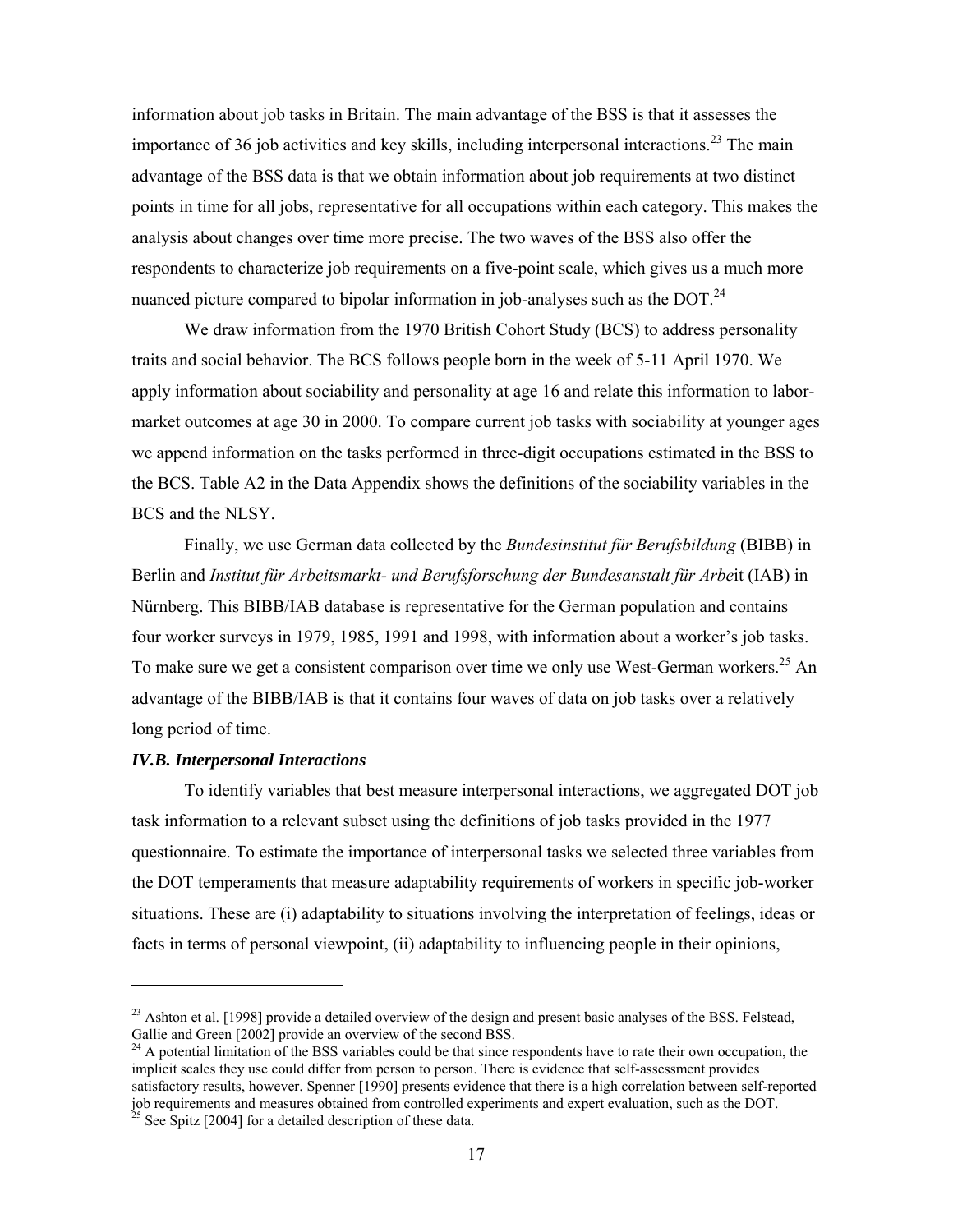information about job tasks in Britain. The main advantage of the BSS is that it assesses the importance of 36 job activities and key skills, including interpersonal interactions.[23] The main advantage of the BSS data is that we obtain information about job requirements at two distinct points in time for all jobs, representative for all occupations within each category. This makes the analysis about changes over time more precise. The two waves of the BSS also offer the respondents to characterize job requirements on a five-point scale, which gives us a much more nuanced picture compared to bipolar information in job-analyses such as the DOT.[24]

We draw information from the 1970 British Cohort Study (BCS) to address personality traits and social behavior. The BCS follows people born in the week of 5-11 April 1970. We apply information about sociability and personality at age 16 and relate this information to labor-market outcomes at age 30 in 2000. To compare current job tasks with sociability at younger ages we append information on the tasks performed in three-digit occupations estimated in the BSS to the BCS. Table A2 in the Data Appendix shows the definitions of the sociability variables in the BCS and the NLSY.

Finally, we use German data collected by the *Bundesinstitut für Berufsbildung* (BIBB) in Berlin and *Institut für Arbeitsmarkt- und Berufsforschung der Bundesanstalt für Arbe*it (IAB) in Nürnberg. This BIBB/IAB database is representative for the German population and contains four worker surveys in 1979, 1985, 1991 and 1998, with information about a worker's job tasks. To make sure we get a consistent comparison over time we only use West-German workers.[25] An advantage of the BIBB/IAB is that it contains four waves of data on job tasks over a relatively long period of time.

### *IV.B. Interpersonal Interactions*

To identify variables that best measure interpersonal interactions, we aggregated DOT job task information to a relevant subset using the definitions of job tasks provided in the 1977 questionnaire. To estimate the importance of interpersonal tasks we selected three variables from the DOT temperaments that measure adaptability requirements of workers in specific job-worker situations. These are (i) adaptability to situations involving the interpretation of feelings, ideas or facts in terms of personal viewpoint, (ii) adaptability to influencing people in their opinions,

---

[23] Ashton et al. [1998] provide a detailed overview of the design and present basic analyses of the BSS. Felstead, Gallie and Green [2002] provide an overview of the second BSS.

[24] A potential limitation of the BSS variables could be that since respondents have to rate their own occupation, the implicit scales they use could differ from person to person. There is evidence that self-assessment provides satisfactory results, however. Spenner [1990] presents evidence that there is a high correlation between self-reported job requirements and measures obtained from controlled experiments and expert evaluation, such as the DOT.

[25] See Spitz [2004] for a detailed description of these data.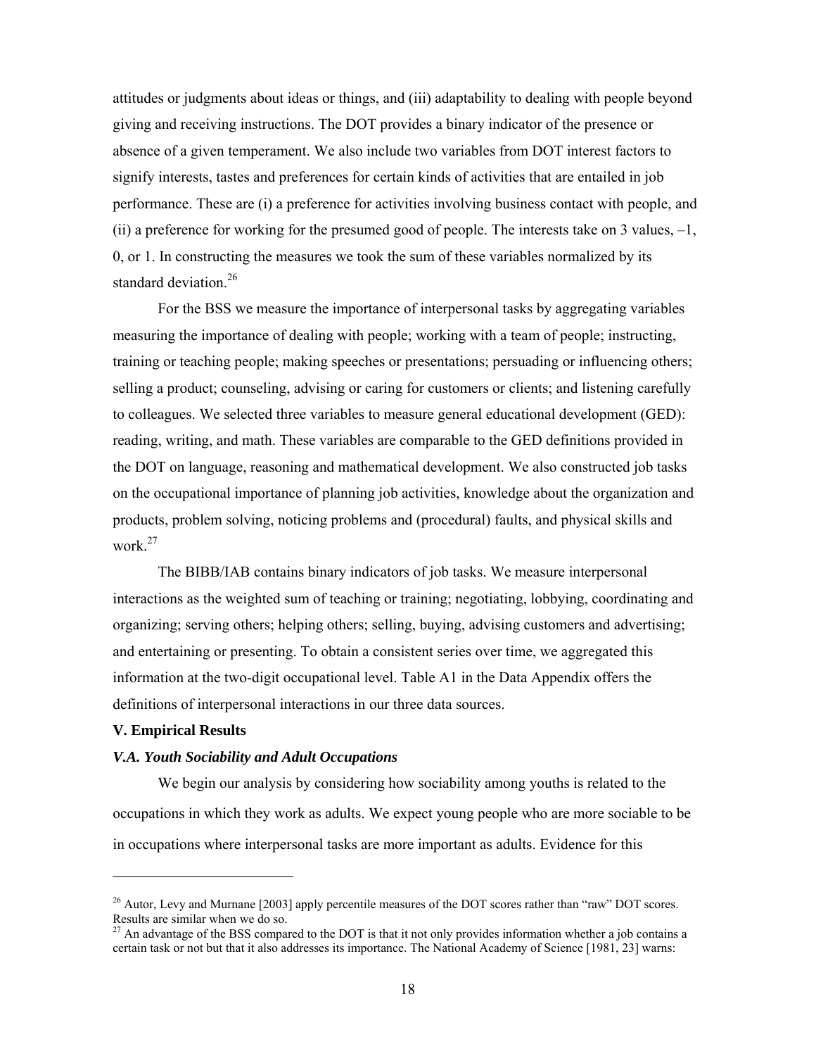attitudes or judgments about ideas or things, and (iii) adaptability to dealing with people beyond giving and receiving instructions. The DOT provides a binary indicator of the presence or absence of a given temperament. We also include two variables from DOT interest factors to signify interests, tastes and preferences for certain kinds of activities that are entailed in job performance. These are (i) a preference for activities involving business contact with people, and (ii) a preference for working for the presumed good of people. The interests take on 3 values, –1, 0, or 1. In constructing the measures we took the sum of these variables normalized by its standard deviation.[26]

For the BSS we measure the importance of interpersonal tasks by aggregating variables measuring the importance of dealing with people; working with a team of people; instructing, training or teaching people; making speeches or presentations; persuading or influencing others; selling a product; counseling, advising or caring for customers or clients; and listening carefully to colleagues. We selected three variables to measure general educational development (GED): reading, writing, and math. These variables are comparable to the GED definitions provided in the DOT on language, reasoning and mathematical development. We also constructed job tasks on the occupational importance of planning job activities, knowledge about the organization and products, problem solving, noticing problems and (procedural) faults, and physical skills and work.[27]

The BIBB/IAB contains binary indicators of job tasks. We measure interpersonal interactions as the weighted sum of teaching or training; negotiating, lobbying, coordinating and organizing; serving others; helping others; selling, buying, advising customers and advertising; and entertaining or presenting. To obtain a consistent series over time, we aggregated this information at the two-digit occupational level. Table A1 in the Data Appendix offers the definitions of interpersonal interactions in our three data sources.

## V. Empirical Results

### *V.A. Youth Sociability and Adult Occupations*

We begin our analysis by considering how sociability among youths is related to the occupations in which they work as adults. We expect young people who are more sociable to be in occupations where interpersonal tasks are more important as adults. Evidence for this

---

[26] Autor, Levy and Murnane [2003] apply percentile measures of the DOT scores rather than "raw" DOT scores. Results are similar when we do so.

[27] An advantage of the BSS compared to the DOT is that it not only provides information whether a job contains a certain task or not but that it also addresses its importance. The National Academy of Science [1981, 23] warns: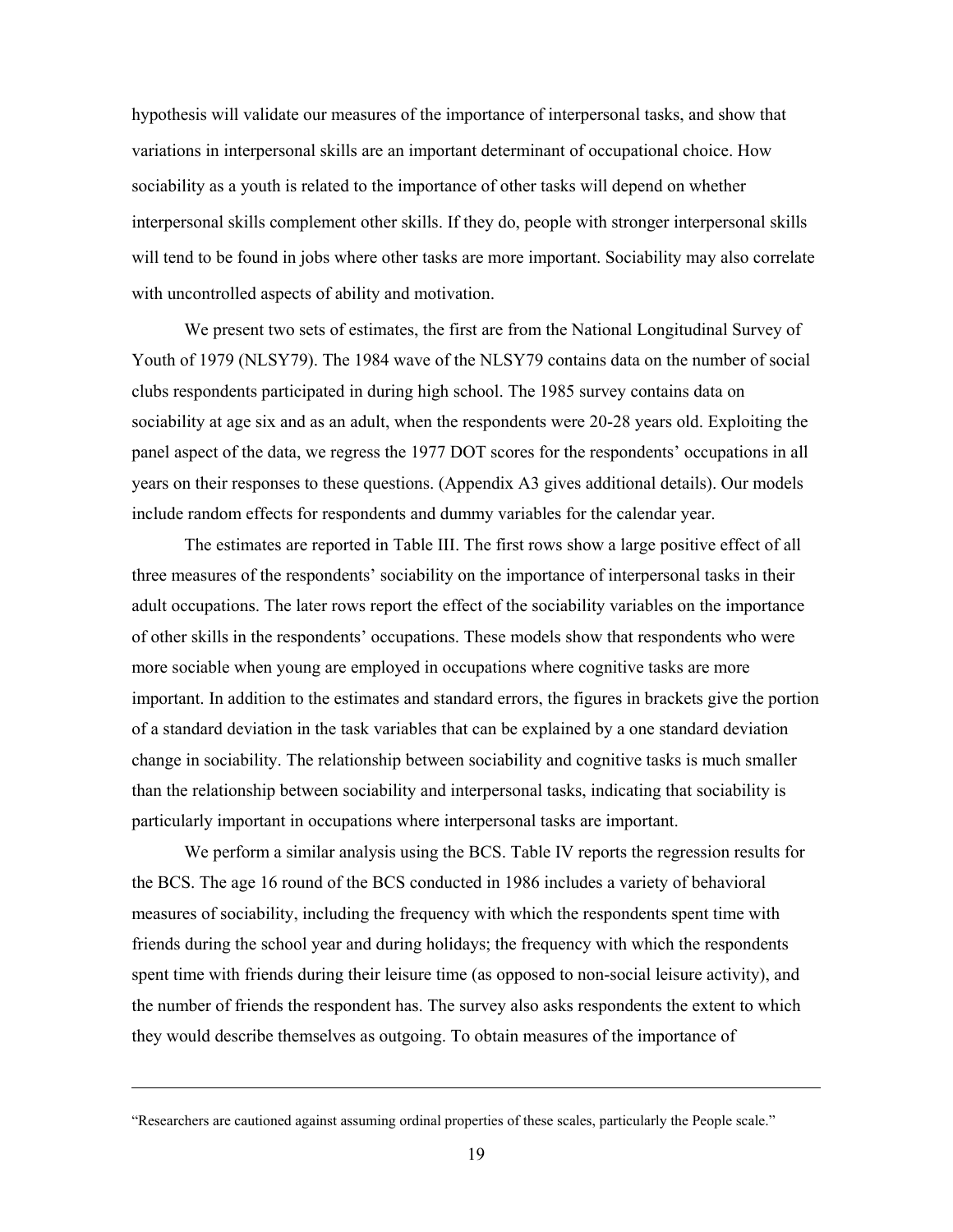hypothesis will validate our measures of the importance of interpersonal tasks, and show that variations in interpersonal skills are an important determinant of occupational choice. How sociability as a youth is related to the importance of other tasks will depend on whether interpersonal skills complement other skills. If they do, people with stronger interpersonal skills will tend to be found in jobs where other tasks are more important. Sociability may also correlate with uncontrolled aspects of ability and motivation.

We present two sets of estimates, the first are from the National Longitudinal Survey of Youth of 1979 (NLSY79). The 1984 wave of the NLSY79 contains data on the number of social clubs respondents participated in during high school. The 1985 survey contains data on sociability at age six and as an adult, when the respondents were 20-28 years old. Exploiting the panel aspect of the data, we regress the 1977 DOT scores for the respondents' occupations in all years on their responses to these questions. (Appendix A3 gives additional details). Our models include random effects for respondents and dummy variables for the calendar year.

The estimates are reported in Table III. The first rows show a large positive effect of all three measures of the respondents' sociability on the importance of interpersonal tasks in their adult occupations. The later rows report the effect of the sociability variables on the importance of other skills in the respondents' occupations. These models show that respondents who were more sociable when young are employed in occupations where cognitive tasks are more important. In addition to the estimates and standard errors, the figures in brackets give the portion of a standard deviation in the task variables that can be explained by a one standard deviation change in sociability. The relationship between sociability and cognitive tasks is much smaller than the relationship between sociability and interpersonal tasks, indicating that sociability is particularly important in occupations where interpersonal tasks are important.

We perform a similar analysis using the BCS. Table IV reports the regression results for the BCS. The age 16 round of the BCS conducted in 1986 includes a variety of behavioral measures of sociability, including the frequency with which the respondents spent time with friends during the school year and during holidays; the frequency with which the respondents spent time with friends during their leisure time (as opposed to non-social leisure activity), and the number of friends the respondent has. The survey also asks respondents the extent to which they would describe themselves as outgoing. To obtain measures of the importance of

---

"Researchers are cautioned against assuming ordinal properties of these scales, particularly the People scale."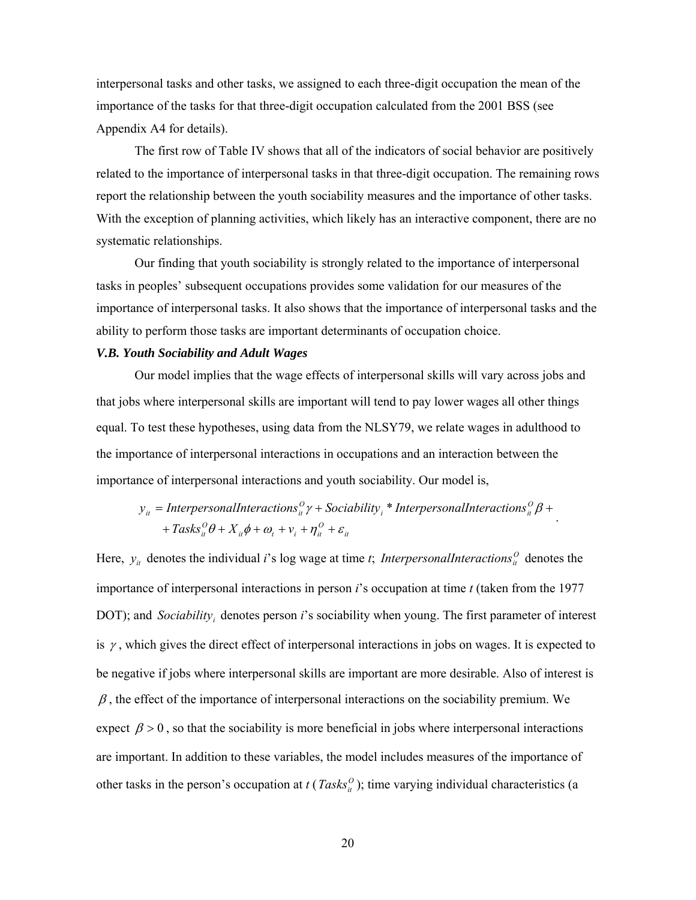interpersonal tasks and other tasks, we assigned to each three-digit occupation the mean of the importance of the tasks for that three-digit occupation calculated from the 2001 BSS (see Appendix A4 for details).

The first row of Table IV shows that all of the indicators of social behavior are positively related to the importance of interpersonal tasks in that three-digit occupation. The remaining rows report the relationship between the youth sociability measures and the importance of other tasks. With the exception of planning activities, which likely has an interactive component, there are no systematic relationships.

Our finding that youth sociability is strongly related to the importance of interpersonal tasks in peoples' subsequent occupations provides some validation for our measures of the importance of interpersonal tasks. It also shows that the importance of interpersonal tasks and the ability to perform those tasks are important determinants of occupation choice.

### *V.B. Youth Sociability and Adult Wages*

Our model implies that the wage effects of interpersonal skills will vary across jobs and that jobs where interpersonal skills are important will tend to pay lower wages all other things equal. To test these hypotheses, using data from the NLSY79, we relate wages in adulthood to the importance of interpersonal interactions in occupations and an interaction between the importance of interpersonal interactions and youth sociability. Our model is,

$$
\begin{aligned}
y_{it} = {} & InterpersonalInteractions_{it}^{O}\gamma + Sociability_{i} * InterpersonalInteractions_{it}^{O}\beta + \\
& + Tasks_{it}^{O}\theta + X_{it}\phi + \omega_{t} + v_{i} + \eta_{it}^{O} + \varepsilon_{it}
\end{aligned}
$$

Here, $y_{it}$ denotes the individual *i*'s log wage at time *t*; $InterpersonalInteractions_{it}^{O}$ denotes the importance of interpersonal interactions in person *i*'s occupation at time *t* (taken from the 1977 DOT); and $Sociability_{i}$ denotes person *i*'s sociability when young. The first parameter of interest is $\gamma$, which gives the direct effect of interpersonal interactions in jobs on wages. It is expected to be negative if jobs where interpersonal skills are important are more desirable. Also of interest is $\beta$, the effect of the importance of interpersonal interactions on the sociability premium. We expect $\beta > 0$, so that the sociability is more beneficial in jobs where interpersonal interactions are important. In addition to these variables, the model includes measures of the importance of other tasks in the person's occupation at *t* ($Tasks_{it}^{O}$); time varying individual characteristics (a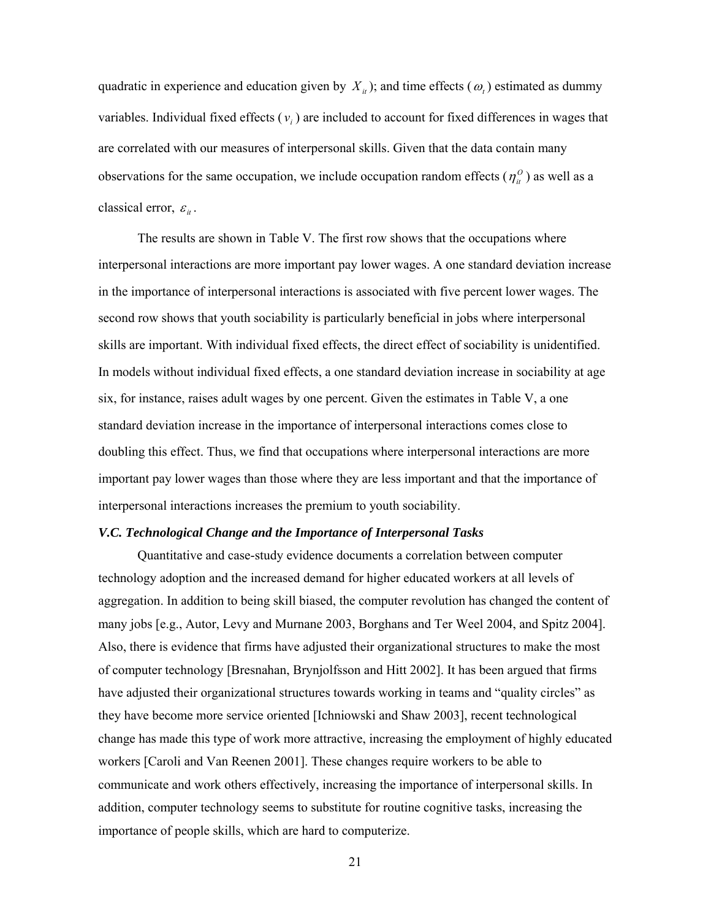quadratic in experience and education given by $X_{it}$); and time effects ($\omega_t$) estimated as dummy variables. Individual fixed effects ($v_i$) are included to account for fixed differences in wages that are correlated with our measures of interpersonal skills. Given that the data contain many observations for the same occupation, we include occupation random effects ($\eta_{it}^{O}$) as well as a classical error, $\varepsilon_{it}$.

The results are shown in Table V. The first row shows that the occupations where interpersonal interactions are more important pay lower wages. A one standard deviation increase in the importance of interpersonal interactions is associated with five percent lower wages. The second row shows that youth sociability is particularly beneficial in jobs where interpersonal skills are important. With individual fixed effects, the direct effect of sociability is unidentified. In models without individual fixed effects, a one standard deviation increase in sociability at age six, for instance, raises adult wages by one percent. Given the estimates in Table V, a one standard deviation increase in the importance of interpersonal interactions comes close to doubling this effect. Thus, we find that occupations where interpersonal interactions are more important pay lower wages than those where they are less important and that the importance of interpersonal interactions increases the premium to youth sociability.

### *V.C. Technological Change and the Importance of Interpersonal Tasks*

Quantitative and case-study evidence documents a correlation between computer technology adoption and the increased demand for higher educated workers at all levels of aggregation. In addition to being skill biased, the computer revolution has changed the content of many jobs [e.g., Autor, Levy and Murnane 2003, Borghans and Ter Weel 2004, and Spitz 2004]. Also, there is evidence that firms have adjusted their organizational structures to make the most of computer technology [Bresnahan, Brynjolfsson and Hitt 2002]. It has been argued that firms have adjusted their organizational structures towards working in teams and "quality circles" as they have become more service oriented [Ichniowski and Shaw 2003], recent technological change has made this type of work more attractive, increasing the employment of highly educated workers [Caroli and Van Reenen 2001]. These changes require workers to be able to communicate and work others effectively, increasing the importance of interpersonal skills. In addition, computer technology seems to substitute for routine cognitive tasks, increasing the importance of people skills, which are hard to computerize.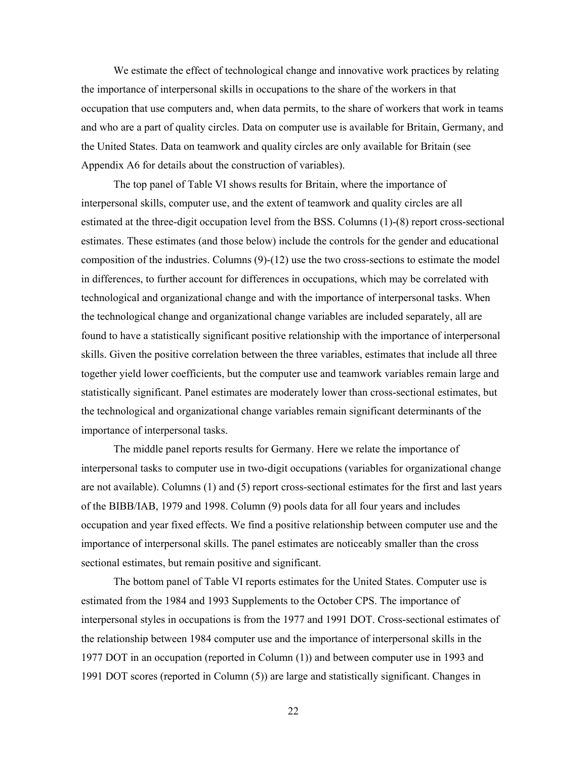We estimate the effect of technological change and innovative work practices by relating the importance of interpersonal skills in occupations to the share of the workers in that occupation that use computers and, when data permits, to the share of workers that work in teams and who are a part of quality circles. Data on computer use is available for Britain, Germany, and the United States. Data on teamwork and quality circles are only available for Britain (see Appendix A6 for details about the construction of variables).

The top panel of Table VI shows results for Britain, where the importance of interpersonal skills, computer use, and the extent of teamwork and quality circles are all estimated at the three-digit occupation level from the BSS. Columns (1)-(8) report cross-sectional estimates. These estimates (and those below) include the controls for the gender and educational composition of the industries. Columns (9)-(12) use the two cross-sections to estimate the model in differences, to further account for differences in occupations, which may be correlated with technological and organizational change and with the importance of interpersonal tasks. When the technological change and organizational change variables are included separately, all are found to have a statistically significant positive relationship with the importance of interpersonal skills. Given the positive correlation between the three variables, estimates that include all three together yield lower coefficients, but the computer use and teamwork variables remain large and statistically significant. Panel estimates are moderately lower than cross-sectional estimates, but the technological and organizational change variables remain significant determinants of the importance of interpersonal tasks.

The middle panel reports results for Germany. Here we relate the importance of interpersonal tasks to computer use in two-digit occupations (variables for organizational change are not available). Columns (1) and (5) report cross-sectional estimates for the first and last years of the BIBB/IAB, 1979 and 1998. Column (9) pools data for all four years and includes occupation and year fixed effects. We find a positive relationship between computer use and the importance of interpersonal skills. The panel estimates are noticeably smaller than the cross sectional estimates, but remain positive and significant.

The bottom panel of Table VI reports estimates for the United States. Computer use is estimated from the 1984 and 1993 Supplements to the October CPS. The importance of interpersonal styles in occupations is from the 1977 and 1991 DOT. Cross-sectional estimates of the relationship between 1984 computer use and the importance of interpersonal skills in the 1977 DOT in an occupation (reported in Column (1)) and between computer use in 1993 and 1991 DOT scores (reported in Column (5)) are large and statistically significant. Changes in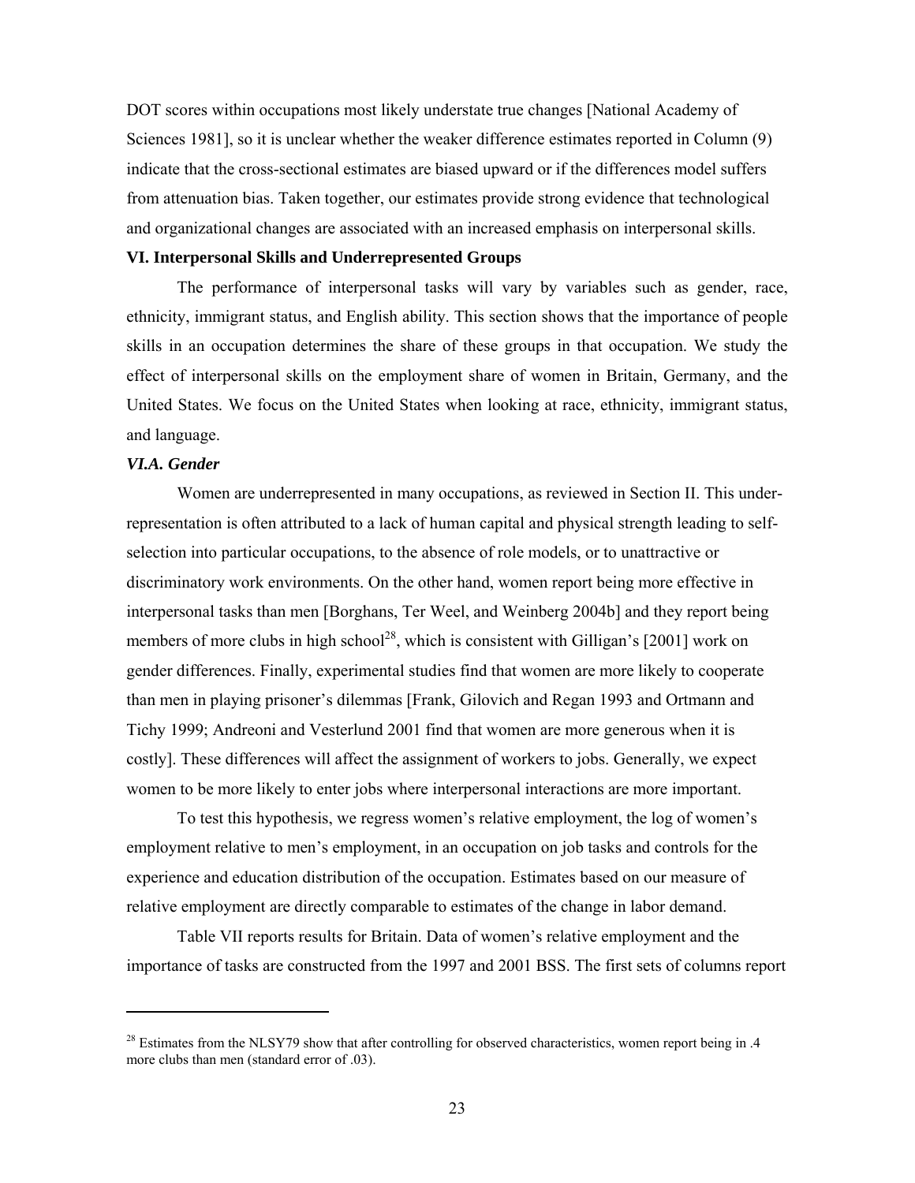DOT scores within occupations most likely understate true changes [National Academy of Sciences 1981], so it is unclear whether the weaker difference estimates reported in Column (9) indicate that the cross-sectional estimates are biased upward or if the differences model suffers from attenuation bias. Taken together, our estimates provide strong evidence that technological and organizational changes are associated with an increased emphasis on interpersonal skills.

## VI. Interpersonal Skills and Underrepresented Groups

The performance of interpersonal tasks will vary by variables such as gender, race, ethnicity, immigrant status, and English ability. This section shows that the importance of people skills in an occupation determines the share of these groups in that occupation. We study the effect of interpersonal skills on the employment share of women in Britain, Germany, and the United States. We focus on the United States when looking at race, ethnicity, immigrant status, and language.

### *VI.A. Gender*

Women are underrepresented in many occupations, as reviewed in Section II. This under-representation is often attributed to a lack of human capital and physical strength leading to self-selection into particular occupations, to the absence of role models, or to unattractive or discriminatory work environments. On the other hand, women report being more effective in interpersonal tasks than men [Borghans, Ter Weel, and Weinberg 2004b] and they report being members of more clubs in high school[28], which is consistent with Gilligan's [2001] work on gender differences. Finally, experimental studies find that women are more likely to cooperate than men in playing prisoner's dilemmas [Frank, Gilovich and Regan 1993 and Ortmann and Tichy 1999; Andreoni and Vesterlund 2001 find that women are more generous when it is costly]. These differences will affect the assignment of workers to jobs. Generally, we expect women to be more likely to enter jobs where interpersonal interactions are more important.

To test this hypothesis, we regress women's relative employment, the log of women's employment relative to men's employment, in an occupation on job tasks and controls for the experience and education distribution of the occupation. Estimates based on our measure of relative employment are directly comparable to estimates of the change in labor demand.

Table VII reports results for Britain. Data of women's relative employment and the importance of tasks are constructed from the 1997 and 2001 BSS. The first sets of columns report

[28] Estimates from the NLSY79 show that after controlling for observed characteristics, women report being in .4 more clubs than men (standard error of .03).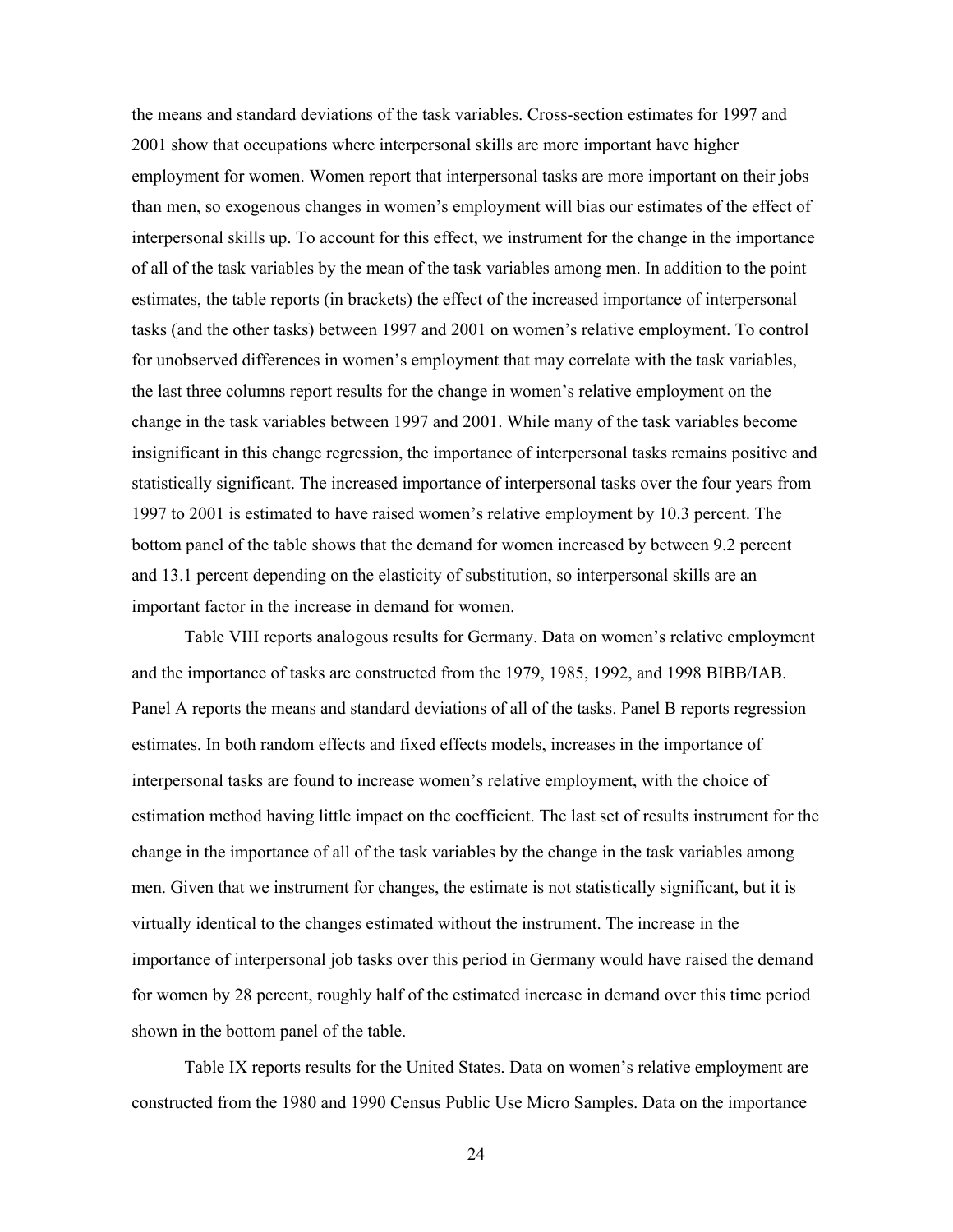the means and standard deviations of the task variables. Cross-section estimates for 1997 and 2001 show that occupations where interpersonal skills are more important have higher employment for women. Women report that interpersonal tasks are more important on their jobs than men, so exogenous changes in women's employment will bias our estimates of the effect of interpersonal skills up. To account for this effect, we instrument for the change in the importance of all of the task variables by the mean of the task variables among men. In addition to the point estimates, the table reports (in brackets) the effect of the increased importance of interpersonal tasks (and the other tasks) between 1997 and 2001 on women's relative employment. To control for unobserved differences in women's employment that may correlate with the task variables, the last three columns report results for the change in women's relative employment on the change in the task variables between 1997 and 2001. While many of the task variables become insignificant in this change regression, the importance of interpersonal tasks remains positive and statistically significant. The increased importance of interpersonal tasks over the four years from 1997 to 2001 is estimated to have raised women's relative employment by 10.3 percent. The bottom panel of the table shows that the demand for women increased by between 9.2 percent and 13.1 percent depending on the elasticity of substitution, so interpersonal skills are an important factor in the increase in demand for women.

Table VIII reports analogous results for Germany. Data on women's relative employment and the importance of tasks are constructed from the 1979, 1985, 1992, and 1998 BIBB/IAB. Panel A reports the means and standard deviations of all of the tasks. Panel B reports regression estimates. In both random effects and fixed effects models, increases in the importance of interpersonal tasks are found to increase women's relative employment, with the choice of estimation method having little impact on the coefficient. The last set of results instrument for the change in the importance of all of the task variables by the change in the task variables among men. Given that we instrument for changes, the estimate is not statistically significant, but it is virtually identical to the changes estimated without the instrument. The increase in the importance of interpersonal job tasks over this period in Germany would have raised the demand for women by 28 percent, roughly half of the estimated increase in demand over this time period shown in the bottom panel of the table.

Table IX reports results for the United States. Data on women's relative employment are constructed from the 1980 and 1990 Census Public Use Micro Samples. Data on the importance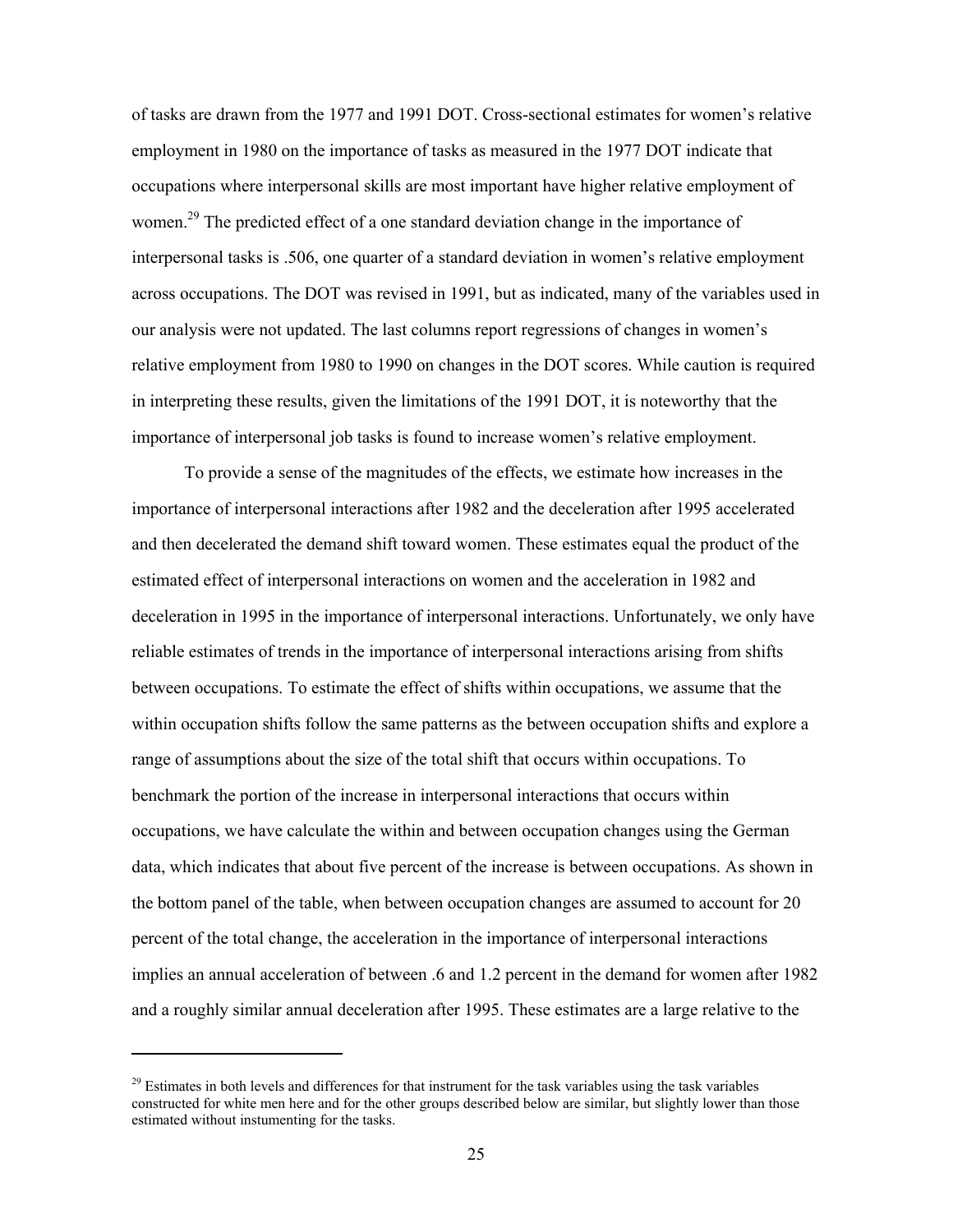of tasks are drawn from the 1977 and 1991 DOT. Cross-sectional estimates for women's relative employment in 1980 on the importance of tasks as measured in the 1977 DOT indicate that occupations where interpersonal skills are most important have higher relative employment of women.[29] The predicted effect of a one standard deviation change in the importance of interpersonal tasks is .506, one quarter of a standard deviation in women's relative employment across occupations. The DOT was revised in 1991, but as indicated, many of the variables used in our analysis were not updated. The last columns report regressions of changes in women's relative employment from 1980 to 1990 on changes in the DOT scores. While caution is required in interpreting these results, given the limitations of the 1991 DOT, it is noteworthy that the importance of interpersonal job tasks is found to increase women's relative employment.

To provide a sense of the magnitudes of the effects, we estimate how increases in the importance of interpersonal interactions after 1982 and the deceleration after 1995 accelerated and then decelerated the demand shift toward women. These estimates equal the product of the estimated effect of interpersonal interactions on women and the acceleration in 1982 and deceleration in 1995 in the importance of interpersonal interactions. Unfortunately, we only have reliable estimates of trends in the importance of interpersonal interactions arising from shifts between occupations. To estimate the effect of shifts within occupations, we assume that the within occupation shifts follow the same patterns as the between occupation shifts and explore a range of assumptions about the size of the total shift that occurs within occupations. To benchmark the portion of the increase in interpersonal interactions that occurs within occupations, we have calculate the within and between occupation changes using the German data, which indicates that about five percent of the increase is between occupations. As shown in the bottom panel of the table, when between occupation changes are assumed to account for 20 percent of the total change, the acceleration in the importance of interpersonal interactions implies an annual acceleration of between .6 and 1.2 percent in the demand for women after 1982 and a roughly similar annual deceleration after 1995. These estimates are a large relative to the

[29] Estimates in both levels and differences for that instrument for the task variables using the task variables constructed for white men here and for the other groups described below are similar, but slightly lower than those estimated without instumenting for the tasks.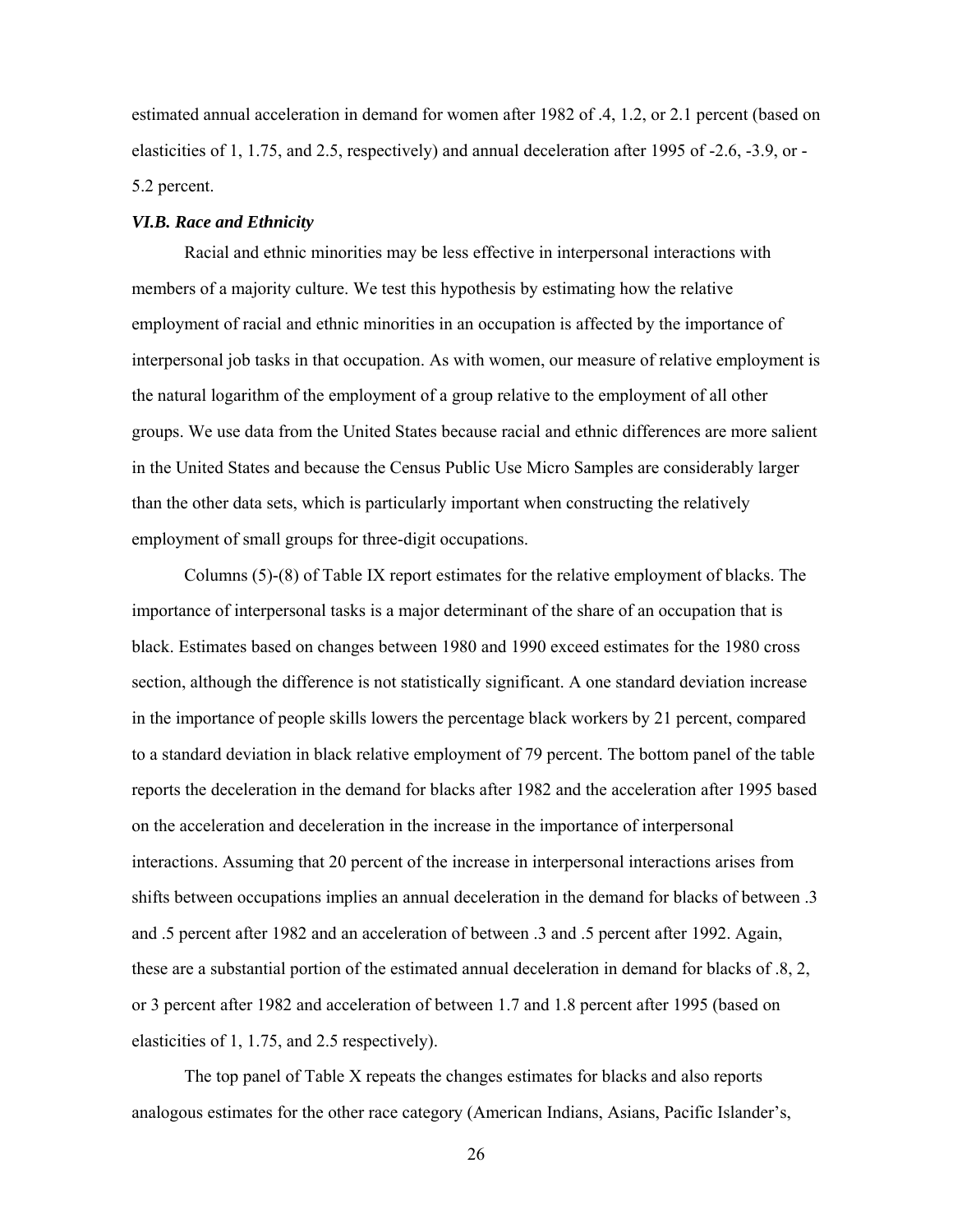estimated annual acceleration in demand for women after 1982 of .4, 1.2, or 2.1 percent (based on elasticities of 1, 1.75, and 2.5, respectively) and annual deceleration after 1995 of -2.6, -3.9, or -5.2 percent.

### *VI.B. Race and Ethnicity*

Racial and ethnic minorities may be less effective in interpersonal interactions with members of a majority culture. We test this hypothesis by estimating how the relative employment of racial and ethnic minorities in an occupation is affected by the importance of interpersonal job tasks in that occupation. As with women, our measure of relative employment is the natural logarithm of the employment of a group relative to the employment of all other groups. We use data from the United States because racial and ethnic differences are more salient in the United States and because the Census Public Use Micro Samples are considerably larger than the other data sets, which is particularly important when constructing the relatively employment of small groups for three-digit occupations.

Columns (5)-(8) of Table IX report estimates for the relative employment of blacks. The importance of interpersonal tasks is a major determinant of the share of an occupation that is black. Estimates based on changes between 1980 and 1990 exceed estimates for the 1980 cross section, although the difference is not statistically significant. A one standard deviation increase in the importance of people skills lowers the percentage black workers by 21 percent, compared to a standard deviation in black relative employment of 79 percent. The bottom panel of the table reports the deceleration in the demand for blacks after 1982 and the acceleration after 1995 based on the acceleration and deceleration in the increase in the importance of interpersonal interactions. Assuming that 20 percent of the increase in interpersonal interactions arises from shifts between occupations implies an annual deceleration in the demand for blacks of between .3 and .5 percent after 1982 and an acceleration of between .3 and .5 percent after 1992. Again, these are a substantial portion of the estimated annual deceleration in demand for blacks of .8, 2, or 3 percent after 1982 and acceleration of between 1.7 and 1.8 percent after 1995 (based on elasticities of 1, 1.75, and 2.5 respectively).

The top panel of Table X repeats the changes estimates for blacks and also reports analogous estimates for the other race category (American Indians, Asians, Pacific Islander's,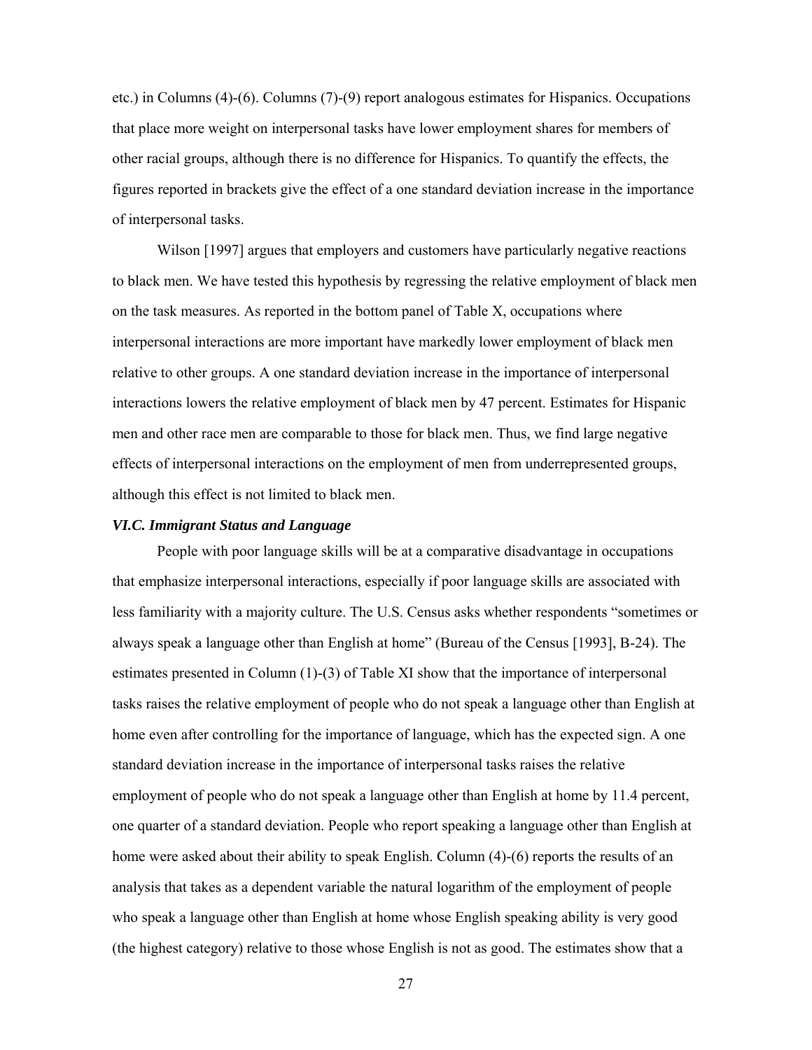etc.) in Columns (4)-(6). Columns (7)-(9) report analogous estimates for Hispanics. Occupations that place more weight on interpersonal tasks have lower employment shares for members of other racial groups, although there is no difference for Hispanics. To quantify the effects, the figures reported in brackets give the effect of a one standard deviation increase in the importance of interpersonal tasks.

Wilson [1997] argues that employers and customers have particularly negative reactions to black men. We have tested this hypothesis by regressing the relative employment of black men on the task measures. As reported in the bottom panel of Table X, occupations where interpersonal interactions are more important have markedly lower employment of black men relative to other groups. A one standard deviation increase in the importance of interpersonal interactions lowers the relative employment of black men by 47 percent. Estimates for Hispanic men and other race men are comparable to those for black men. Thus, we find large negative effects of interpersonal interactions on the employment of men from underrepresented groups, although this effect is not limited to black men.

### *VI.C. Immigrant Status and Language*

People with poor language skills will be at a comparative disadvantage in occupations that emphasize interpersonal interactions, especially if poor language skills are associated with less familiarity with a majority culture. The U.S. Census asks whether respondents "sometimes or always speak a language other than English at home" (Bureau of the Census [1993], B-24). The estimates presented in Column (1)-(3) of Table XI show that the importance of interpersonal tasks raises the relative employment of people who do not speak a language other than English at home even after controlling for the importance of language, which has the expected sign. A one standard deviation increase in the importance of interpersonal tasks raises the relative employment of people who do not speak a language other than English at home by 11.4 percent, one quarter of a standard deviation. People who report speaking a language other than English at home were asked about their ability to speak English. Column (4)-(6) reports the results of an analysis that takes as a dependent variable the natural logarithm of the employment of people who speak a language other than English at home whose English speaking ability is very good (the highest category) relative to those whose English is not as good. The estimates show that a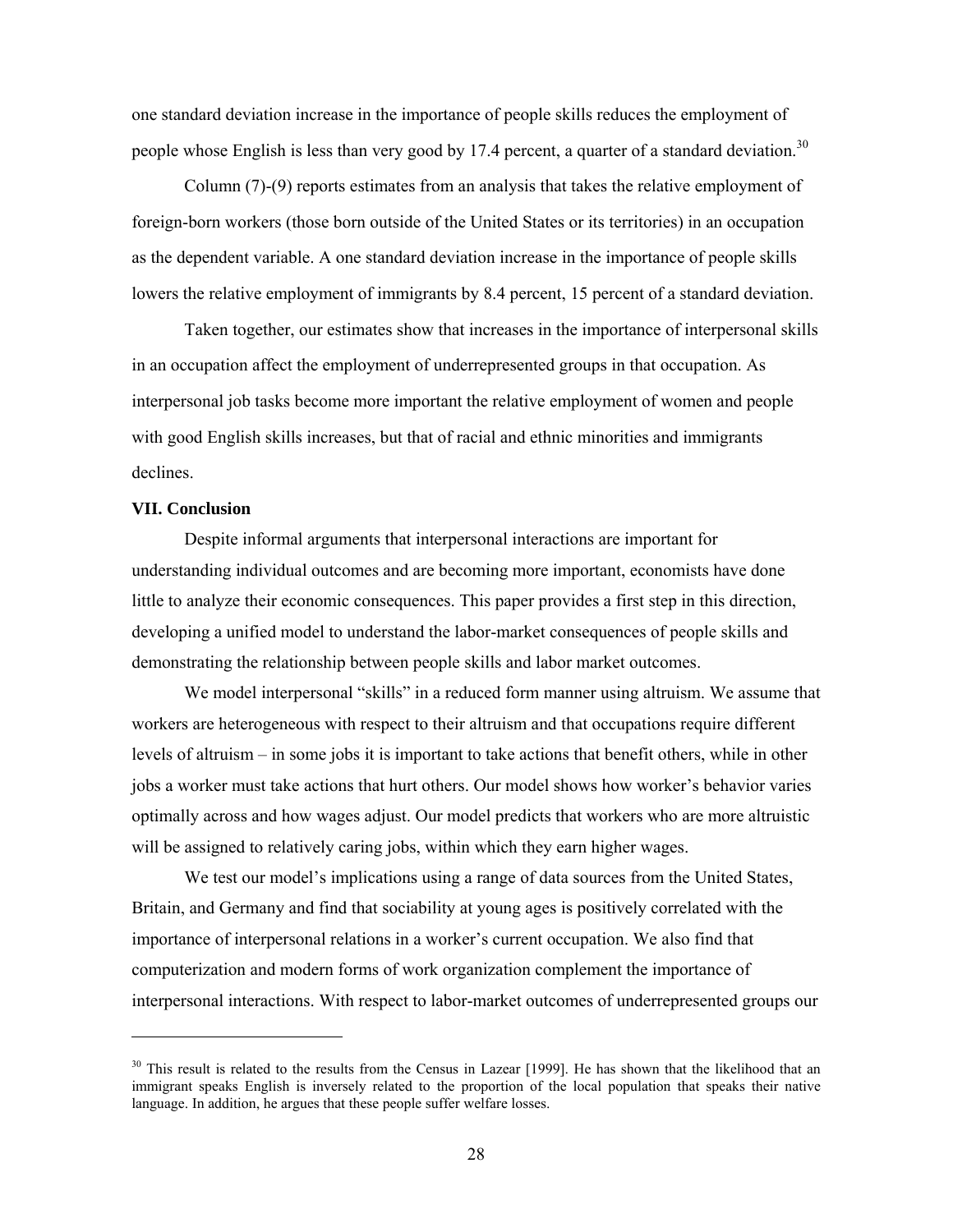one standard deviation increase in the importance of people skills reduces the employment of people whose English is less than very good by 17.4 percent, a quarter of a standard deviation.[30]

Column (7)-(9) reports estimates from an analysis that takes the relative employment of foreign-born workers (those born outside of the United States or its territories) in an occupation as the dependent variable. A one standard deviation increase in the importance of people skills lowers the relative employment of immigrants by 8.4 percent, 15 percent of a standard deviation.

Taken together, our estimates show that increases in the importance of interpersonal skills in an occupation affect the employment of underrepresented groups in that occupation. As interpersonal job tasks become more important the relative employment of women and people with good English skills increases, but that of racial and ethnic minorities and immigrants declines.

### VII. Conclusion

Despite informal arguments that interpersonal interactions are important for understanding individual outcomes and are becoming more important, economists have done little to analyze their economic consequences. This paper provides a first step in this direction, developing a unified model to understand the labor-market consequences of people skills and demonstrating the relationship between people skills and labor market outcomes.

We model interpersonal "skills" in a reduced form manner using altruism. We assume that workers are heterogeneous with respect to their altruism and that occupations require different levels of altruism – in some jobs it is important to take actions that benefit others, while in other jobs a worker must take actions that hurt others. Our model shows how worker's behavior varies optimally across and how wages adjust. Our model predicts that workers who are more altruistic will be assigned to relatively caring jobs, within which they earn higher wages.

We test our model's implications using a range of data sources from the United States, Britain, and Germany and find that sociability at young ages is positively correlated with the importance of interpersonal relations in a worker's current occupation. We also find that computerization and modern forms of work organization complement the importance of interpersonal interactions. With respect to labor-market outcomes of underrepresented groups our

[30] This result is related to the results from the Census in Lazear [1999]. He has shown that the likelihood that an immigrant speaks English is inversely related to the proportion of the local population that speaks their native language. In addition, he argues that these people suffer welfare losses.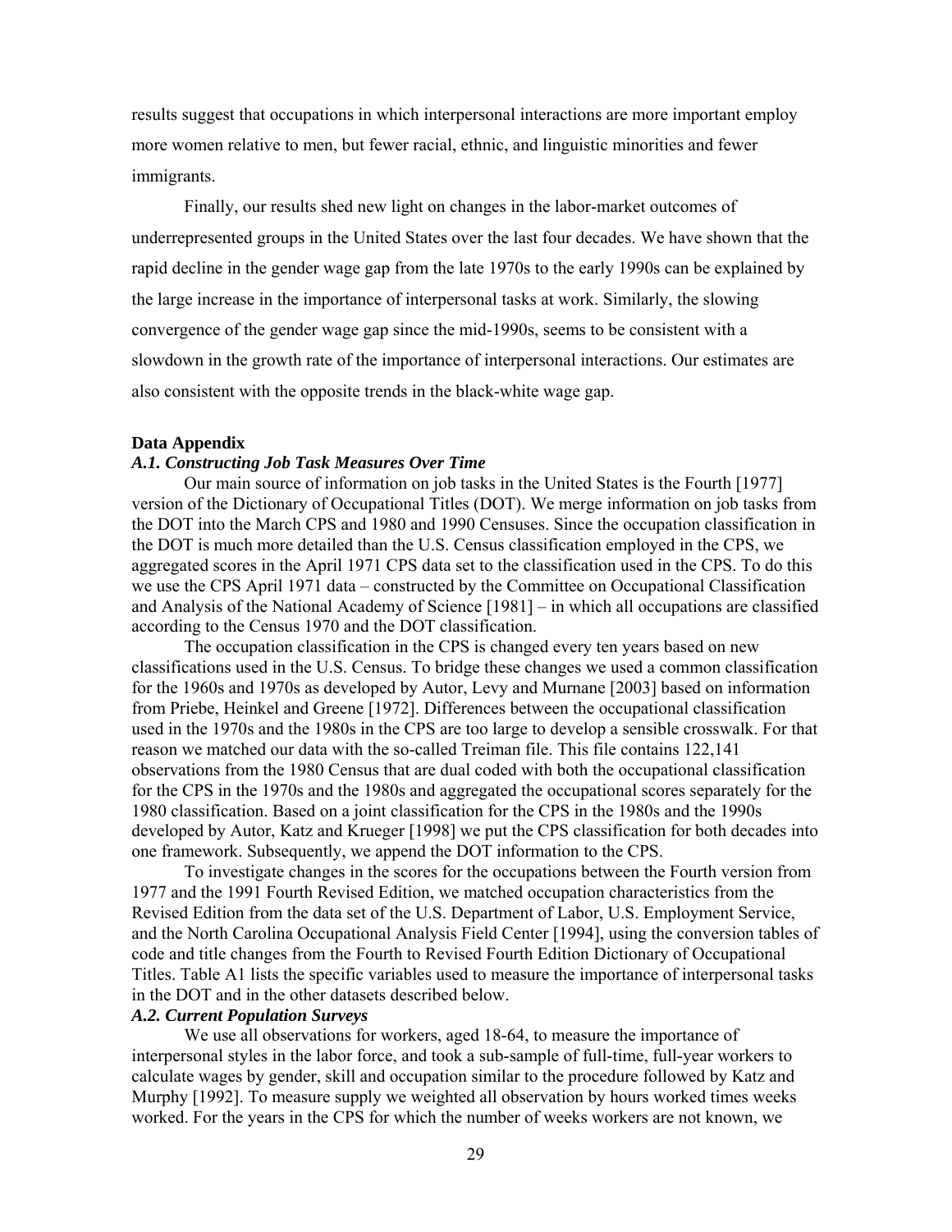results suggest that occupations in which interpersonal interactions are more important employ more women relative to men, but fewer racial, ethnic, and linguistic minorities and fewer immigrants.

Finally, our results shed new light on changes in the labor-market outcomes of underrepresented groups in the United States over the last four decades. We have shown that the rapid decline in the gender wage gap from the late 1970s to the early 1990s can be explained by the large increase in the importance of interpersonal tasks at work. Similarly, the slowing convergence of the gender wage gap since the mid-1990s, seems to be consistent with a slowdown in the growth rate of the importance of interpersonal interactions. Our estimates are also consistent with the opposite trends in the black-white wage gap.

## Data Appendix

### *A.1. Constructing Job Task Measures Over Time*

Our main source of information on job tasks in the United States is the Fourth [1977] version of the Dictionary of Occupational Titles (DOT). We merge information on job tasks from the DOT into the March CPS and 1980 and 1990 Censuses. Since the occupation classification in the DOT is much more detailed than the U.S. Census classification employed in the CPS, we aggregated scores in the April 1971 CPS data set to the classification used in the CPS. To do this we use the CPS April 1971 data – constructed by the Committee on Occupational Classification and Analysis of the National Academy of Science [1981] – in which all occupations are classified according to the Census 1970 and the DOT classification.

The occupation classification in the CPS is changed every ten years based on new classifications used in the U.S. Census. To bridge these changes we used a common classification for the 1960s and 1970s as developed by Autor, Levy and Murnane [2003] based on information from Priebe, Heinkel and Greene [1972]. Differences between the occupational classification used in the 1970s and the 1980s in the CPS are too large to develop a sensible crosswalk. For that reason we matched our data with the so-called Treiman file. This file contains 122,141 observations from the 1980 Census that are dual coded with both the occupational classification for the CPS in the 1970s and the 1980s and aggregated the occupational scores separately for the 1980 classification. Based on a joint classification for the CPS in the 1980s and the 1990s developed by Autor, Katz and Krueger [1998] we put the CPS classification for both decades into one framework. Subsequently, we append the DOT information to the CPS.

To investigate changes in the scores for the occupations between the Fourth version from 1977 and the 1991 Fourth Revised Edition, we matched occupation characteristics from the Revised Edition from the data set of the U.S. Department of Labor, U.S. Employment Service, and the North Carolina Occupational Analysis Field Center [1994], using the conversion tables of code and title changes from the Fourth to Revised Fourth Edition Dictionary of Occupational Titles. Table A1 lists the specific variables used to measure the importance of interpersonal tasks in the DOT and in the other datasets described below.

### *A.2. Current Population Surveys*

We use all observations for workers, aged 18-64, to measure the importance of interpersonal styles in the labor force, and took a sub-sample of full-time, full-year workers to calculate wages by gender, skill and occupation similar to the procedure followed by Katz and Murphy [1992]. To measure supply we weighted all observation by hours worked times weeks worked. For the years in the CPS for which the number of weeks workers are not known, we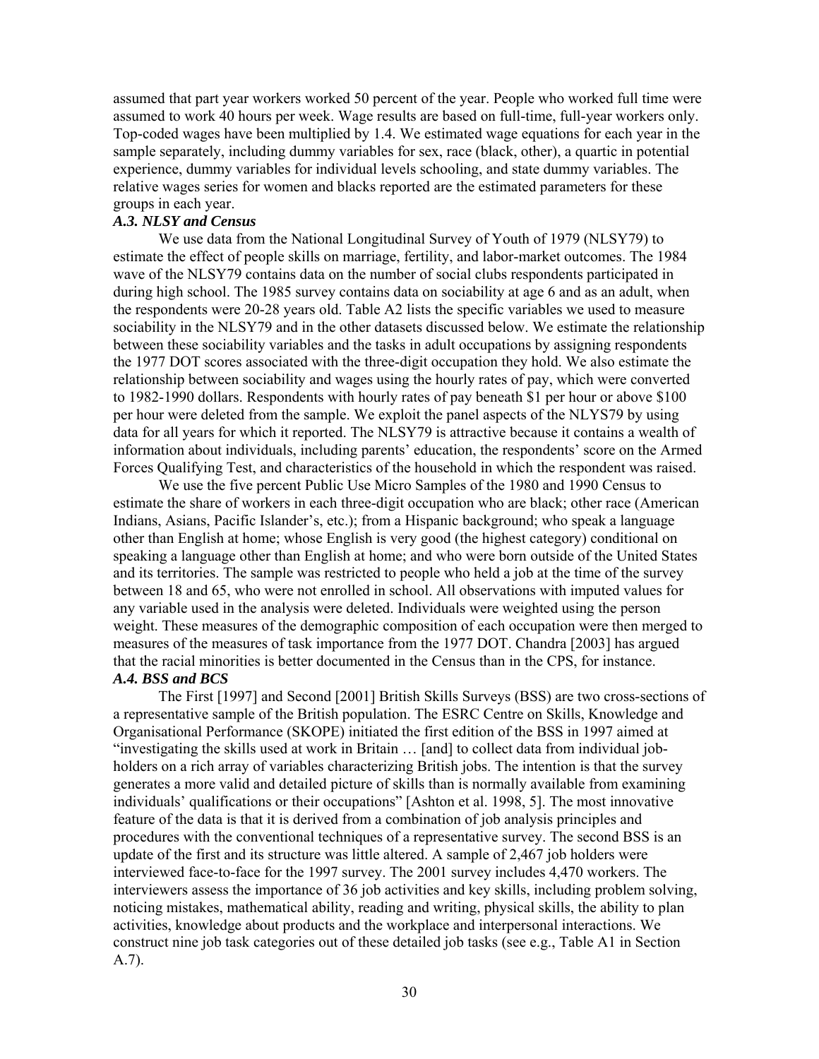assumed that part year workers worked 50 percent of the year. People who worked full time were assumed to work 40 hours per week. Wage results are based on full-time, full-year workers only. Top-coded wages have been multiplied by 1.4. We estimated wage equations for each year in the sample separately, including dummy variables for sex, race (black, other), a quartic in potential experience, dummy variables for individual levels schooling, and state dummy variables. The relative wages series for women and blacks reported are the estimated parameters for these groups in each year.

### *A.3. NLSY and Census*

We use data from the National Longitudinal Survey of Youth of 1979 (NLSY79) to estimate the effect of people skills on marriage, fertility, and labor-market outcomes. The 1984 wave of the NLSY79 contains data on the number of social clubs respondents participated in during high school. The 1985 survey contains data on sociability at age 6 and as an adult, when the respondents were 20-28 years old. Table A2 lists the specific variables we used to measure sociability in the NLSY79 and in the other datasets discussed below. We estimate the relationship between these sociability variables and the tasks in adult occupations by assigning respondents the 1977 DOT scores associated with the three-digit occupation they hold. We also estimate the relationship between sociability and wages using the hourly rates of pay, which were converted to 1982-1990 dollars. Respondents with hourly rates of pay beneath $1 per hour or above $100 per hour were deleted from the sample. We exploit the panel aspects of the NLYS79 by using data for all years for which it reported. The NLSY79 is attractive because it contains a wealth of information about individuals, including parents' education, the respondents' score on the Armed Forces Qualifying Test, and characteristics of the household in which the respondent was raised.

We use the five percent Public Use Micro Samples of the 1980 and 1990 Census to estimate the share of workers in each three-digit occupation who are black; other race (American Indians, Asians, Pacific Islander's, etc.); from a Hispanic background; who speak a language other than English at home; whose English is very good (the highest category) conditional on speaking a language other than English at home; and who were born outside of the United States and its territories. The sample was restricted to people who held a job at the time of the survey between 18 and 65, who were not enrolled in school. All observations with imputed values for any variable used in the analysis were deleted. Individuals were weighted using the person weight. These measures of the demographic composition of each occupation were then merged to measures of the measures of task importance from the 1977 DOT. Chandra [2003] has argued that the racial minorities is better documented in the Census than in the CPS, for instance.

### *A.4. BSS and BCS*

The First [1997] and Second [2001] British Skills Surveys (BSS) are two cross-sections of a representative sample of the British population. The ESRC Centre on Skills, Knowledge and Organisational Performance (SKOPE) initiated the first edition of the BSS in 1997 aimed at "investigating the skills used at work in Britain … [and] to collect data from individual job-holders on a rich array of variables characterizing British jobs. The intention is that the survey generates a more valid and detailed picture of skills than is normally available from examining individuals' qualifications or their occupations" [Ashton et al. 1998, 5]. The most innovative feature of the data is that it is derived from a combination of job analysis principles and procedures with the conventional techniques of a representative survey. The second BSS is an update of the first and its structure was little altered. A sample of 2,467 job holders were interviewed face-to-face for the 1997 survey. The 2001 survey includes 4,470 workers. The interviewers assess the importance of 36 job activities and key skills, including problem solving, noticing mistakes, mathematical ability, reading and writing, physical skills, the ability to plan activities, knowledge about products and the workplace and interpersonal interactions. We construct nine job task categories out of these detailed job tasks (see e.g., Table A1 in Section A.7).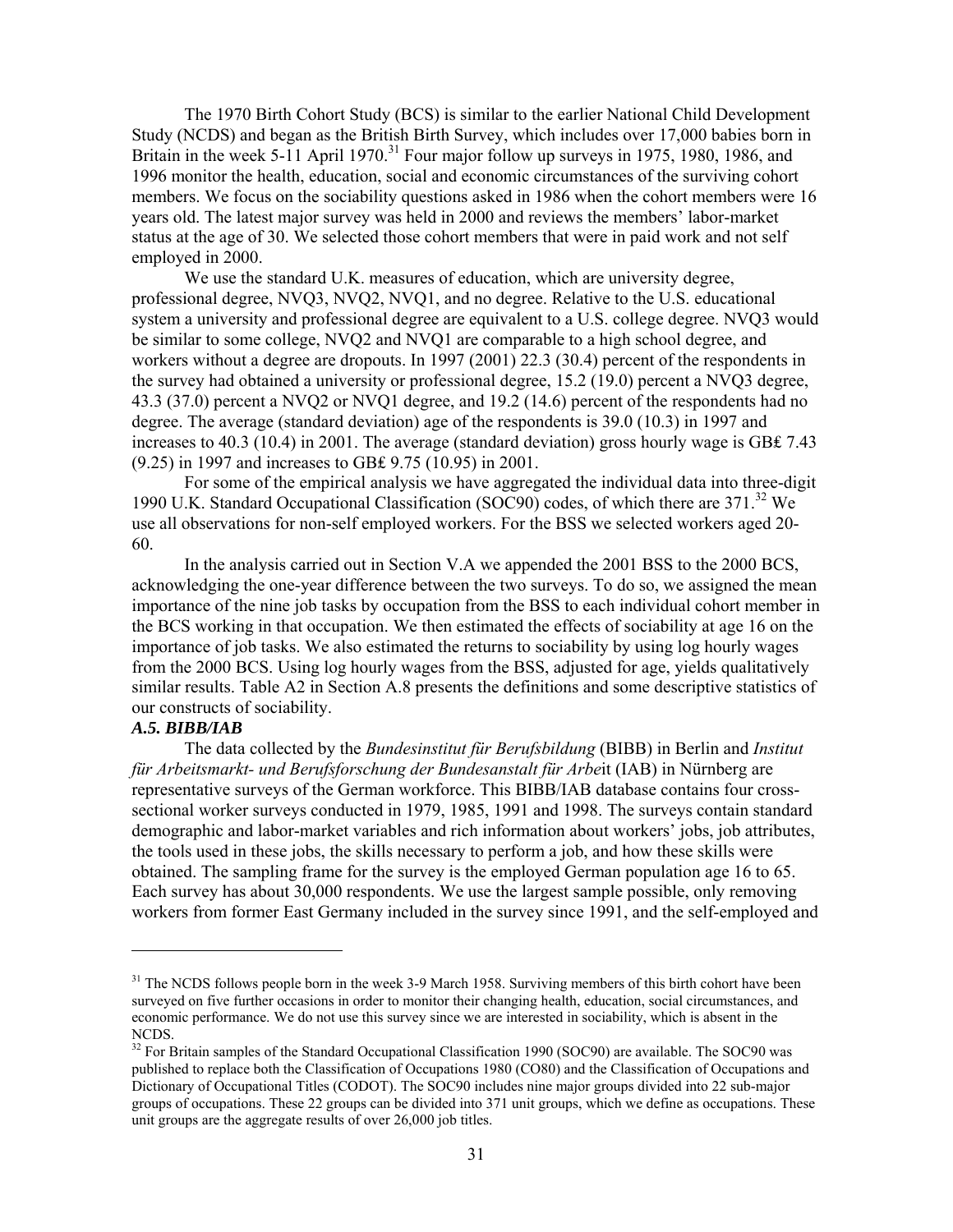The 1970 Birth Cohort Study (BCS) is similar to the earlier National Child Development Study (NCDS) and began as the British Birth Survey, which includes over 17,000 babies born in Britain in the week 5-11 April 1970.[31] Four major follow up surveys in 1975, 1980, 1986, and 1996 monitor the health, education, social and economic circumstances of the surviving cohort members. We focus on the sociability questions asked in 1986 when the cohort members were 16 years old. The latest major survey was held in 2000 and reviews the members' labor-market status at the age of 30. We selected those cohort members that were in paid work and not self employed in 2000.

We use the standard U.K. measures of education, which are university degree, professional degree, NVQ3, NVQ2, NVQ1, and no degree. Relative to the U.S. educational system a university and professional degree are equivalent to a U.S. college degree. NVQ3 would be similar to some college, NVQ2 and NVQ1 are comparable to a high school degree, and workers without a degree are dropouts. In 1997 (2001) 22.3 (30.4) percent of the respondents in the survey had obtained a university or professional degree, 15.2 (19.0) percent a NVQ3 degree, 43.3 (37.0) percent a NVQ2 or NVQ1 degree, and 19.2 (14.6) percent of the respondents had no degree. The average (standard deviation) age of the respondents is 39.0 (10.3) in 1997 and increases to 40.3 (10.4) in 2001. The average (standard deviation) gross hourly wage is GB₤ 7.43 (9.25) in 1997 and increases to GB₤ 9.75 (10.95) in 2001.

For some of the empirical analysis we have aggregated the individual data into three-digit 1990 U.K. Standard Occupational Classification (SOC90) codes, of which there are 371.[32] We use all observations for non-self employed workers. For the BSS we selected workers aged 20-60.

In the analysis carried out in Section V.A we appended the 2001 BSS to the 2000 BCS, acknowledging the one-year difference between the two surveys. To do so, we assigned the mean importance of the nine job tasks by occupation from the BSS to each individual cohort member in the BCS working in that occupation. We then estimated the effects of sociability at age 16 on the importance of job tasks. We also estimated the returns to sociability by using log hourly wages from the 2000 BCS. Using log hourly wages from the BSS, adjusted for age, yields qualitatively similar results. Table A2 in Section A.8 presents the definitions and some descriptive statistics of our constructs of sociability.

### *A.5. BIBB/IAB*

The data collected by the *Bundesinstitut für Berufsbildung* (BIBB) in Berlin and *Institut für Arbeitsmarkt- und Berufsforschung der Bundesanstalt für Arbe*it (IAB) in Nürnberg are representative surveys of the German workforce. This BIBB/IAB database contains four cross-sectional worker surveys conducted in 1979, 1985, 1991 and 1998. The surveys contain standard demographic and labor-market variables and rich information about workers' jobs, job attributes, the tools used in these jobs, the skills necessary to perform a job, and how these skills were obtained. The sampling frame for the survey is the employed German population age 16 to 65. Each survey has about 30,000 respondents. We use the largest sample possible, only removing workers from former East Germany included in the survey since 1991, and the self-employed and

---

[31] The NCDS follows people born in the week 3-9 March 1958. Surviving members of this birth cohort have been surveyed on five further occasions in order to monitor their changing health, education, social circumstances, and economic performance. We do not use this survey since we are interested in sociability, which is absent in the NCDS.

[32] For Britain samples of the Standard Occupational Classification 1990 (SOC90) are available. The SOC90 was published to replace both the Classification of Occupations 1980 (CO80) and the Classification of Occupations and Dictionary of Occupational Titles (CODOT). The SOC90 includes nine major groups divided into 22 sub-major groups of occupations. These 22 groups can be divided into 371 unit groups, which we define as occupations. These unit groups are the aggregate results of over 26,000 job titles.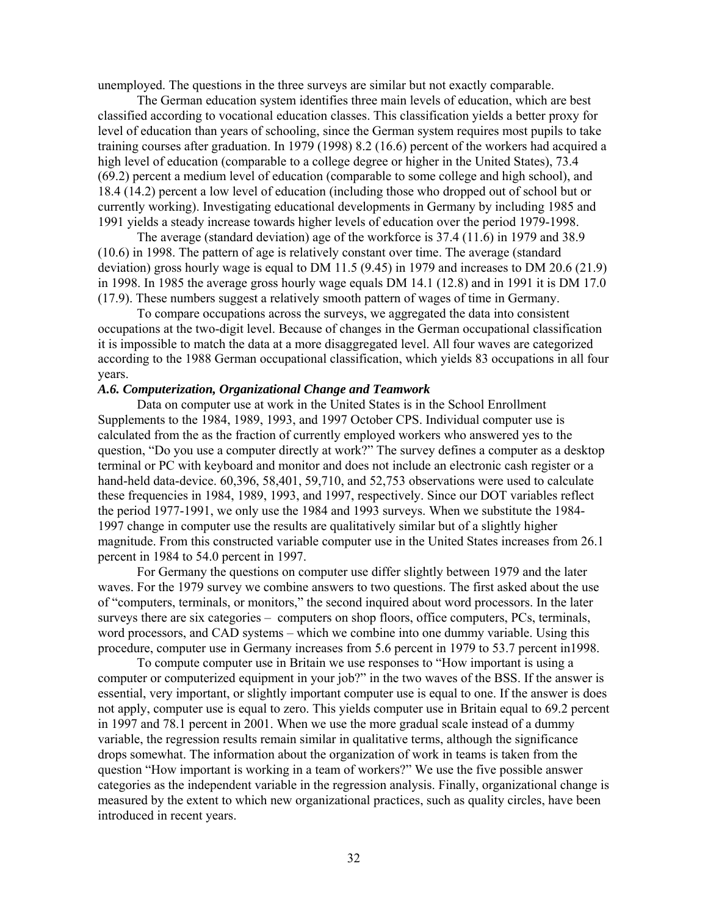unemployed. The questions in the three surveys are similar but not exactly comparable.

The German education system identifies three main levels of education, which are best classified according to vocational education classes. This classification yields a better proxy for level of education than years of schooling, since the German system requires most pupils to take training courses after graduation. In 1979 (1998) 8.2 (16.6) percent of the workers had acquired a high level of education (comparable to a college degree or higher in the United States), 73.4 (69.2) percent a medium level of education (comparable to some college and high school), and 18.4 (14.2) percent a low level of education (including those who dropped out of school but or currently working). Investigating educational developments in Germany by including 1985 and 1991 yields a steady increase towards higher levels of education over the period 1979-1998.

The average (standard deviation) age of the workforce is 37.4 (11.6) in 1979 and 38.9 (10.6) in 1998. The pattern of age is relatively constant over time. The average (standard deviation) gross hourly wage is equal to DM 11.5 (9.45) in 1979 and increases to DM 20.6 (21.9) in 1998. In 1985 the average gross hourly wage equals DM 14.1 (12.8) and in 1991 it is DM 17.0 (17.9). These numbers suggest a relatively smooth pattern of wages of time in Germany.

To compare occupations across the surveys, we aggregated the data into consistent occupations at the two-digit level. Because of changes in the German occupational classification it is impossible to match the data at a more disaggregated level. All four waves are categorized according to the 1988 German occupational classification, which yields 83 occupations in all four years.

### *A.6. Computerization, Organizational Change and Teamwork*

Data on computer use at work in the United States is in the School Enrollment Supplements to the 1984, 1989, 1993, and 1997 October CPS. Individual computer use is calculated from the as the fraction of currently employed workers who answered yes to the question, "Do you use a computer directly at work?" The survey defines a computer as a desktop terminal or PC with keyboard and monitor and does not include an electronic cash register or a hand-held data-device. 60,396, 58,401, 59,710, and 52,753 observations were used to calculate these frequencies in 1984, 1989, 1993, and 1997, respectively. Since our DOT variables reflect the period 1977-1991, we only use the 1984 and 1993 surveys. When we substitute the 1984-1997 change in computer use the results are qualitatively similar but of a slightly higher magnitude. From this constructed variable computer use in the United States increases from 26.1 percent in 1984 to 54.0 percent in 1997.

For Germany the questions on computer use differ slightly between 1979 and the later waves. For the 1979 survey we combine answers to two questions. The first asked about the use of "computers, terminals, or monitors," the second inquired about word processors. In the later surveys there are six categories – computers on shop floors, office computers, PCs, terminals, word processors, and CAD systems – which we combine into one dummy variable. Using this procedure, computer use in Germany increases from 5.6 percent in 1979 to 53.7 percent in1998.

To compute computer use in Britain we use responses to "How important is using a computer or computerized equipment in your job?" in the two waves of the BSS. If the answer is essential, very important, or slightly important computer use is equal to one. If the answer is does not apply, computer use is equal to zero. This yields computer use in Britain equal to 69.2 percent in 1997 and 78.1 percent in 2001. When we use the more gradual scale instead of a dummy variable, the regression results remain similar in qualitative terms, although the significance drops somewhat. The information about the organization of work in teams is taken from the question "How important is working in a team of workers?" We use the five possible answer categories as the independent variable in the regression analysis. Finally, organizational change is measured by the extent to which new organizational practices, such as quality circles, have been introduced in recent years.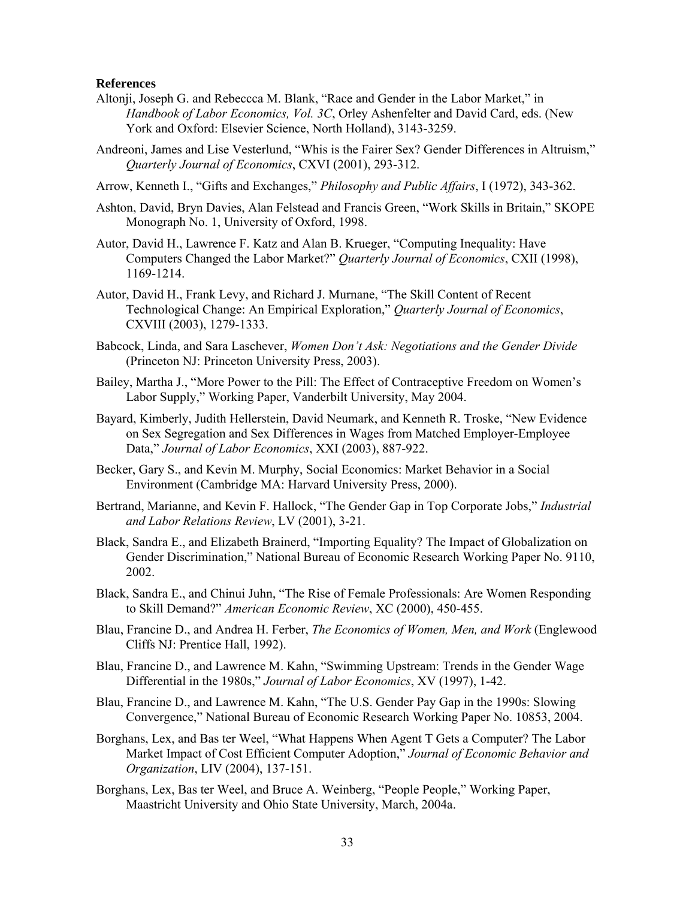**References**

Altonji, Joseph G. and Rebeccca M. Blank, “Race and Gender in the Labor Market,” in *Handbook of Labor Economics, Vol. 3C*, Orley Ashenfelter and David Card, eds. (New York and Oxford: Elsevier Science, North Holland), 3143-3259.

Andreoni, James and Lise Vesterlund, “Whis is the Fairer Sex? Gender Differences in Altruism,” *Quarterly Journal of Economics*, CXVI (2001), 293-312.

Arrow, Kenneth I., “Gifts and Exchanges,” *Philosophy and Public Affairs*, I (1972), 343-362.

Ashton, David, Bryn Davies, Alan Felstead and Francis Green, “Work Skills in Britain,” SKOPE Monograph No. 1, University of Oxford, 1998.

Autor, David H., Lawrence F. Katz and Alan B. Krueger, “Computing Inequality: Have Computers Changed the Labor Market?” *Quarterly Journal of Economics*, CXII (1998), 1169-1214.

Autor, David H., Frank Levy, and Richard J. Murnane, “The Skill Content of Recent Technological Change: An Empirical Exploration,” *Quarterly Journal of Economics*, CXVIII (2003), 1279-1333.

Babcock, Linda, and Sara Laschever, *Women Don’t Ask: Negotiations and the Gender Divide* (Princeton NJ: Princeton University Press, 2003).

Bailey, Martha J., “More Power to the Pill: The Effect of Contraceptive Freedom on Women’s Labor Supply,” Working Paper, Vanderbilt University, May 2004.

Bayard, Kimberly, Judith Hellerstein, David Neumark, and Kenneth R. Troske, “New Evidence on Sex Segregation and Sex Differences in Wages from Matched Employer-Employee Data,” *Journal of Labor Economics*, XXI (2003), 887-922.

Becker, Gary S., and Kevin M. Murphy, Social Economics: Market Behavior in a Social Environment (Cambridge MA: Harvard University Press, 2000).

Bertrand, Marianne, and Kevin F. Hallock, “The Gender Gap in Top Corporate Jobs,” *Industrial and Labor Relations Review*, LV (2001), 3-21.

Black, Sandra E., and Elizabeth Brainerd, “Importing Equality? The Impact of Globalization on Gender Discrimination,” National Bureau of Economic Research Working Paper No. 9110, 2002.

Black, Sandra E., and Chinui Juhn, “The Rise of Female Professionals: Are Women Responding to Skill Demand?” *American Economic Review*, XC (2000), 450-455.

Blau, Francine D., and Andrea H. Ferber, *The Economics of Women, Men, and Work* (Englewood Cliffs NJ: Prentice Hall, 1992).

Blau, Francine D., and Lawrence M. Kahn, “Swimming Upstream: Trends in the Gender Wage Differential in the 1980s,” *Journal of Labor Economics*, XV (1997), 1-42.

Blau, Francine D., and Lawrence M. Kahn, “The U.S. Gender Pay Gap in the 1990s: Slowing Convergence,” National Bureau of Economic Research Working Paper No. 10853, 2004.

Borghans, Lex, and Bas ter Weel, “What Happens When Agent T Gets a Computer? The Labor Market Impact of Cost Efficient Computer Adoption,” *Journal of Economic Behavior and Organization*, LIV (2004), 137-151.

Borghans, Lex, Bas ter Weel, and Bruce A. Weinberg, “People People,” Working Paper, Maastricht University and Ohio State University, March, 2004a.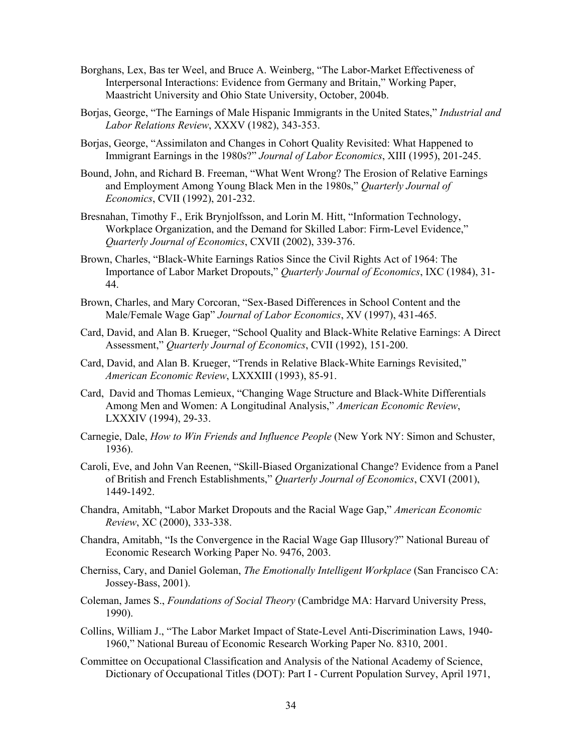Borghans, Lex, Bas ter Weel, and Bruce A. Weinberg, "The Labor-Market Effectiveness of Interpersonal Interactions: Evidence from Germany and Britain," Working Paper, Maastricht University and Ohio State University, October, 2004b.

Borjas, George, "The Earnings of Male Hispanic Immigrants in the United States," *Industrial and Labor Relations Review*, XXXV (1982), 343-353.

Borjas, George, "Assimilaton and Changes in Cohort Quality Revisited: What Happened to Immigrant Earnings in the 1980s?" *Journal of Labor Economics*, XIII (1995), 201-245.

Bound, John, and Richard B. Freeman, "What Went Wrong? The Erosion of Relative Earnings and Employment Among Young Black Men in the 1980s," *Quarterly Journal of Economics*, CVII (1992), 201-232.

Bresnahan, Timothy F., Erik Brynjolfsson, and Lorin M. Hitt, "Information Technology, Workplace Organization, and the Demand for Skilled Labor: Firm-Level Evidence," *Quarterly Journal of Economics*, CXVII (2002), 339-376.

Brown, Charles, "Black-White Earnings Ratios Since the Civil Rights Act of 1964: The Importance of Labor Market Dropouts," *Quarterly Journal of Economics*, IXC (1984), 31-44.

Brown, Charles, and Mary Corcoran, "Sex-Based Differences in School Content and the Male/Female Wage Gap" *Journal of Labor Economics*, XV (1997), 431-465.

Card, David, and Alan B. Krueger, "School Quality and Black-White Relative Earnings: A Direct Assessment," *Quarterly Journal of Economics*, CVII (1992), 151-200.

Card, David, and Alan B. Krueger, "Trends in Relative Black-White Earnings Revisited," *American Economic Review*, LXXXIII (1993), 85-91.

Card, David and Thomas Lemieux, "Changing Wage Structure and Black-White Differentials Among Men and Women: A Longitudinal Analysis," *American Economic Review*, LXXXIV (1994), 29-33.

Carnegie, Dale, *How to Win Friends and Influence People* (New York NY: Simon and Schuster, 1936).

Caroli, Eve, and John Van Reenen, "Skill-Biased Organizational Change? Evidence from a Panel of British and French Establishments," *Quarterly Journal of Economics*, CXVI (2001), 1449-1492.

Chandra, Amitabh, "Labor Market Dropouts and the Racial Wage Gap," *American Economic Review*, XC (2000), 333-338.

Chandra, Amitabh, "Is the Convergence in the Racial Wage Gap Illusory?" National Bureau of Economic Research Working Paper No. 9476, 2003.

Cherniss, Cary, and Daniel Goleman, *The Emotionally Intelligent Workplace* (San Francisco CA: Jossey-Bass, 2001).

Coleman, James S., *Foundations of Social Theory* (Cambridge MA: Harvard University Press, 1990).

Collins, William J., "The Labor Market Impact of State-Level Anti-Discrimination Laws, 1940-1960," National Bureau of Economic Research Working Paper No. 8310, 2001.

Committee on Occupational Classification and Analysis of the National Academy of Science, Dictionary of Occupational Titles (DOT): Part I - Current Population Survey, April 1971,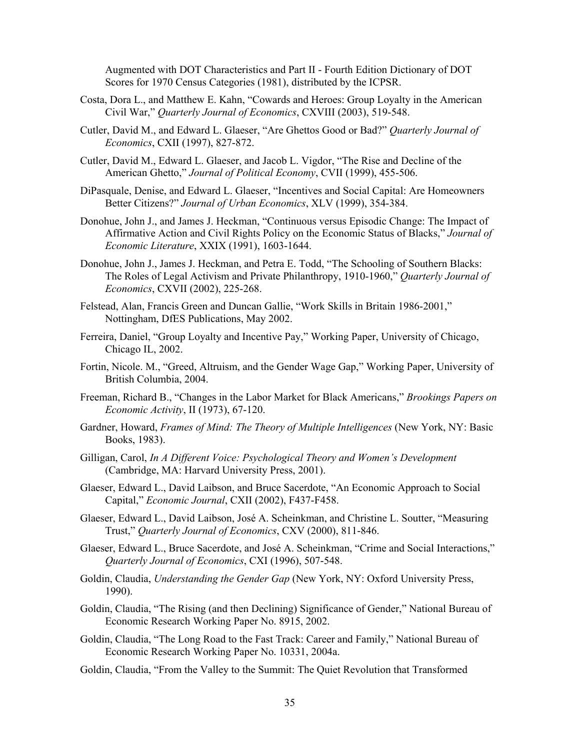Augmented with DOT Characteristics and Part II - Fourth Edition Dictionary of DOT Scores for 1970 Census Categories (1981), distributed by the ICPSR.

Costa, Dora L., and Matthew E. Kahn, "Cowards and Heroes: Group Loyalty in the American Civil War," *Quarterly Journal of Economics*, CXVIII (2003), 519-548.

Cutler, David M., and Edward L. Glaeser, "Are Ghettos Good or Bad?" *Quarterly Journal of Economics*, CXII (1997), 827-872.

Cutler, David M., Edward L. Glaeser, and Jacob L. Vigdor, "The Rise and Decline of the American Ghetto," *Journal of Political Economy*, CVII (1999), 455-506.

DiPasquale, Denise, and Edward L. Glaeser, "Incentives and Social Capital: Are Homeowners Better Citizens?" *Journal of Urban Economics*, XLV (1999), 354-384.

Donohue, John J., and James J. Heckman, "Continuous versus Episodic Change: The Impact of Affirmative Action and Civil Rights Policy on the Economic Status of Blacks," *Journal of Economic Literature*, XXIX (1991), 1603-1644.

Donohue, John J., James J. Heckman, and Petra E. Todd, "The Schooling of Southern Blacks: The Roles of Legal Activism and Private Philanthropy, 1910-1960," *Quarterly Journal of Economics*, CXVII (2002), 225-268.

Felstead, Alan, Francis Green and Duncan Gallie, "Work Skills in Britain 1986-2001," Nottingham, DfES Publications, May 2002.

Ferreira, Daniel, "Group Loyalty and Incentive Pay," Working Paper, University of Chicago, Chicago IL, 2002.

Fortin, Nicole. M., "Greed, Altruism, and the Gender Wage Gap," Working Paper, University of British Columbia, 2004.

Freeman, Richard B., "Changes in the Labor Market for Black Americans," *Brookings Papers on Economic Activity*, II (1973), 67-120.

Gardner, Howard, *Frames of Mind: The Theory of Multiple Intelligences* (New York, NY: Basic Books, 1983).

Gilligan, Carol, *In A Different Voice: Psychological Theory and Women's Development* (Cambridge, MA: Harvard University Press, 2001).

Glaeser, Edward L., David Laibson, and Bruce Sacerdote, "An Economic Approach to Social Capital," *Economic Journal*, CXII (2002), F437-F458.

Glaeser, Edward L., David Laibson, José A. Scheinkman, and Christine L. Soutter, "Measuring Trust," *Quarterly Journal of Economics*, CXV (2000), 811-846.

Glaeser, Edward L., Bruce Sacerdote, and José A. Scheinkman, "Crime and Social Interactions," *Quarterly Journal of Economics*, CXI (1996), 507-548.

Goldin, Claudia, *Understanding the Gender Gap* (New York, NY: Oxford University Press, 1990).

Goldin, Claudia, "The Rising (and then Declining) Significance of Gender," National Bureau of Economic Research Working Paper No. 8915, 2002.

Goldin, Claudia, "The Long Road to the Fast Track: Career and Family," National Bureau of Economic Research Working Paper No. 10331, 2004a.

Goldin, Claudia, "From the Valley to the Summit: The Quiet Revolution that Transformed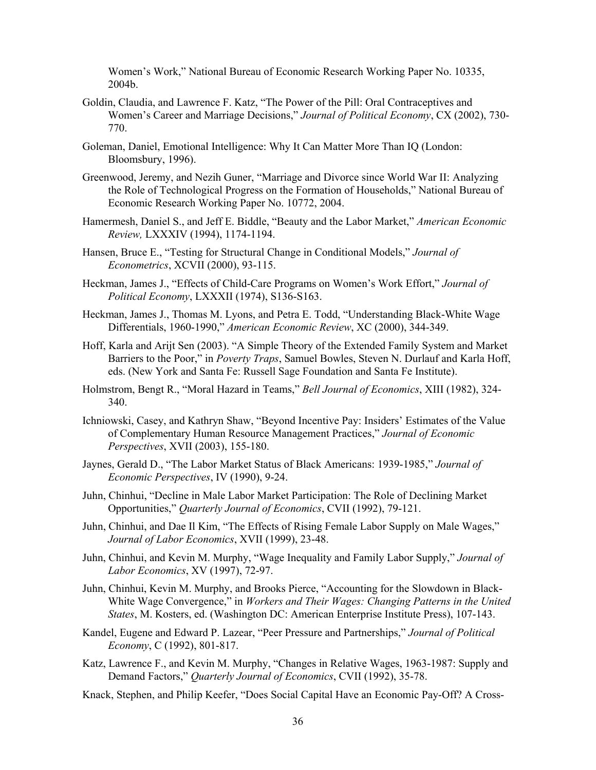Women's Work," National Bureau of Economic Research Working Paper No. 10335, 2004b.

Goldin, Claudia, and Lawrence F. Katz, "The Power of the Pill: Oral Contraceptives and Women's Career and Marriage Decisions," *Journal of Political Economy*, CX (2002), 730-770.

Goleman, Daniel, Emotional Intelligence: Why It Can Matter More Than IQ (London: Bloomsbury, 1996).

Greenwood, Jeremy, and Nezih Guner, "Marriage and Divorce since World War II: Analyzing the Role of Technological Progress on the Formation of Households," National Bureau of Economic Research Working Paper No. 10772, 2004.

Hamermesh, Daniel S., and Jeff E. Biddle, "Beauty and the Labor Market," *American Economic Review,* LXXXIV (1994), 1174-1194.

Hansen, Bruce E., "Testing for Structural Change in Conditional Models," *Journal of Econometrics*, XCVII (2000), 93-115.

Heckman, James J., "Effects of Child-Care Programs on Women's Work Effort," *Journal of Political Economy*, LXXXII (1974), S136-S163.

Heckman, James J., Thomas M. Lyons, and Petra E. Todd, "Understanding Black-White Wage Differentials, 1960-1990," *American Economic Review*, XC (2000), 344-349.

Hoff, Karla and Arijt Sen (2003). "A Simple Theory of the Extended Family System and Market Barriers to the Poor," in *Poverty Traps*, Samuel Bowles, Steven N. Durlauf and Karla Hoff, eds. (New York and Santa Fe: Russell Sage Foundation and Santa Fe Institute).

Holmstrom, Bengt R., "Moral Hazard in Teams," *Bell Journal of Economics*, XIII (1982), 324-340.

Ichniowski, Casey, and Kathryn Shaw, "Beyond Incentive Pay: Insiders' Estimates of the Value of Complementary Human Resource Management Practices," *Journal of Economic Perspectives*, XVII (2003), 155-180.

Jaynes, Gerald D., "The Labor Market Status of Black Americans: 1939-1985," *Journal of Economic Perspectives*, IV (1990), 9-24.

Juhn, Chinhui, "Decline in Male Labor Market Participation: The Role of Declining Market Opportunities," *Quarterly Journal of Economics*, CVII (1992), 79-121.

Juhn, Chinhui, and Dae Il Kim, "The Effects of Rising Female Labor Supply on Male Wages," *Journal of Labor Economics*, XVII (1999), 23-48.

Juhn, Chinhui, and Kevin M. Murphy, "Wage Inequality and Family Labor Supply," *Journal of Labor Economics*, XV (1997), 72-97.

Juhn, Chinhui, Kevin M. Murphy, and Brooks Pierce, "Accounting for the Slowdown in Black-White Wage Convergence," in *Workers and Their Wages: Changing Patterns in the United States*, M. Kosters, ed. (Washington DC: American Enterprise Institute Press), 107-143.

Kandel, Eugene and Edward P. Lazear, "Peer Pressure and Partnerships," *Journal of Political Economy*, C (1992), 801-817.

Katz, Lawrence F., and Kevin M. Murphy, "Changes in Relative Wages, 1963-1987: Supply and Demand Factors," *Quarterly Journal of Economics*, CVII (1992), 35-78.

Knack, Stephen, and Philip Keefer, "Does Social Capital Have an Economic Pay-Off? A Cross-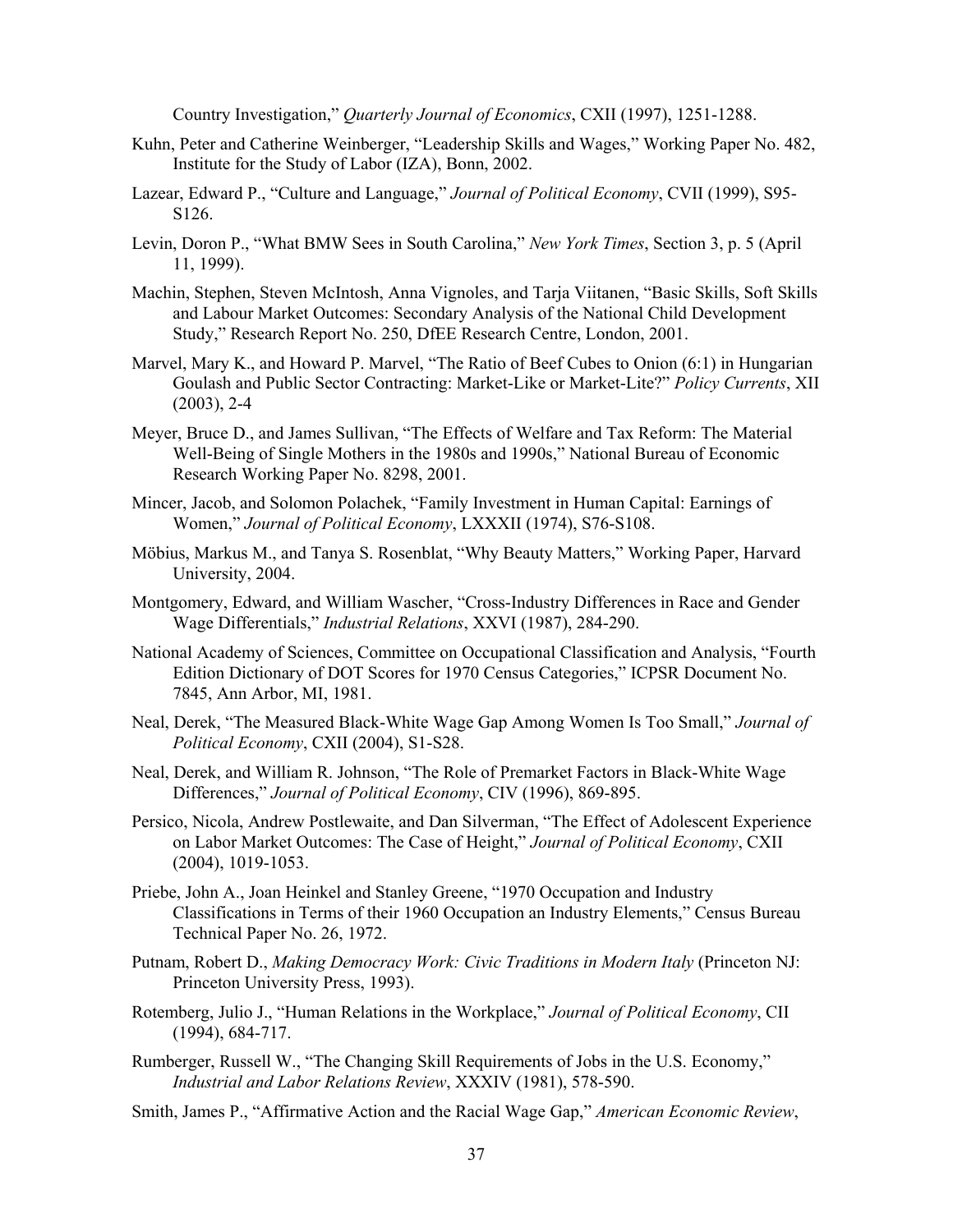Country Investigation," *Quarterly Journal of Economics*, CXII (1997), 1251-1288.

Kuhn, Peter and Catherine Weinberger, "Leadership Skills and Wages," Working Paper No. 482, Institute for the Study of Labor (IZA), Bonn, 2002.

Lazear, Edward P., "Culture and Language," *Journal of Political Economy*, CVII (1999), S95-S126.

Levin, Doron P., "What BMW Sees in South Carolina," *New York Times*, Section 3, p. 5 (April 11, 1999).

Machin, Stephen, Steven McIntosh, Anna Vignoles, and Tarja Viitanen, "Basic Skills, Soft Skills and Labour Market Outcomes: Secondary Analysis of the National Child Development Study," Research Report No. 250, DfEE Research Centre, London, 2001.

Marvel, Mary K., and Howard P. Marvel, "The Ratio of Beef Cubes to Onion (6:1) in Hungarian Goulash and Public Sector Contracting: Market-Like or Market-Lite?" *Policy Currents*, XII (2003), 2-4

Meyer, Bruce D., and James Sullivan, "The Effects of Welfare and Tax Reform: The Material Well-Being of Single Mothers in the 1980s and 1990s," National Bureau of Economic Research Working Paper No. 8298, 2001.

Mincer, Jacob, and Solomon Polachek, "Family Investment in Human Capital: Earnings of Women," *Journal of Political Economy*, LXXXII (1974), S76-S108.

Möbius, Markus M., and Tanya S. Rosenblat, "Why Beauty Matters," Working Paper, Harvard University, 2004.

Montgomery, Edward, and William Wascher, "Cross-Industry Differences in Race and Gender Wage Differentials," *Industrial Relations*, XXVI (1987), 284-290.

National Academy of Sciences, Committee on Occupational Classification and Analysis, "Fourth Edition Dictionary of DOT Scores for 1970 Census Categories," ICPSR Document No. 7845, Ann Arbor, MI, 1981.

Neal, Derek, "The Measured Black-White Wage Gap Among Women Is Too Small," *Journal of Political Economy*, CXII (2004), S1-S28.

Neal, Derek, and William R. Johnson, "The Role of Premarket Factors in Black-White Wage Differences," *Journal of Political Economy*, CIV (1996), 869-895.

Persico, Nicola, Andrew Postlewaite, and Dan Silverman, "The Effect of Adolescent Experience on Labor Market Outcomes: The Case of Height," *Journal of Political Economy*, CXII (2004), 1019-1053.

Priebe, John A., Joan Heinkel and Stanley Greene, "1970 Occupation and Industry Classifications in Terms of their 1960 Occupation an Industry Elements," Census Bureau Technical Paper No. 26, 1972.

Putnam, Robert D., *Making Democracy Work: Civic Traditions in Modern Italy* (Princeton NJ: Princeton University Press, 1993).

Rotemberg, Julio J., "Human Relations in the Workplace," *Journal of Political Economy*, CII (1994), 684-717.

Rumberger, Russell W., "The Changing Skill Requirements of Jobs in the U.S. Economy," *Industrial and Labor Relations Review*, XXXIV (1981), 578-590.

Smith, James P., "Affirmative Action and the Racial Wage Gap," *American Economic Review*,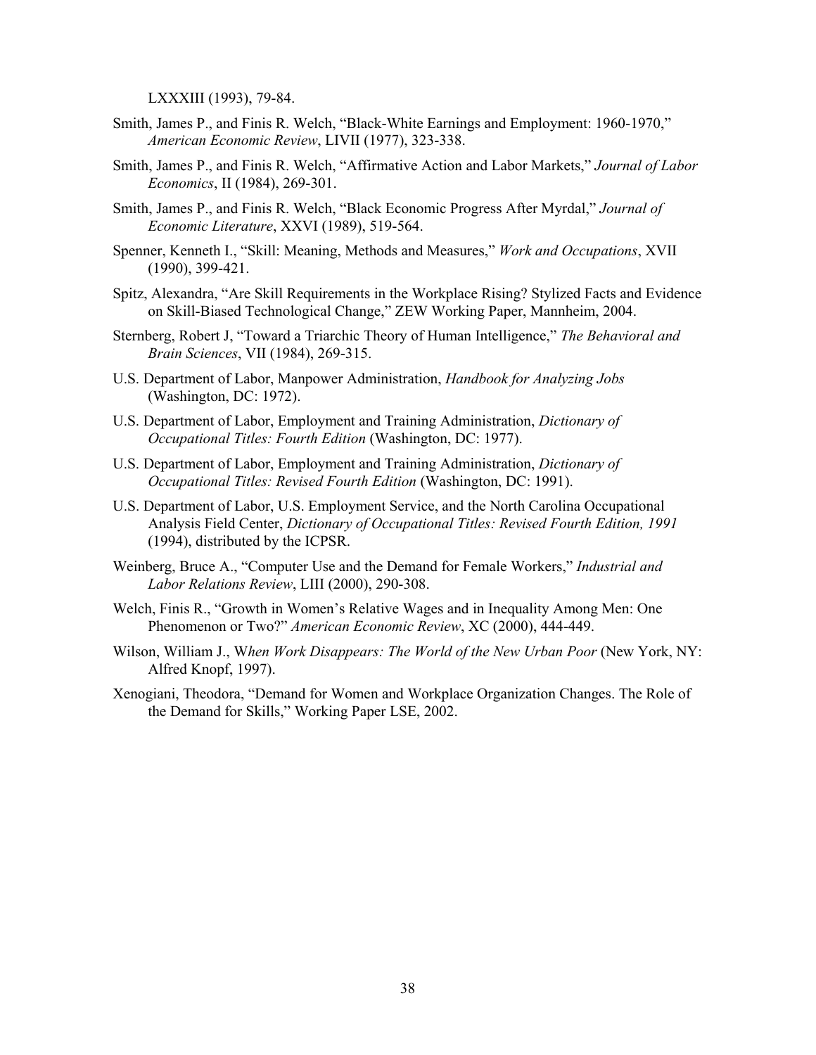LXXXIII (1993), 79-84.

Smith, James P., and Finis R. Welch, "Black-White Earnings and Employment: 1960-1970," *American Economic Review*, LIVII (1977), 323-338.

Smith, James P., and Finis R. Welch, "Affirmative Action and Labor Markets," *Journal of Labor Economics*, II (1984), 269-301.

Smith, James P., and Finis R. Welch, "Black Economic Progress After Myrdal," *Journal of Economic Literature*, XXVI (1989), 519-564.

Spenner, Kenneth I., "Skill: Meaning, Methods and Measures," *Work and Occupations*, XVII (1990), 399-421.

Spitz, Alexandra, "Are Skill Requirements in the Workplace Rising? Stylized Facts and Evidence on Skill-Biased Technological Change," ZEW Working Paper, Mannheim, 2004.

Sternberg, Robert J, "Toward a Triarchic Theory of Human Intelligence," *The Behavioral and Brain Sciences*, VII (1984), 269-315.

U.S. Department of Labor, Manpower Administration, *Handbook for Analyzing Jobs* (Washington, DC: 1972).

U.S. Department of Labor, Employment and Training Administration, *Dictionary of Occupational Titles: Fourth Edition* (Washington, DC: 1977).

U.S. Department of Labor, Employment and Training Administration, *Dictionary of Occupational Titles: Revised Fourth Edition* (Washington, DC: 1991).

U.S. Department of Labor, U.S. Employment Service, and the North Carolina Occupational Analysis Field Center, *Dictionary of Occupational Titles: Revised Fourth Edition, 1991* (1994), distributed by the ICPSR.

Weinberg, Bruce A., "Computer Use and the Demand for Female Workers," *Industrial and Labor Relations Review*, LIII (2000), 290-308.

Welch, Finis R., "Growth in Women's Relative Wages and in Inequality Among Men: One Phenomenon or Two?" *American Economic Review*, XC (2000), 444-449.

Wilson, William J., W*hen Work Disappears: The World of the New Urban Poor* (New York, NY: Alfred Knopf, 1997).

Xenogiani, Theodora, "Demand for Women and Workplace Organization Changes. The Role of the Demand for Skills," Working Paper LSE, 2002.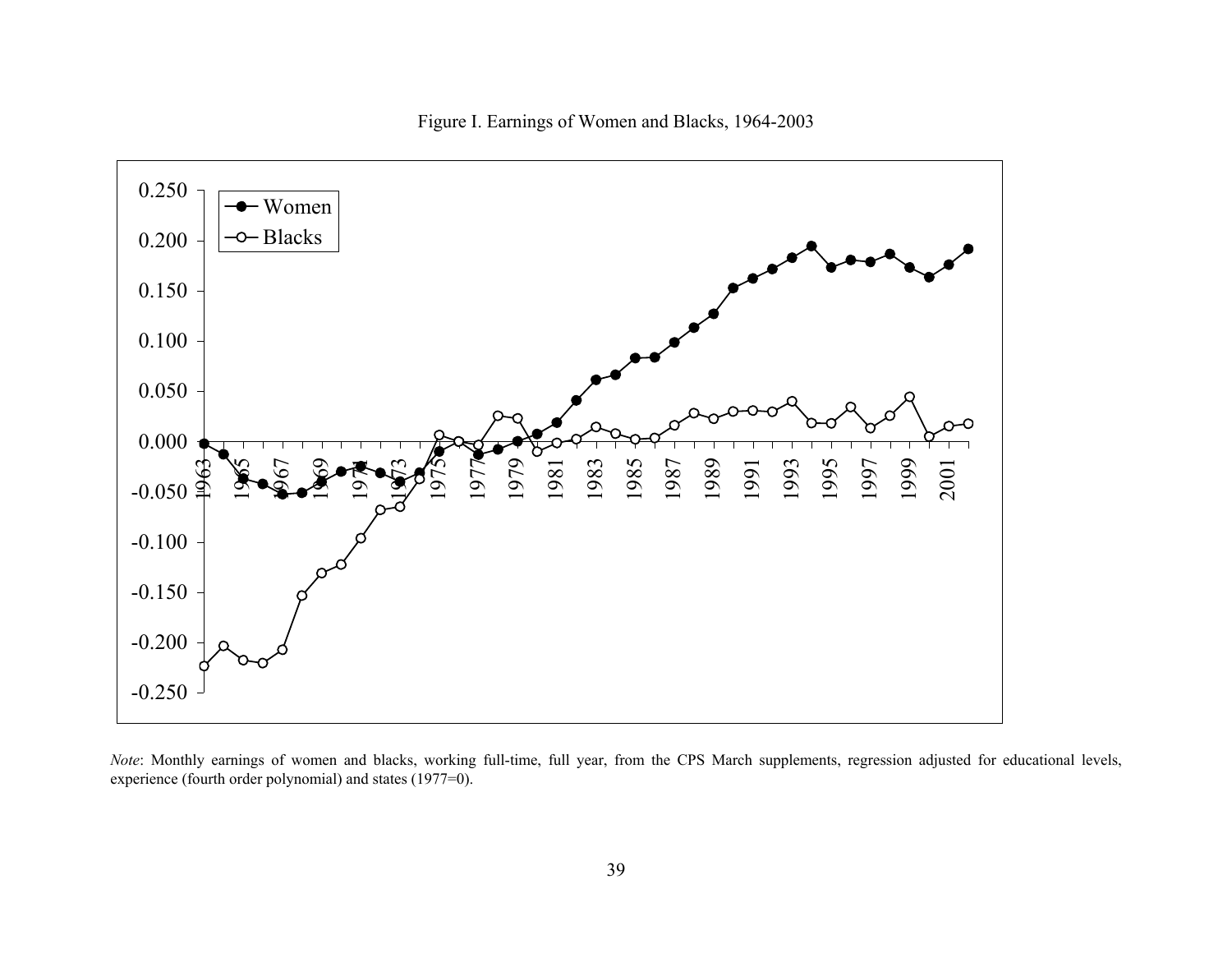Figure I. Earnings of Women and Blacks, 1964-2003

*Note*: Monthly earnings of women and blacks, working full-time, full year, from the CPS March supplements, regression adjusted for educational levels, experience (fourth order polynomial) and states (1977=0).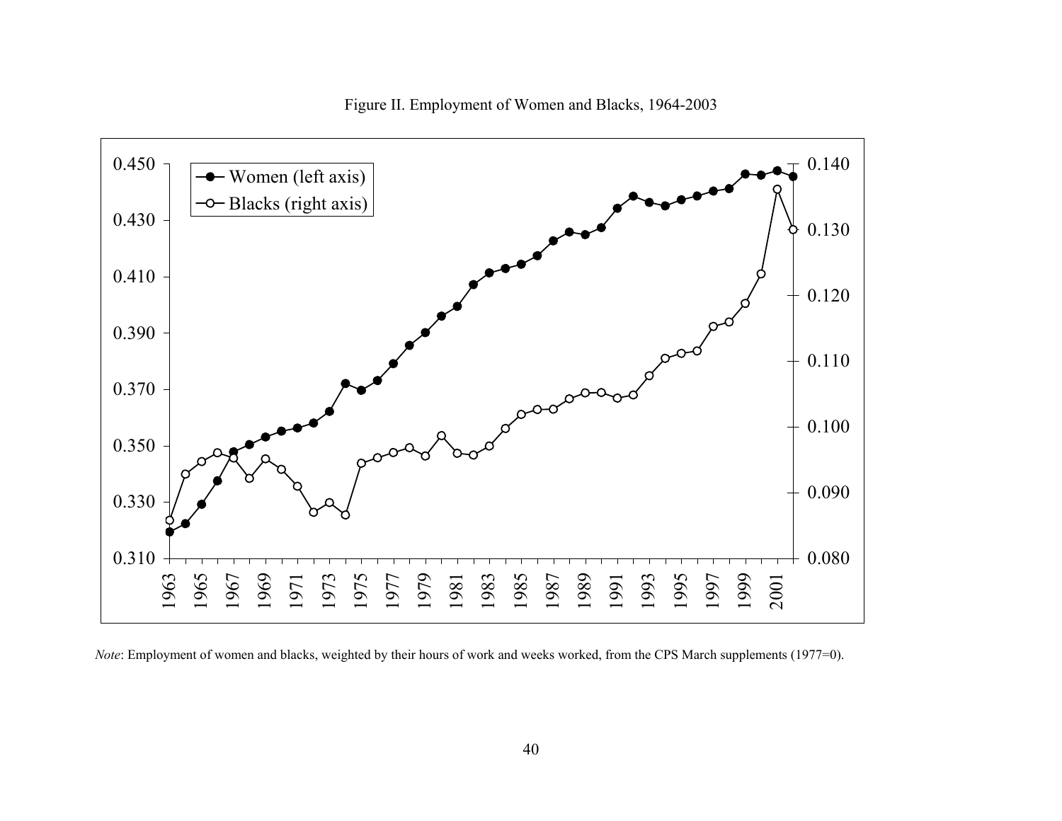Figure II. Employment of Women and Blacks, 1964-2003

*Note*: Employment of women and blacks, weighted by their hours of work and weeks worked, from the CPS March supplements (1977=0).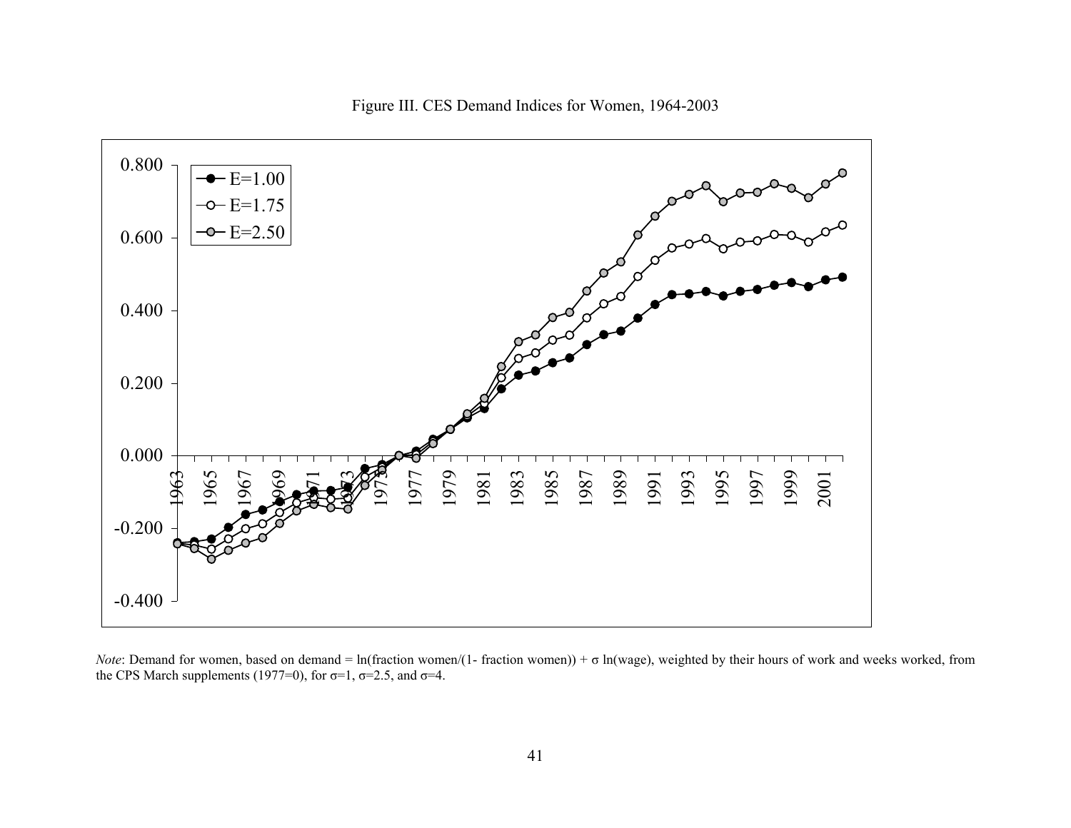Figure III. CES Demand Indices for Women, 1964-2003

*Note*: Demand for women, based on demand = ln(fraction women/(1- fraction women)) + σ ln(wage), weighted by their hours of work and weeks worked, from the CPS March supplements (1977=0), for σ=1, σ=2.5, and σ=4.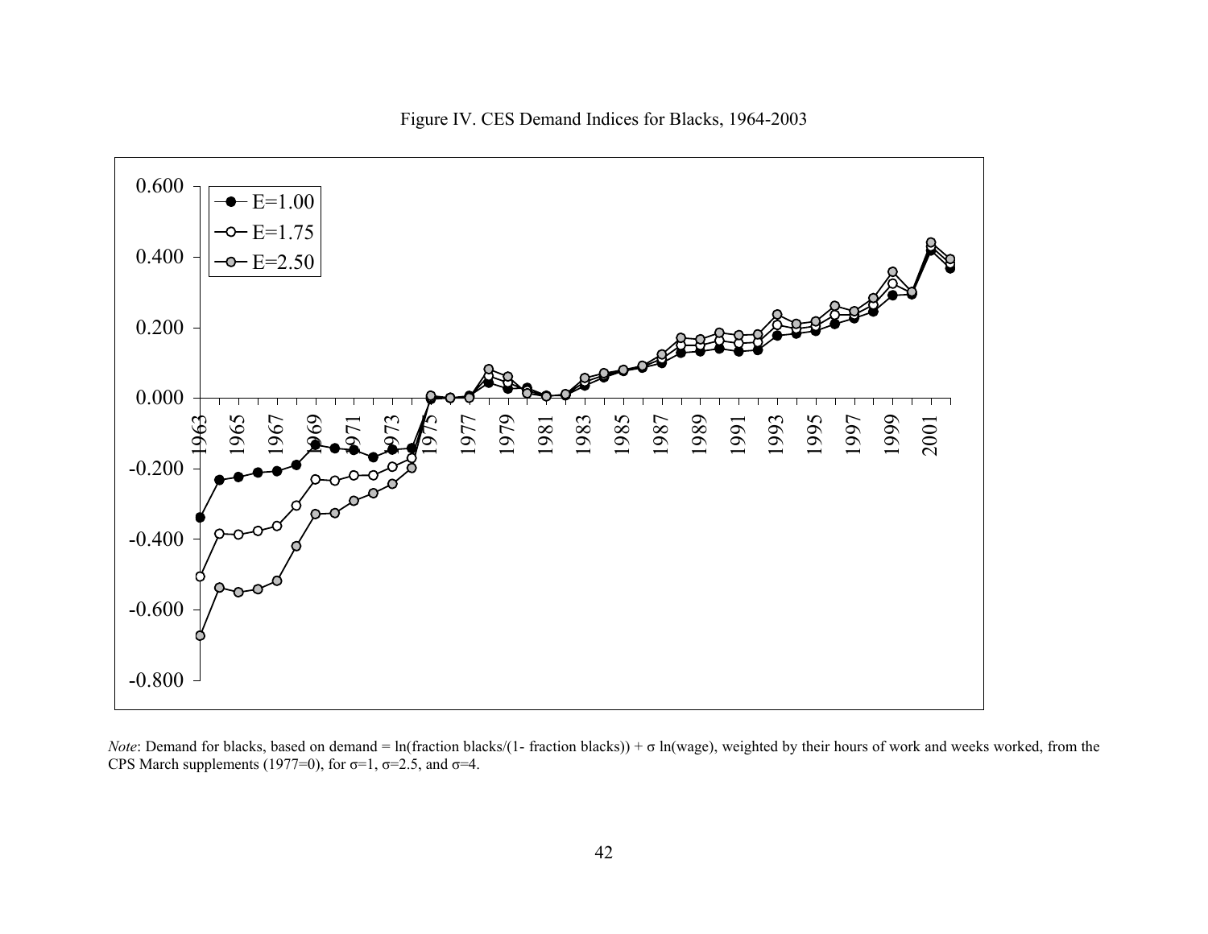Figure IV. CES Demand Indices for Blacks, 1964-2003

*Note*: Demand for blacks, based on demand = ln(fraction blacks/(1- fraction blacks)) + σ ln(wage), weighted by their hours of work and weeks worked, from the CPS March supplements (1977=0), for σ=1, σ=2.5, and σ=4.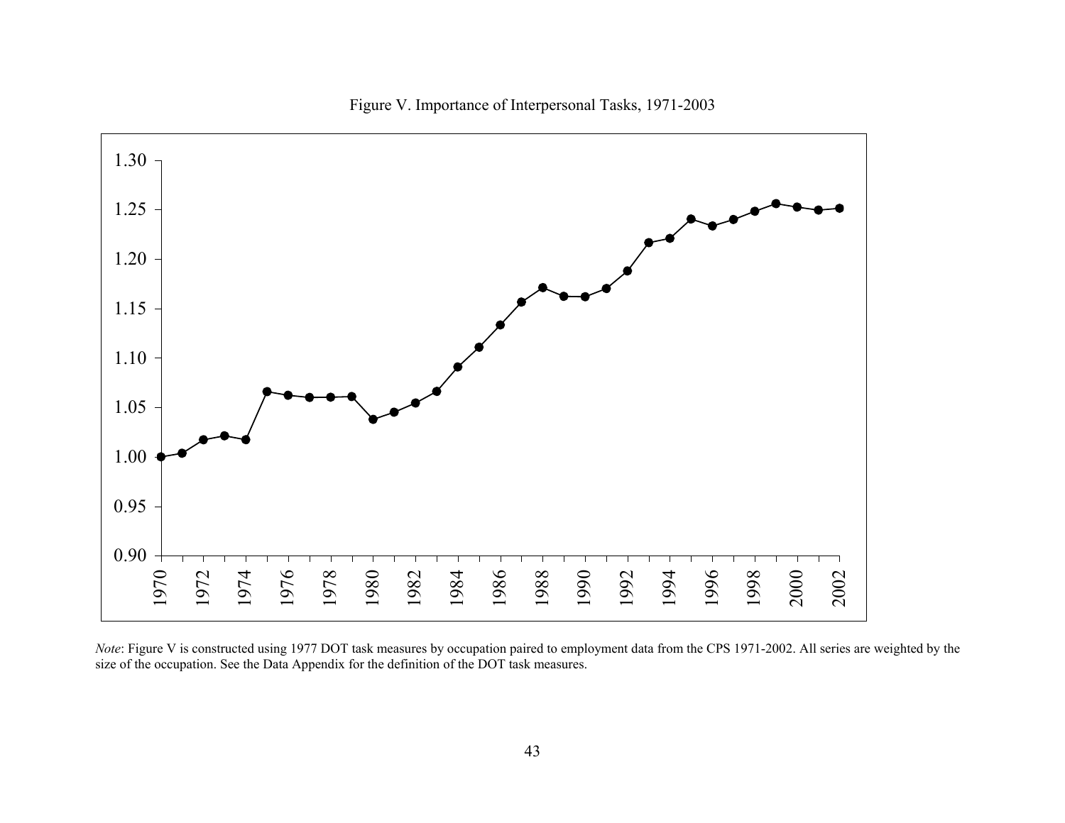Figure V. Importance of Interpersonal Tasks, 1971-2003

*Note*: Figure V is constructed using 1977 DOT task measures by occupation paired to employment data from the CPS 1971-2002. All series are weighted by the size of the occupation. See the Data Appendix for the definition of the DOT task measures.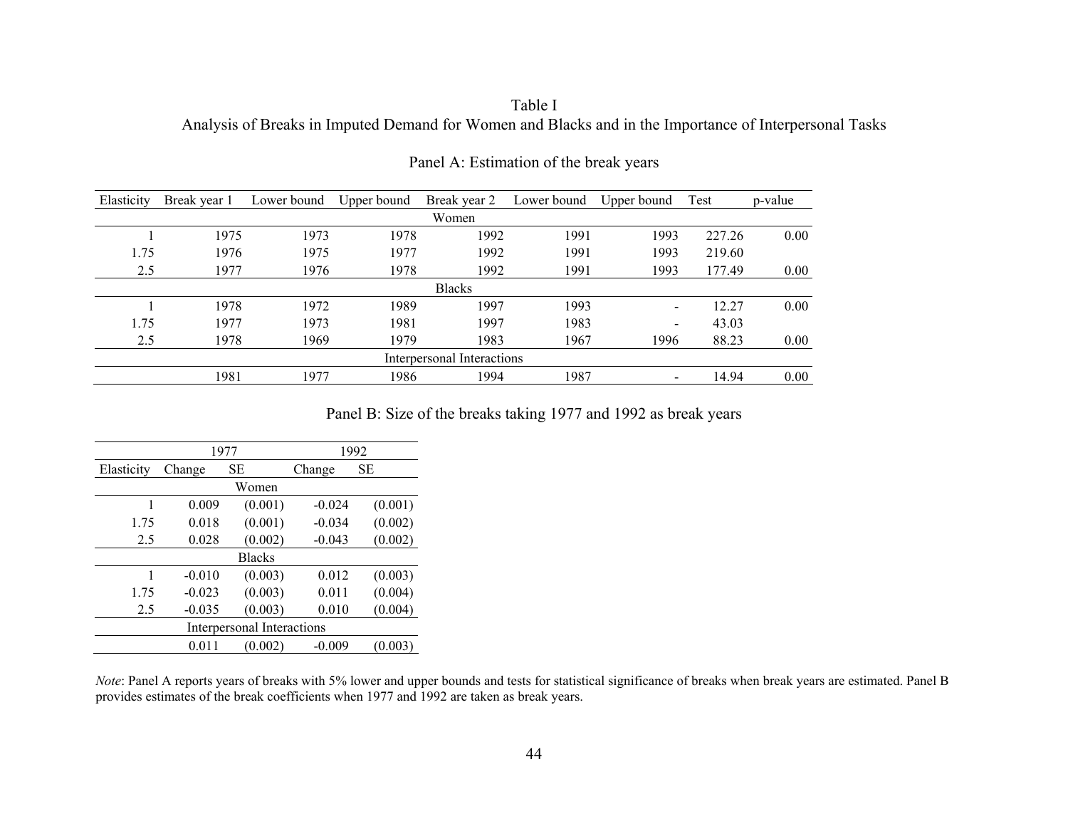Table I

Analysis of Breaks in Imputed Demand for Women and Blacks and in the Importance of Interpersonal Tasks

Panel A: Estimation of the break years

| Elasticity | Break year 1 | Lower bound | Upper bound | Break year 2 | Lower bound | Upper bound | Test | p-value |
|---|---|---|---|---|---|---|---|---|
| | | | | Women | | | | |
| 1 | 1975 | 1973 | 1978 | 1992 | 1991 | 1993 | 227.26 | 0.00 |
| 1.75 | 1976 | 1975 | 1977 | 1992 | 1991 | 1993 | 219.60 | |
| 2.5 | 1977 | 1976 | 1978 | 1992 | 1991 | 1993 | 177.49 | 0.00 |
| | | | | Blacks | | | | |
| 1 | 1978 | 1972 | 1989 | 1997 | 1993 | - | 12.27 | 0.00 |
| 1.75 | 1977 | 1973 | 1981 | 1997 | 1983 | - | 43.03 | |
| 2.5 | 1978 | 1969 | 1979 | 1983 | 1967 | 1996 | 88.23 | 0.00 |
| | | | | Interpersonal Interactions | | | | |
| | 1981 | 1977 | 1986 | 1994 | 1987 | - | 14.94 | 0.00 |

Panel B: Size of the breaks taking 1977 and 1992 as break years

| | 1977 | | 1992 | |
|---|---|---|---|---|
| Elasticity | Change | SE | Change | SE |
| | | Women | | |
| 1 | 0.009 | (0.001) | -0.024 | (0.001) |
| 1.75 | 0.018 | (0.001) | -0.034 | (0.002) |
| 2.5 | 0.028 | (0.002) | -0.043 | (0.002) |
| | | Blacks | | |
| 1 | -0.010 | (0.003) | 0.012 | (0.003) |
| 1.75 | -0.023 | (0.003) | 0.011 | (0.004) |
| 2.5 | -0.035 | (0.003) | 0.010 | (0.004) |
| | | Interpersonal Interactions | | |
| | 0.011 | (0.002) | -0.009 | (0.003) |

*Note*: Panel A reports years of breaks with 5% lower and upper bounds and tests for statistical significance of breaks when break years are estimated. Panel B provides estimates of the break coefficients when 1977 and 1992 are taken as break years.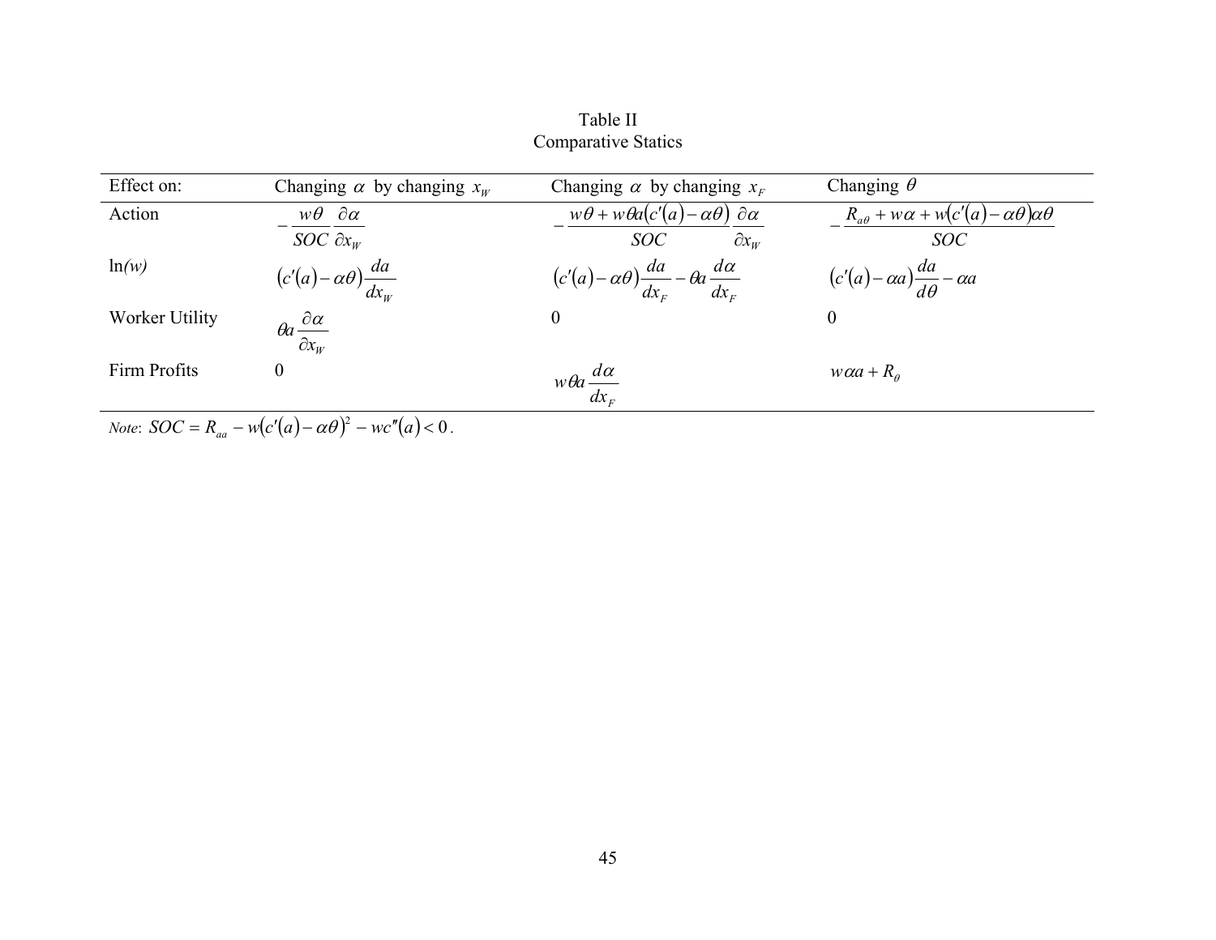Table II
Comparative Statics

| Effect on: | Changing $\alpha$ by changing $x_W$ | Changing $\alpha$ by changing $x_F$ | Changing $\theta$ |
|---|---|---|---|
| Action | $-\dfrac{w\theta}{SOC}\dfrac{\partial\alpha}{\partial x_W}$ | $-\dfrac{w\theta + w\theta a\left(c'(a)-\alpha\theta\right)}{SOC}\dfrac{\partial\alpha}{\partial x_W}$ | $-\dfrac{R_{a\theta} + w\alpha + w\left(c'(a)-\alpha\theta\right)\alpha\theta}{SOC}$ |
| ln*(w)* | $\left(c'(a)-\alpha\theta\right)\dfrac{da}{dx_W}$ | $\left(c'(a)-\alpha\theta\right)\dfrac{da}{dx_F} - \theta a\dfrac{d\alpha}{dx_F}$ | $\left(c'(a)-\alpha a\right)\dfrac{da}{d\theta} - \alpha a$ |
| Worker Utility | $\theta a\dfrac{\partial\alpha}{\partial x_W}$ | 0 | 0 |
| Firm Profits | 0 | $w\theta a\dfrac{d\alpha}{dx_F}$ | $w\alpha a + R_\theta$ |

*Note*: $SOC = R_{aa} - w\left(c'(a)-\alpha\theta\right)^2 - wc''(a) < 0$.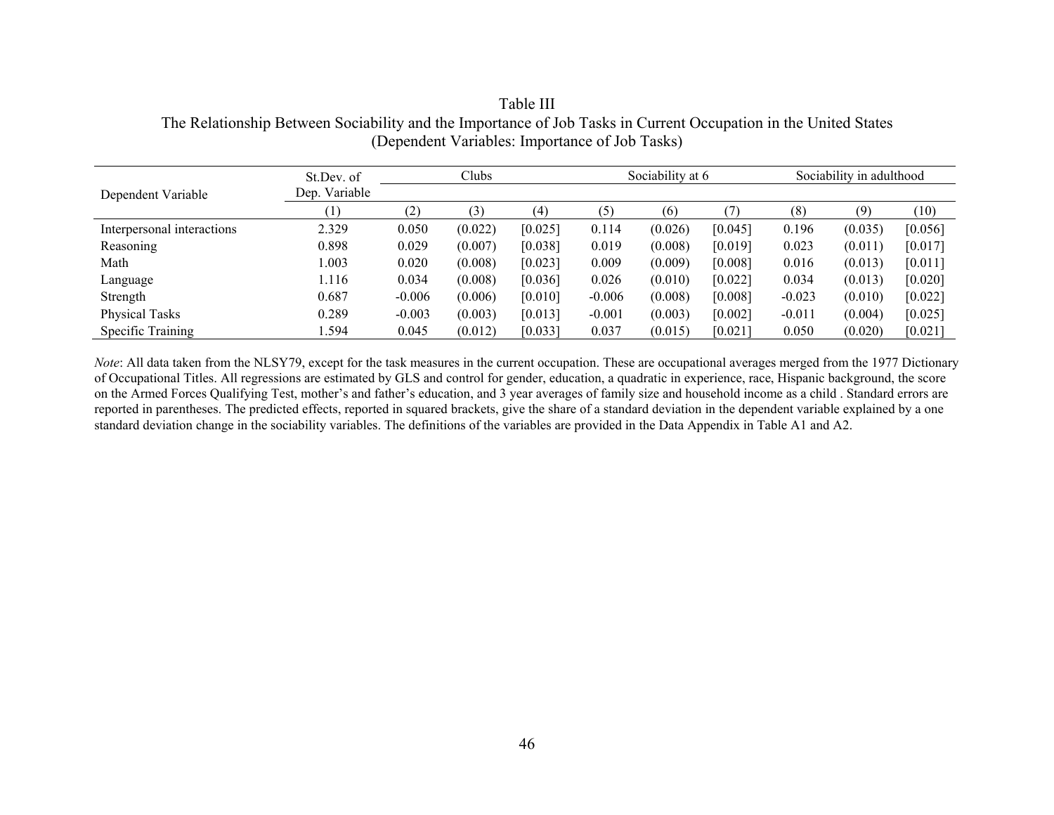Table III
The Relationship Between Sociability and the Importance of Job Tasks in Current Occupation in the United States
(Dependent Variables: Importance of Job Tasks)

| Dependent Variable | St.Dev. of Dep. Variable | Clubs | | | Sociability at 6 | | | Sociability in adulthood | | |
|---|---|---|---|---|---|---|---|---|---|---|
| | (1) | (2) | (3) | (4) | (5) | (6) | (7) | (8) | (9) | (10) |
| Interpersonal interactions | 2.329 | 0.050 | (0.022) | [0.025] | 0.114 | (0.026) | [0.045] | 0.196 | (0.035) | [0.056] |
| Reasoning | 0.898 | 0.029 | (0.007) | [0.038] | 0.019 | (0.008) | [0.019] | 0.023 | (0.011) | [0.017] |
| Math | 1.003 | 0.020 | (0.008) | [0.023] | 0.009 | (0.009) | [0.008] | 0.016 | (0.013) | [0.011] |
| Language | 1.116 | 0.034 | (0.008) | [0.036] | 0.026 | (0.010) | [0.022] | 0.034 | (0.013) | [0.020] |
| Strength | 0.687 | -0.006 | (0.006) | [0.010] | -0.006 | (0.008) | [0.008] | -0.023 | (0.010) | [0.022] |
| Physical Tasks | 0.289 | -0.003 | (0.003) | [0.013] | -0.001 | (0.003) | [0.002] | -0.011 | (0.004) | [0.025] |
| Specific Training | 1.594 | 0.045 | (0.012) | [0.033] | 0.037 | (0.015) | [0.021] | 0.050 | (0.020) | [0.021] |

*Note*: All data taken from the NLSY79, except for the task measures in the current occupation. These are occupational averages merged from the 1977 Dictionary of Occupational Titles. All regressions are estimated by GLS and control for gender, education, a quadratic in experience, race, Hispanic background, the score on the Armed Forces Qualifying Test, mother's and father's education, and 3 year averages of family size and household income as a child . Standard errors are reported in parentheses. The predicted effects, reported in squared brackets, give the share of a standard deviation in the dependent variable explained by a one standard deviation change in the sociability variables. The definitions of the variables are provided in the Data Appendix in Table A1 and A2.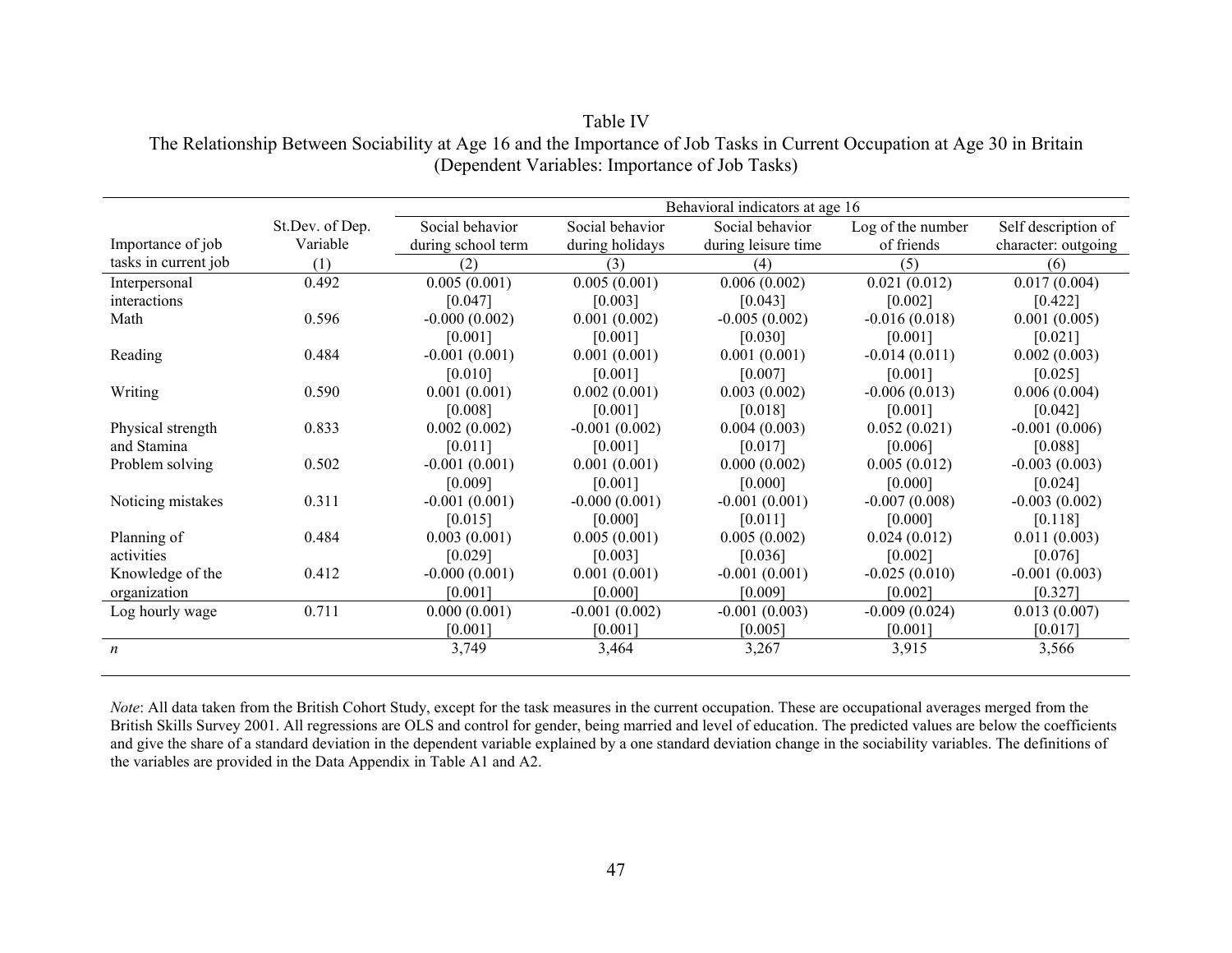Table IV

The Relationship Between Sociability at Age 16 and the Importance of Job Tasks in Current Occupation at Age 30 in Britain

(Dependent Variables: Importance of Job Tasks)

| | | Behavioral indicators at age 16 | | | | |
|---|---|---|---|---|---|---|
| Importance of job tasks in current job | St.Dev. of Dep. Variable (1) | Social behavior during school term (2) | Social behavior during holidays (3) | Social behavior during leisure time (4) | Log of the number of friends (5) | Self description of character: outgoing (6) |
| Interpersonal interactions | 0.492 | 0.005 (0.001) [0.047] | 0.005 (0.001) [0.003] | 0.006 (0.002) [0.043] | 0.021 (0.012) [0.002] | 0.017 (0.004) [0.422] |
| Math | 0.596 | -0.000 (0.002) [0.001] | 0.001 (0.002) [0.001] | -0.005 (0.002) [0.030] | -0.016 (0.018) [0.001] | 0.001 (0.005) [0.021] |
| Reading | 0.484 | -0.001 (0.001) [0.010] | 0.001 (0.001) [0.001] | 0.001 (0.001) [0.007] | -0.014 (0.011) [0.001] | 0.002 (0.003) [0.025] |
| Writing | 0.590 | 0.001 (0.001) [0.008] | 0.002 (0.001) [0.001] | 0.003 (0.002) [0.018] | -0.006 (0.013) [0.001] | 0.006 (0.004) [0.042] |
| Physical strength and Stamina | 0.833 | 0.002 (0.002) [0.011] | -0.001 (0.002) [0.001] | 0.004 (0.003) [0.017] | 0.052 (0.021) [0.006] | -0.001 (0.006) [0.088] |
| Problem solving | 0.502 | -0.001 (0.001) [0.009] | 0.001 (0.001) [0.001] | 0.000 (0.002) [0.000] | 0.005 (0.012) [0.000] | -0.003 (0.003) [0.024] |
| Noticing mistakes | 0.311 | -0.001 (0.001) [0.015] | -0.000 (0.001) [0.000] | -0.001 (0.001) [0.011] | -0.007 (0.008) [0.000] | -0.003 (0.002) [0.118] |
| Planning of activities | 0.484 | 0.003 (0.001) [0.029] | 0.005 (0.001) [0.003] | 0.005 (0.002) [0.036] | 0.024 (0.012) [0.002] | 0.011 (0.003) [0.076] |
| Knowledge of the organization | 0.412 | -0.000 (0.001) [0.001] | 0.001 (0.001) [0.000] | -0.001 (0.001) [0.009] | -0.025 (0.010) [0.002] | -0.001 (0.003) [0.327] |
| Log hourly wage | 0.711 | 0.000 (0.001) [0.001] | -0.001 (0.002) [0.001] | -0.001 (0.003) [0.005] | -0.009 (0.024) [0.001] | 0.013 (0.007) [0.017] |
| *n* | | 3,749 | 3,464 | 3,267 | 3,915 | 3,566 |

*Note*: All data taken from the British Cohort Study, except for the task measures in the current occupation. These are occupational averages merged from the British Skills Survey 2001. All regressions are OLS and control for gender, being married and level of education. The predicted values are below the coefficients and give the share of a standard deviation in the dependent variable explained by a one standard deviation change in the sociability variables. The definitions of the variables are provided in the Data Appendix in Table A1 and A2.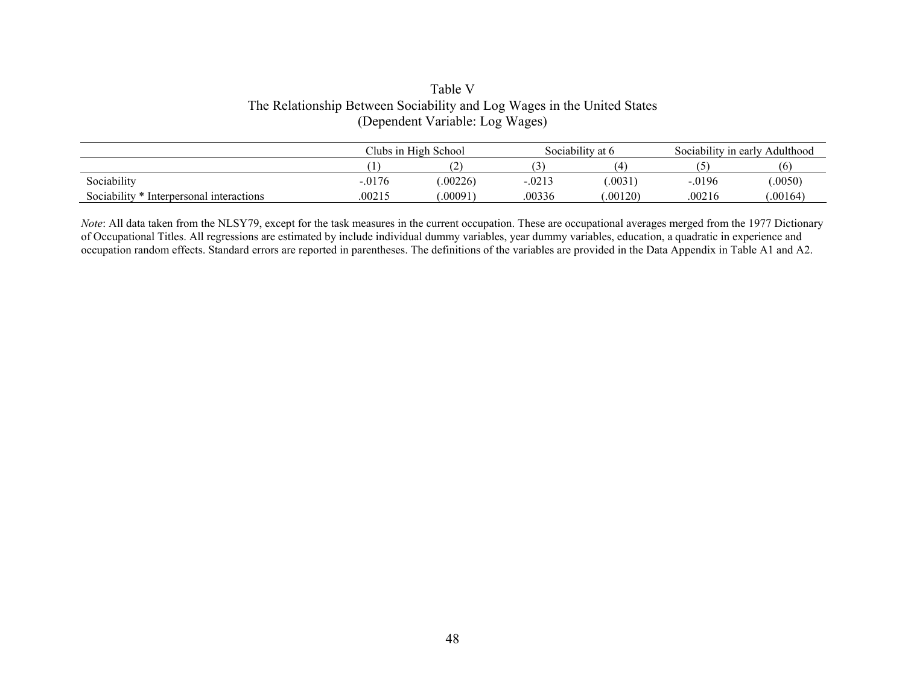Table V
The Relationship Between Sociability and Log Wages in the United States
(Dependent Variable: Log Wages)

| | Clubs in High School | | Sociability at 6 | | Sociability in early Adulthood | |
|---|---|---|---|---|---|---|
| | (1) | (2) | (3) | (4) | (5) | (6) |
| Sociability | -.0176 | (.00226) | -.0213 | (.0031) | -.0196 | (.0050) |
| Sociability * Interpersonal interactions | .00215 | (.00091) | .00336 | (.00120) | .00216 | (.00164) |

*Note*: All data taken from the NLSY79, except for the task measures in the current occupation. These are occupational averages merged from the 1977 Dictionary of Occupational Titles. All regressions are estimated by include individual dummy variables, year dummy variables, education, a quadratic in experience and occupation random effects. Standard errors are reported in parentheses. The definitions of the variables are provided in the Data Appendix in Table A1 and A2.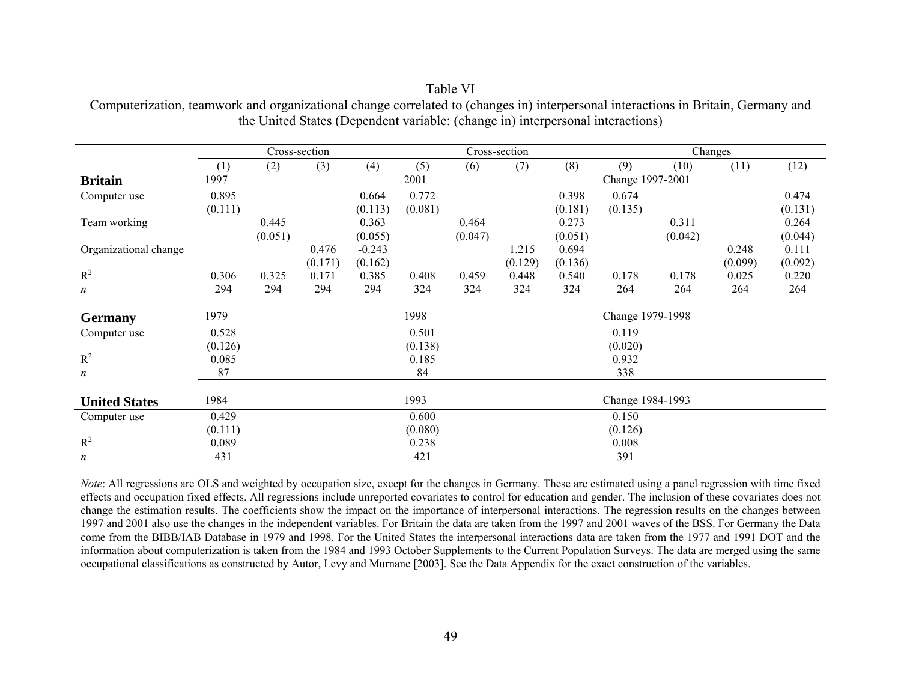Table VI

Computerization, teamwork and organizational change correlated to (changes in) interpersonal interactions in Britain, Germany and the United States (Dependent variable: (change in) interpersonal interactions)

| | Cross-section | | | | Cross-section | | | | Changes | | | |
|---|---|---|---|---|---|---|---|---|---|---|---|---|
| | (1) | (2) | (3) | (4) | (5) | (6) | (7) | (8) | (9) | (10) | (11) | (12) |
| **Britain** | 1997 | | | | 2001 | | | | Change 1997-2001 | | | |
| Computer use | 0.895 | | | 0.664 | 0.772 | | | 0.398 | 0.674 | | | 0.474 |
| | (0.111) | | | (0.113) | (0.081) | | | (0.181) | (0.135) | | | (0.131) |
| Team working | | 0.445 | | 0.363 | | 0.464 | | 0.273 | | 0.311 | | 0.264 |
| | | (0.051) | | (0.055) | | (0.047) | | (0.051) | | (0.042) | | (0.044) |
| Organizational change | | | 0.476 | -0.243 | | | 1.215 | 0.694 | | | 0.248 | 0.111 |
| | | | (0.171) | (0.162) | | | (0.129) | (0.136) | | | (0.099) | (0.092) |
| $R^2$ | 0.306 | 0.325 | 0.171 | 0.385 | 0.408 | 0.459 | 0.448 | 0.540 | 0.178 | 0.178 | 0.025 | 0.220 |
| $n$ | 294 | 294 | 294 | 294 | 324 | 324 | 324 | 324 | 264 | 264 | 264 | 264 |
| **Germany** | 1979 | | | | 1998 | | | | Change 1979-1998 | | | |
| Computer use | 0.528 | | | | 0.501 | | | | 0.119 | | | |
| | (0.126) | | | | (0.138) | | | | (0.020) | | | |
| $R^2$ | 0.085 | | | | 0.185 | | | | 0.932 | | | |
| $n$ | 87 | | | | 84 | | | | 338 | | | |
| **United States** | 1984 | | | | 1993 | | | | Change 1984-1993 | | | |
| Computer use | 0.429 | | | | 0.600 | | | | 0.150 | | | |
| | (0.111) | | | | (0.080) | | | | (0.126) | | | |
| $R^2$ | 0.089 | | | | 0.238 | | | | 0.008 | | | |
| $n$ | 431 | | | | 421 | | | | 391 | | | |

*Note*: All regressions are OLS and weighted by occupation size, except for the changes in Germany. These are estimated using a panel regression with time fixed effects and occupation fixed effects. All regressions include unreported covariates to control for education and gender. The inclusion of these covariates does not change the estimation results. The coefficients show the impact on the importance of interpersonal interactions. The regression results on the changes between 1997 and 2001 also use the changes in the independent variables. For Britain the data are taken from the 1997 and 2001 waves of the BSS. For Germany the Data come from the BIBB/IAB Database in 1979 and 1998. For the United States the interpersonal interactions data are taken from the 1977 and 1991 DOT and the information about computerization is taken from the 1984 and 1993 October Supplements to the Current Population Surveys. The data are merged using the same occupational classifications as constructed by Autor, Levy and Murnane [2003]. See the Data Appendix for the exact construction of the variables.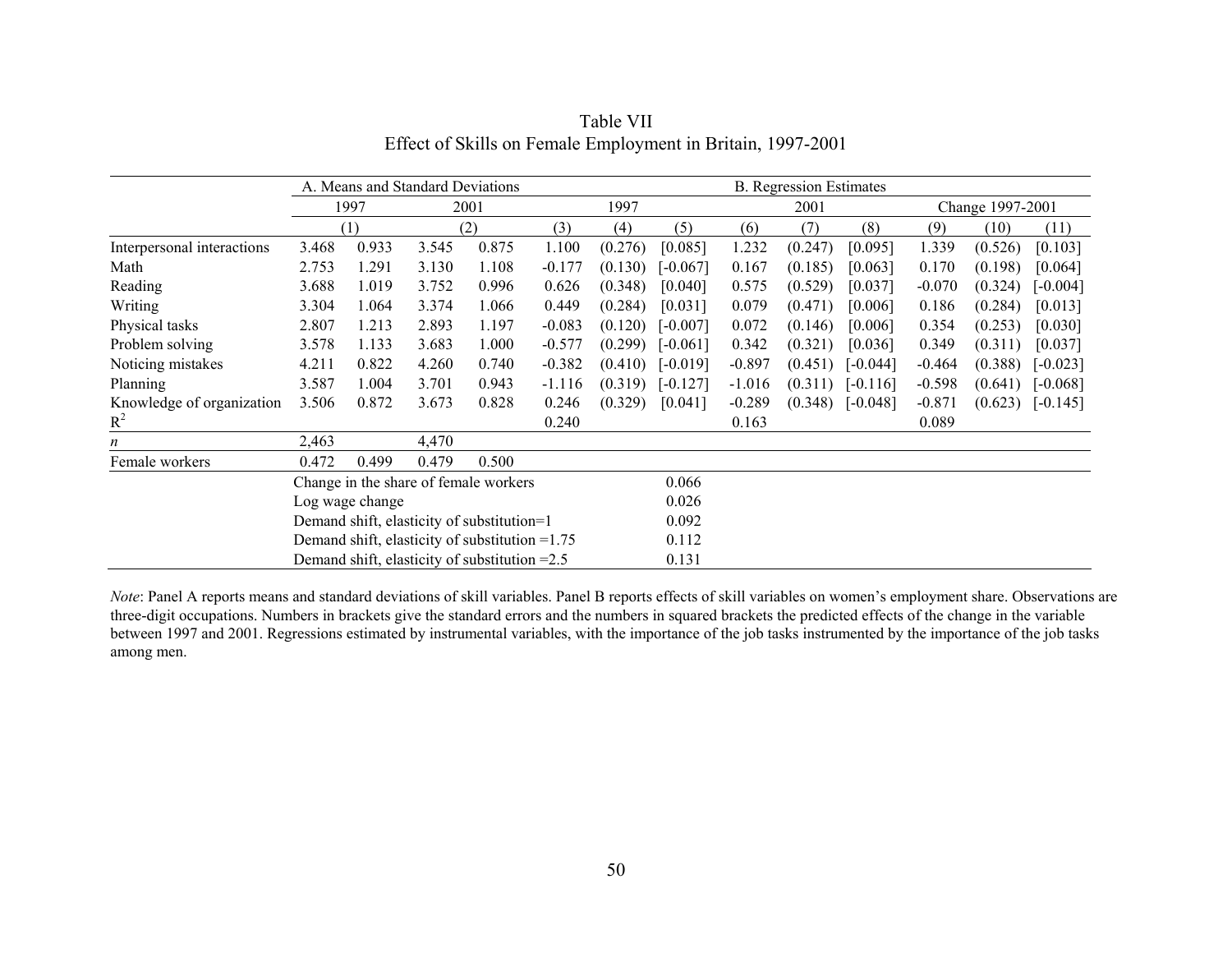Table VII
Effect of Skills on Female Employment in Britain, 1997-2001

| | A. Means and Standard Deviations | | | | B. Regression Estimates | | | | | | | | |
|---|---|---|---|---|---|---|---|---|---|---|---|---|---|
| | 1997 | | 2001 | | 1997 | | | 2001 | | | Change 1997-2001 | | |
| | (1) | | (2) | | (3) | (4) | (5) | (6) | (7) | (8) | (9) | (10) | (11) |
| Interpersonal interactions | 3.468 | 0.933 | 3.545 | 0.875 | 1.100 | (0.276) | [0.085] | 1.232 | (0.247) | [0.095] | 1.339 | (0.526) | [0.103] |
| Math | 2.753 | 1.291 | 3.130 | 1.108 | -0.177 | (0.130) | [-0.067] | 0.167 | (0.185) | [0.063] | 0.170 | (0.198) | [0.064] |
| Reading | 3.688 | 1.019 | 3.752 | 0.996 | 0.626 | (0.348) | [0.040] | 0.575 | (0.529) | [0.037] | -0.070 | (0.324) | [-0.004] |
| Writing | 3.304 | 1.064 | 3.374 | 1.066 | 0.449 | (0.284) | [0.031] | 0.079 | (0.471) | [0.006] | 0.186 | (0.284) | [0.013] |
| Physical tasks | 2.807 | 1.213 | 2.893 | 1.197 | -0.083 | (0.120) | [-0.007] | 0.072 | (0.146) | [0.006] | 0.354 | (0.253) | [0.030] |
| Problem solving | 3.578 | 1.133 | 3.683 | 1.000 | -0.577 | (0.299) | [-0.061] | 0.342 | (0.321) | [0.036] | 0.349 | (0.311) | [0.037] |
| Noticing mistakes | 4.211 | 0.822 | 4.260 | 0.740 | -0.382 | (0.410) | [-0.019] | -0.897 | (0.451) | [-0.044] | -0.464 | (0.388) | [-0.023] |
| Planning | 3.587 | 1.004 | 3.701 | 0.943 | -1.116 | (0.319) | [-0.127] | -1.016 | (0.311) | [-0.116] | -0.598 | (0.641) | [-0.068] |
| Knowledge of organization | 3.506 | 0.872 | 3.673 | 0.828 | 0.246 | (0.329) | [0.041] | -0.289 | (0.348) | [-0.048] | -0.871 | (0.623) | [-0.145] |
| $R^2$ | | | | | 0.240 | | | 0.163 | | | 0.089 | | |
| *n* | 2,463 | | 4,470 | | | | | | | | | | |
| Female workers | 0.472 | 0.499 | 0.479 | 0.500 | | | | | | | | | |
| | Change in the share of female workers | | | | | | 0.066 | | | | | | |
| | Log wage change | | | | | | 0.026 | | | | | | |
| | Demand shift, elasticity of substitution=1 | | | | | | 0.092 | | | | | | |
| | Demand shift, elasticity of substitution =1.75 | | | | | | 0.112 | | | | | | |
| | Demand shift, elasticity of substitution =2.5 | | | | | | 0.131 | | | | | | |

*Note*: Panel A reports means and standard deviations of skill variables. Panel B reports effects of skill variables on women's employment share. Observations are three-digit occupations. Numbers in brackets give the standard errors and the numbers in squared brackets the predicted effects of the change in the variable between 1997 and 2001. Regressions estimated by instrumental variables, with the importance of the job tasks instrumented by the importance of the job tasks among men.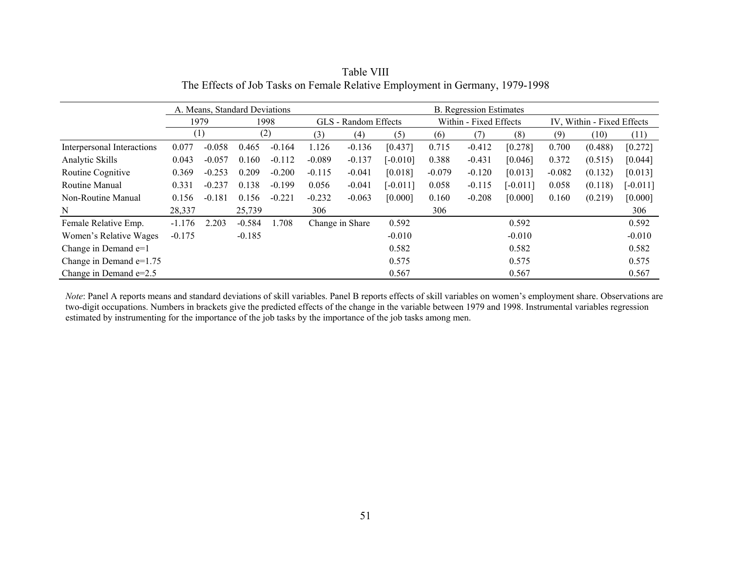Table VIII
The Effects of Job Tasks on Female Relative Employment in Germany, 1979-1998

| | A. Means, Standard Deviations | | | | B. Regression Estimates | | | | | | | | |
|---|---|---|---|---|---|---|---|---|---|---|---|---|---|
| | 1979 | | 1998 | | GLS - Random Effects | | | Within - Fixed Effects | | | IV, Within - Fixed Effects | | |
| | (1) | | (2) | | (3) | (4) | (5) | (6) | (7) | (8) | (9) | (10) | (11) |
| Interpersonal Interactions | 0.077 | -0.058 | 0.465 | -0.164 | 1.126 | -0.136 | [0.437] | 0.715 | -0.412 | [0.278] | 0.700 | (0.488) | [0.272] |
| Analytic Skills | 0.043 | -0.057 | 0.160 | -0.112 | -0.089 | -0.137 | [-0.010] | 0.388 | -0.431 | [0.046] | 0.372 | (0.515) | [0.044] |
| Routine Cognitive | 0.369 | -0.253 | 0.209 | -0.200 | -0.115 | -0.041 | [0.018] | -0.079 | -0.120 | [0.013] | -0.082 | (0.132) | [0.013] |
| Routine Manual | 0.331 | -0.237 | 0.138 | -0.199 | 0.056 | -0.041 | [-0.011] | 0.058 | -0.115 | [-0.011] | 0.058 | (0.118) | [-0.011] |
| Non-Routine Manual | 0.156 | -0.181 | 0.156 | -0.221 | -0.232 | -0.063 | [0.000] | 0.160 | -0.208 | [0.000] | 0.160 | (0.219) | [0.000] |
| N | 28,337 | | 25,739 | | 306 | | | 306 | | | | | 306 |
| Female Relative Emp. | -1.176 | 2.203 | -0.584 | 1.708 | Change in Share | | 0.592 | | | 0.592 | | | 0.592 |
| Women's Relative Wages | -0.175 | | -0.185 | | | | -0.010 | | | -0.010 | | | -0.010 |
| Change in Demand e=1 | | | | | | | 0.582 | | | 0.582 | | | 0.582 |
| Change in Demand e=1.75 | | | | | | | 0.575 | | | 0.575 | | | 0.575 |
| Change in Demand e=2.5 | | | | | | | 0.567 | | | 0.567 | | | 0.567 |

*Note*: Panel A reports means and standard deviations of skill variables. Panel B reports effects of skill variables on women's employment share. Observations are two-digit occupations. Numbers in brackets give the predicted effects of the change in the variable between 1979 and 1998. Instrumental variables regression estimated by instrumenting for the importance of the job tasks by the importance of the job tasks among men.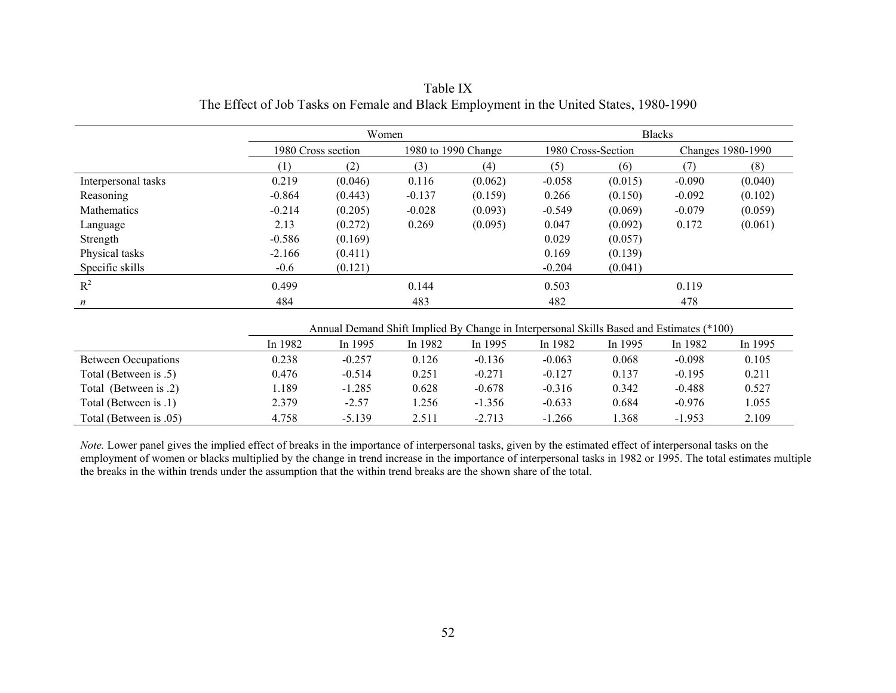Table IX
The Effect of Job Tasks on Female and Black Employment in the United States, 1980-1990

| | Women | | | | Blacks | | | |
|---|---|---|---|---|---|---|---|---|
| | 1980 Cross section | | 1980 to 1990 Change | | 1980 Cross-Section | | Changes 1980-1990 | |
| | (1) | (2) | (3) | (4) | (5) | (6) | (7) | (8) |
| Interpersonal tasks | 0.219 | (0.046) | 0.116 | (0.062) | -0.058 | (0.015) | -0.090 | (0.040) |
| Reasoning | -0.864 | (0.443) | -0.137 | (0.159) | 0.266 | (0.150) | -0.092 | (0.102) |
| Mathematics | -0.214 | (0.205) | -0.028 | (0.093) | -0.549 | (0.069) | -0.079 | (0.059) |
| Language | 2.13 | (0.272) | 0.269 | (0.095) | 0.047 | (0.092) | 0.172 | (0.061) |
| Strength | -0.586 | (0.169) | | | 0.029 | (0.057) | | |
| Physical tasks | -2.166 | (0.411) | | | 0.169 | (0.139) | | |
| Specific skills | -0.6 | (0.121) | | | -0.204 | (0.041) | | |
| $R^2$ | 0.499 | | 0.144 | | 0.503 | | 0.119 | |
| *n* | 484 | | 483 | | 482 | | 478 | |

| | Annual Demand Shift Implied By Change in Interpersonal Skills Based and Estimates (*100) | | | | | | | |
|---|---|---|---|---|---|---|---|---|
| | In 1982 | In 1995 | In 1982 | In 1995 | In 1982 | In 1995 | In 1982 | In 1995 |
| Between Occupations | 0.238 | -0.257 | 0.126 | -0.136 | -0.063 | 0.068 | -0.098 | 0.105 |
| Total (Between is .5) | 0.476 | -0.514 | 0.251 | -0.271 | -0.127 | 0.137 | -0.195 | 0.211 |
| Total (Between is .2) | 1.189 | -1.285 | 0.628 | -0.678 | -0.316 | 0.342 | -0.488 | 0.527 |
| Total (Between is .1) | 2.379 | -2.57 | 1.256 | -1.356 | -0.633 | 0.684 | -0.976 | 1.055 |
| Total (Between is .05) | 4.758 | -5.139 | 2.511 | -2.713 | -1.266 | 1.368 | -1.953 | 2.109 |

*Note.* Lower panel gives the implied effect of breaks in the importance of interpersonal tasks, given by the estimated effect of interpersonal tasks on the employment of women or blacks multiplied by the change in trend increase in the importance of interpersonal tasks in 1982 or 1995. The total estimates multiple the breaks in the within trends under the assumption that the within trend breaks are the shown share of the total.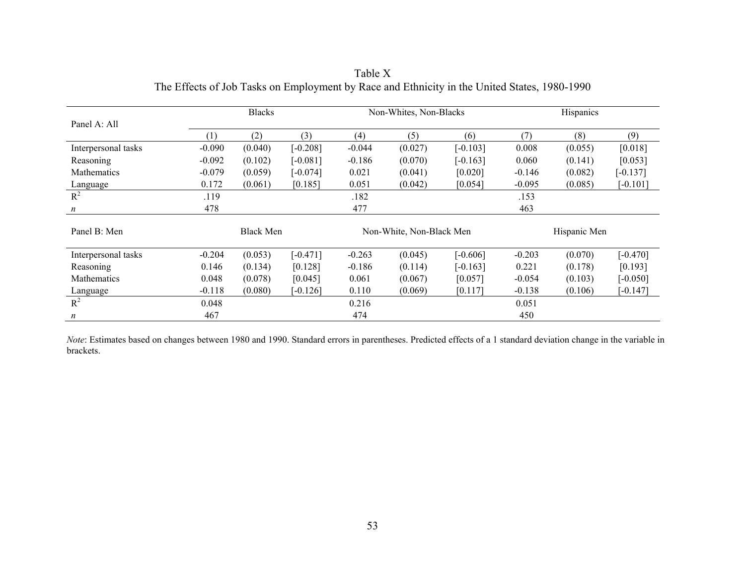Table X

The Effects of Job Tasks on Employment by Race and Ethnicity in the United States, 1980-1990

| Panel A: All | Blacks | | | Non-Whites, Non-Blacks | | | Hispanics | | |
|---|---|---|---|---|---|---|---|---|---|
| | (1) | (2) | (3) | (4) | (5) | (6) | (7) | (8) | (9) |
| Interpersonal tasks | -0.090 | (0.040) | [-0.208] | -0.044 | (0.027) | [-0.103] | 0.008 | (0.055) | [0.018] |
| Reasoning | -0.092 | (0.102) | [-0.081] | -0.186 | (0.070) | [-0.163] | 0.060 | (0.141) | [0.053] |
| Mathematics | -0.079 | (0.059) | [-0.074] | 0.021 | (0.041) | [0.020] | -0.146 | (0.082) | [-0.137] |
| Language | 0.172 | (0.061) | [0.185] | 0.051 | (0.042) | [0.054] | -0.095 | (0.085) | [-0.101] |
| $R^2$ | .119 | | | .182 | | | .153 | | |
| *n* | 478 | | | 477 | | | 463 | | |
| **Panel B: Men** | **Black Men** | | | **Non-White, Non-Black Men** | | | **Hispanic Men** | | |
| Interpersonal tasks | -0.204 | (0.053) | [-0.471] | -0.263 | (0.045) | [-0.606] | -0.203 | (0.070) | [-0.470] |
| Reasoning | 0.146 | (0.134) | [0.128] | -0.186 | (0.114) | [-0.163] | 0.221 | (0.178) | [0.193] |
| Mathematics | 0.048 | (0.078) | [0.045] | 0.061 | (0.067) | [0.057] | -0.054 | (0.103) | [-0.050] |
| Language | -0.118 | (0.080) | [-0.126] | 0.110 | (0.069) | [0.117] | -0.138 | (0.106) | [-0.147] |
| $R^2$ | 0.048 | | | 0.216 | | | 0.051 | | |
| *n* | 467 | | | 474 | | | 450 | | |

*Note*: Estimates based on changes between 1980 and 1990. Standard errors in parentheses. Predicted effects of a 1 standard deviation change in the variable in brackets.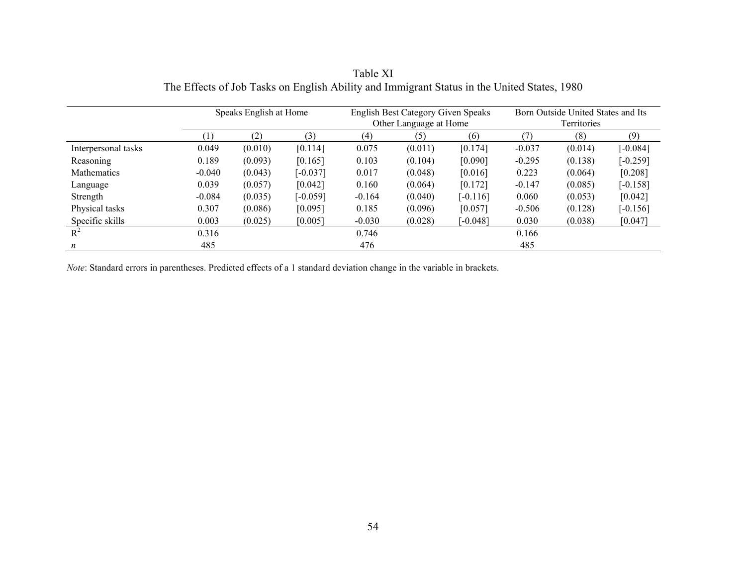Table XI
The Effects of Job Tasks on English Ability and Immigrant Status in the United States, 1980

| | Speaks English at Home | | | English Best Category Given Speaks Other Language at Home | | | Born Outside United States and Its Territories | | |
|---|---|---|---|---|---|---|---|---|---|
| | (1) | (2) | (3) | (4) | (5) | (6) | (7) | (8) | (9) |
| Interpersonal tasks | 0.049 | (0.010) | [0.114] | 0.075 | (0.011) | [0.174] | -0.037 | (0.014) | [-0.084] |
| Reasoning | 0.189 | (0.093) | [0.165] | 0.103 | (0.104) | [0.090] | -0.295 | (0.138) | [-0.259] |
| Mathematics | -0.040 | (0.043) | [-0.037] | 0.017 | (0.048) | [0.016] | 0.223 | (0.064) | [0.208] |
| Language | 0.039 | (0.057) | [0.042] | 0.160 | (0.064) | [0.172] | -0.147 | (0.085) | [-0.158] |
| Strength | -0.084 | (0.035) | [-0.059] | -0.164 | (0.040) | [-0.116] | 0.060 | (0.053) | [0.042] |
| Physical tasks | 0.307 | (0.086) | [0.095] | 0.185 | (0.096) | [0.057] | -0.506 | (0.128) | [-0.156] |
| Specific skills | 0.003 | (0.025) | [0.005] | -0.030 | (0.028) | [-0.048] | 0.030 | (0.038) | [0.047] |
| $R^2$ | 0.316 | | | 0.746 | | | 0.166 | | |
| *n* | 485 | | | 476 | | | 485 | | |

*Note*: Standard errors in parentheses. Predicted effects of a 1 standard deviation change in the variable in brackets.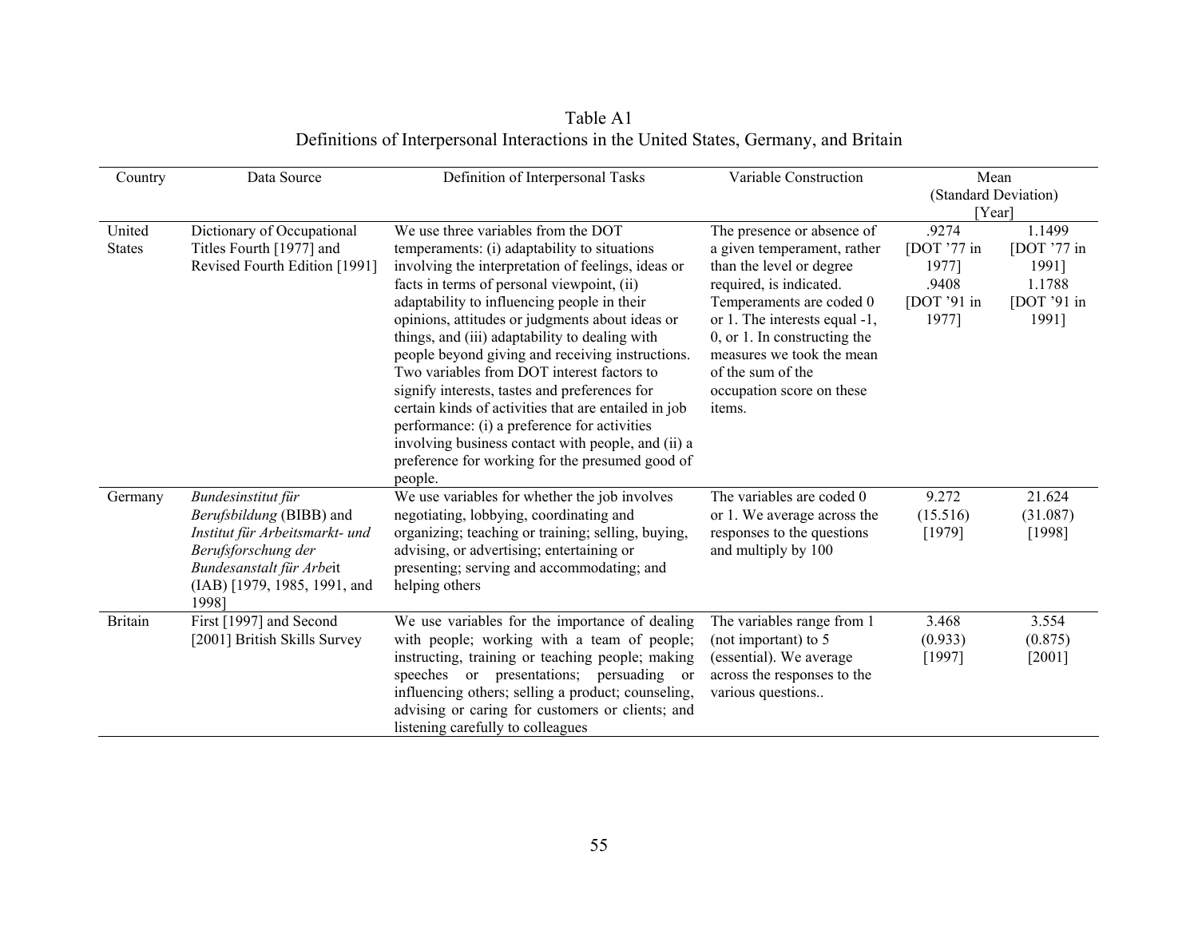Table A1
Definitions of Interpersonal Interactions in the United States, Germany, and Britain

| Country | Data Source | Definition of Interpersonal Tasks | Variable Construction | Mean (Standard Deviation) [Year] | |
|---|---|---|---|---|---|
| United States | Dictionary of Occupational Titles Fourth [1977] and Revised Fourth Edition [1991] | We use three variables from the DOT temperaments: (i) adaptability to situations involving the interpretation of feelings, ideas or facts in terms of personal viewpoint, (ii) adaptability to influencing people in their opinions, attitudes or judgments about ideas or things, and (iii) adaptability to dealing with people beyond giving and receiving instructions. Two variables from DOT interest factors to signify interests, tastes and preferences for certain kinds of activities that are entailed in job performance: (i) a preference for activities involving business contact with people, and (ii) a preference for working for the presumed good of people. | The presence or absence of a given temperament, rather than the level or degree required, is indicated. Temperaments are coded 0 or 1. The interests equal -1, 0, or 1. In constructing the measures we took the mean of the sum of the occupation score on these items. | .9274 [DOT '77 in 1977] .9408 [DOT '91 in 1977] | 1.1499 [DOT '77 in 1991] 1.1788 [DOT '91 in 1991] |
| Germany | *Bundesinstitut für Berufsbildung* (BIBB) and *Institut für Arbeitsmarkt- und Berufsforschung der Bundesanstalt für Arbeit* (IAB) [1979, 1985, 1991, and 1998] | We use variables for whether the job involves negotiating, lobbying, coordinating and organizing; teaching or training; selling, buying, advising, or advertising; entertaining or presenting; serving and accommodating; and helping others | The variables are coded 0 or 1. We average across the responses to the questions and multiply by 100 | 9.272 (15.516) [1979] | 21.624 (31.087) [1998] |
| Britain | First [1997] and Second [2001] British Skills Survey | We use variables for the importance of dealing with people; working with a team of people; instructing, training or teaching people; making speeches or presentations; persuading or influencing others; selling a product; counseling, advising or caring for customers or clients; and listening carefully to colleagues | The variables range from 1 (not important) to 5 (essential). We average across the responses to the various questions.. | 3.468 (0.933) [1997] | 3.554 (0.875) [2001] |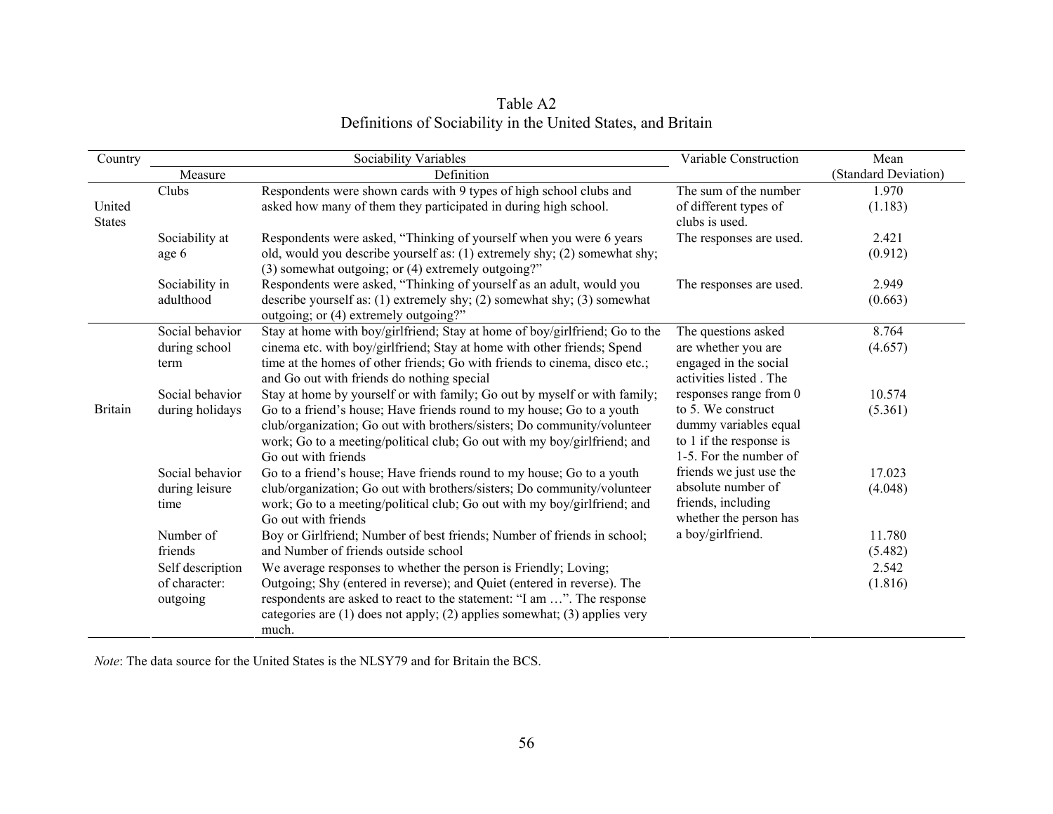Table A2
Definitions of Sociability in the United States, and Britain

| Country | Sociability Variables | | Variable Construction | Mean |
|---|---|---|---|---|
| | Measure | Definition | | (Standard Deviation) |
| United States | Clubs | Respondents were shown cards with 9 types of high school clubs and asked how many of them they participated in during high school. | The sum of the number of different types of clubs is used. | 1.970 (1.183) |
| | Sociability at age 6 | Respondents were asked, "Thinking of yourself when you were 6 years old, would you describe yourself as: (1) extremely shy; (2) somewhat shy; (3) somewhat outgoing; or (4) extremely outgoing?" | The responses are used. | 2.421 (0.912) |
| | Sociability in adulthood | Respondents were asked, "Thinking of yourself as an adult, would you describe yourself as: (1) extremely shy; (2) somewhat shy; (3) somewhat outgoing; or (4) extremely outgoing?" | The responses are used. | 2.949 (0.663) |
| Britain | Social behavior during school term | Stay at home with boy/girlfriend; Stay at home of boy/girlfriend; Go to the cinema etc. with boy/girlfriend; Stay at home with other friends; Spend time at the homes of other friends; Go with friends to cinema, disco etc.; and Go out with friends do nothing special | The questions asked are whether you are engaged in the social activities listed . The responses range from 0 to 5. We construct dummy variables equal to 1 if the response is 1-5. For the number of friends we just use the absolute number of friends, including whether the person has a boy/girlfriend. | 8.764 (4.657) |
| | Social behavior during holidays | Stay at home by yourself or with family; Go out by myself or with family; Go to a friend's house; Have friends round to my house; Go to a youth club/organization; Go out with brothers/sisters; Do community/volunteer work; Go to a meeting/political club; Go out with my boy/girlfriend; and Go out with friends | | 10.574 (5.361) |
| | Social behavior during leisure time | Go to a friend's house; Have friends round to my house; Go to a youth club/organization; Go out with brothers/sisters; Do community/volunteer work; Go to a meeting/political club; Go out with my boy/girlfriend; and Go out with friends | | 17.023 (4.048) |
| | Number of friends | Boy or Girlfriend; Number of best friends; Number of friends in school; and Number of friends outside school | | 11.780 (5.482) |
| | Self description of character: outgoing | We average responses to whether the person is Friendly; Loving; Outgoing; Shy (entered in reverse); and Quiet (entered in reverse). The respondents are asked to react to the statement: "I am …". The response categories are (1) does not apply; (2) applies somewhat; (3) applies very much. | | 2.542 (1.816) |

*Note*: The data source for the United States is the NLSY79 and for Britain the BCS.